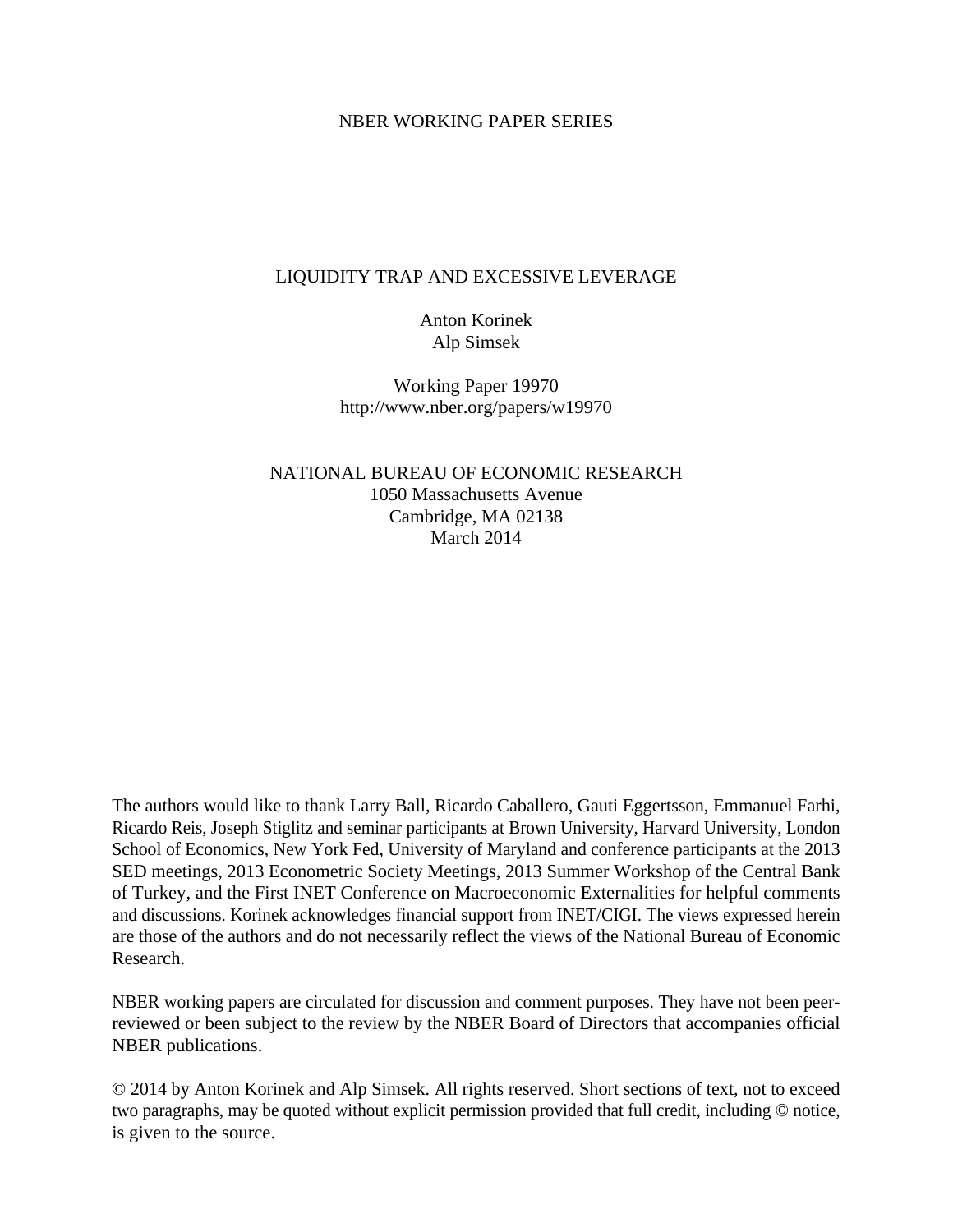NBER WORKING PAPER SERIES

# LIQUIDITY TRAP AND EXCESSIVE LEVERAGE

Anton Korinek
Alp Simsek

Working Paper 19970
http://www.nber.org/papers/w19970

NATIONAL BUREAU OF ECONOMIC RESEARCH
1050 Massachusetts Avenue
Cambridge, MA 02138
March 2014

The authors would like to thank Larry Ball, Ricardo Caballero, Gauti Eggertsson, Emmanuel Farhi, Ricardo Reis, Joseph Stiglitz and seminar participants at Brown University, Harvard University, London School of Economics, New York Fed, University of Maryland and conference participants at the 2013 SED meetings, 2013 Econometric Society Meetings, 2013 Summer Workshop of the Central Bank of Turkey, and the First INET Conference on Macroeconomic Externalities for helpful comments and discussions. Korinek acknowledges financial support from INET/CIGI. The views expressed herein are those of the authors and do not necessarily reflect the views of the National Bureau of Economic Research.

NBER working papers are circulated for discussion and comment purposes. They have not been peer-reviewed or been subject to the review by the NBER Board of Directors that accompanies official NBER publications.

© 2014 by Anton Korinek and Alp Simsek. All rights reserved. Short sections of text, not to exceed two paragraphs, may be quoted without explicit permission provided that full credit, including © notice, is given to the source.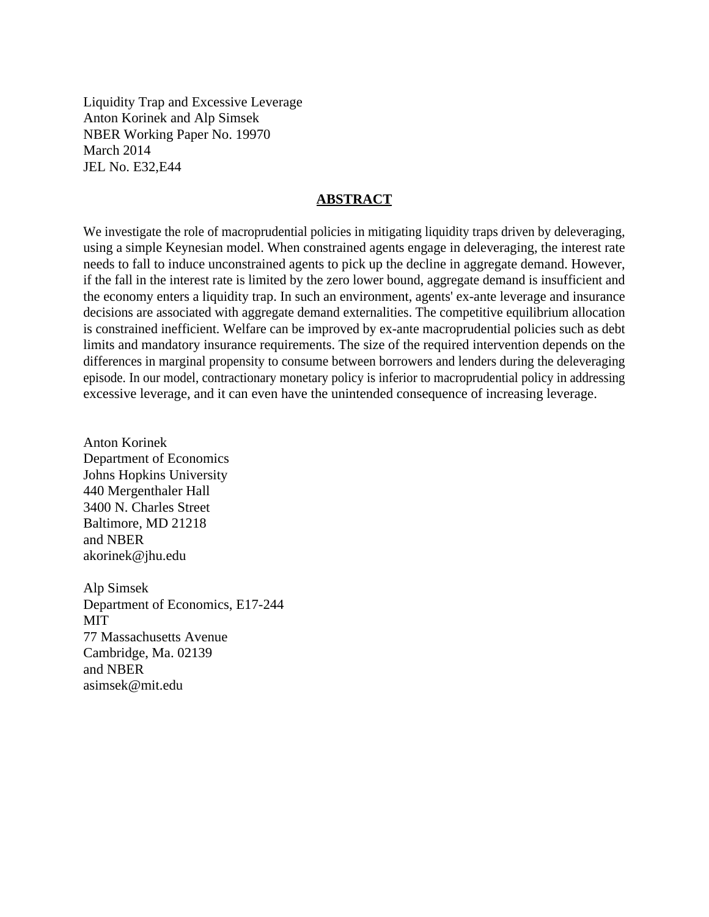Liquidity Trap and Excessive Leverage
Anton Korinek and Alp Simsek
NBER Working Paper No. 19970
March 2014
JEL No. E32,E44

## ABSTRACT

We investigate the role of macroprudential policies in mitigating liquidity traps driven by deleveraging, using a simple Keynesian model. When constrained agents engage in deleveraging, the interest rate needs to fall to induce unconstrained agents to pick up the decline in aggregate demand. However, if the fall in the interest rate is limited by the zero lower bound, aggregate demand is insufficient and the economy enters a liquidity trap. In such an environment, agents' ex-ante leverage and insurance decisions are associated with aggregate demand externalities. The competitive equilibrium allocation is constrained inefficient. Welfare can be improved by ex-ante macroprudential policies such as debt limits and mandatory insurance requirements. The size of the required intervention depends on the differences in marginal propensity to consume between borrowers and lenders during the deleveraging episode. In our model, contractionary monetary policy is inferior to macroprudential policy in addressing excessive leverage, and it can even have the unintended consequence of increasing leverage.

Anton Korinek
Department of Economics
Johns Hopkins University
440 Mergenthaler Hall
3400 N. Charles Street
Baltimore, MD 21218
and NBER
akorinek@jhu.edu

Alp Simsek
Department of Economics, E17-244
MIT
77 Massachusetts Avenue
Cambridge, Ma. 02139
and NBER
asimsek@mit.edu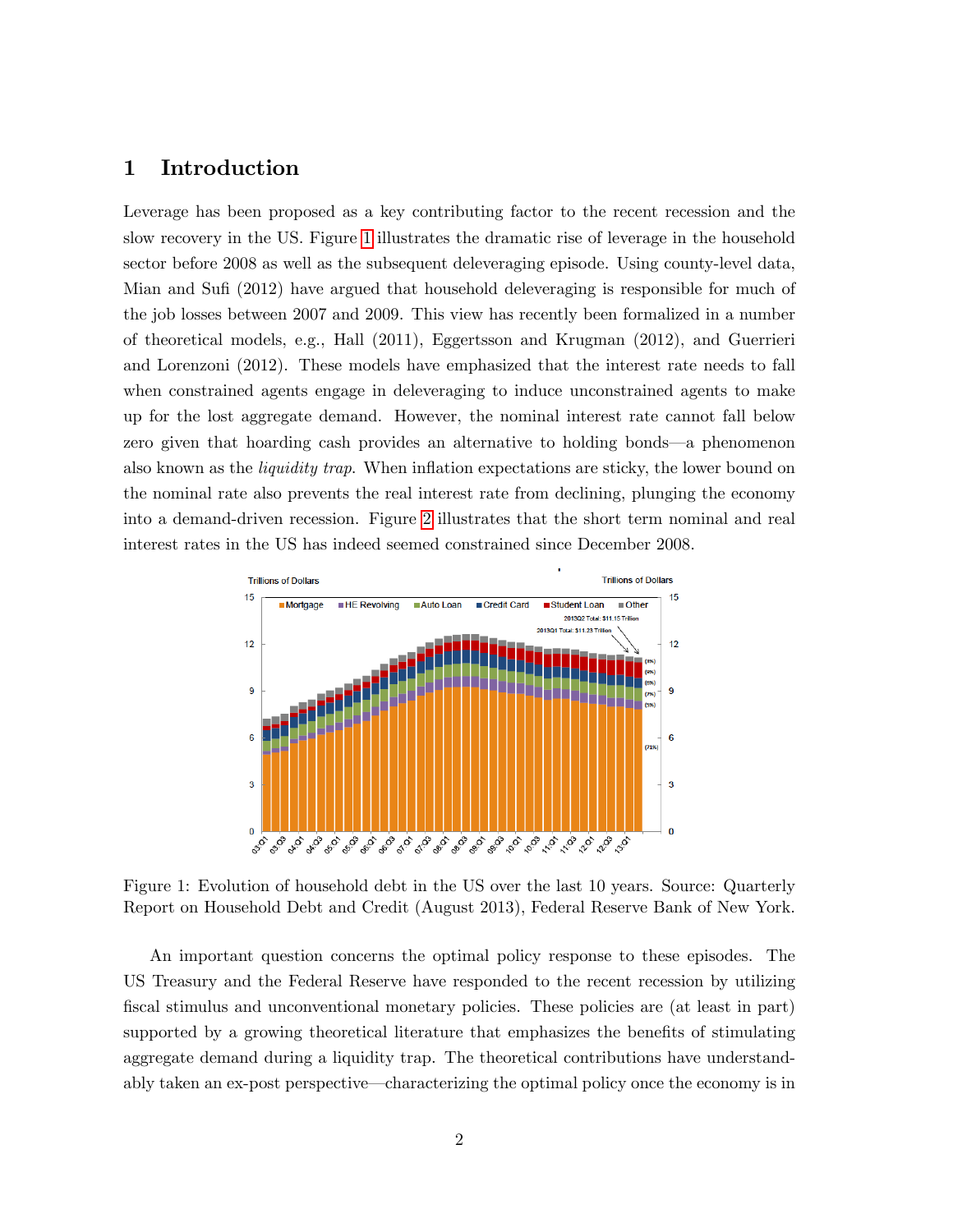# 1 Introduction

Leverage has been proposed as a key contributing factor to the recent recession and the slow recovery in the US. Figure 1 illustrates the dramatic rise of leverage in the household sector before 2008 as well as the subsequent deleveraging episode. Using county-level data, Mian and Sufi (2012) have argued that household deleveraging is responsible for much of the job losses between 2007 and 2009. This view has recently been formalized in a number of theoretical models, e.g., Hall (2011), Eggertsson and Krugman (2012), and Guerrieri and Lorenzoni (2012). These models have emphasized that the interest rate needs to fall when constrained agents engage in deleveraging to induce unconstrained agents to make up for the lost aggregate demand. However, the nominal interest rate cannot fall below zero given that hoarding cash provides an alternative to holding bonds—a phenomenon also known as the *liquidity trap*. When inflation expectations are sticky, the lower bound on the nominal rate also prevents the real interest rate from declining, plunging the economy into a demand-driven recession. Figure 2 illustrates that the short term nominal and real interest rates in the US has indeed seemed constrained since December 2008.

Figure 1: Evolution of household debt in the US over the last 10 years. Source: Quarterly Report on Household Debt and Credit (August 2013), Federal Reserve Bank of New York.

An important question concerns the optimal policy response to these episodes. The US Treasury and the Federal Reserve have responded to the recent recession by utilizing fiscal stimulus and unconventional monetary policies. These policies are (at least in part) supported by a growing theoretical literature that emphasizes the benefits of stimulating aggregate demand during a liquidity trap. The theoretical contributions have understandably taken an ex-post perspective—characterizing the optimal policy once the economy is in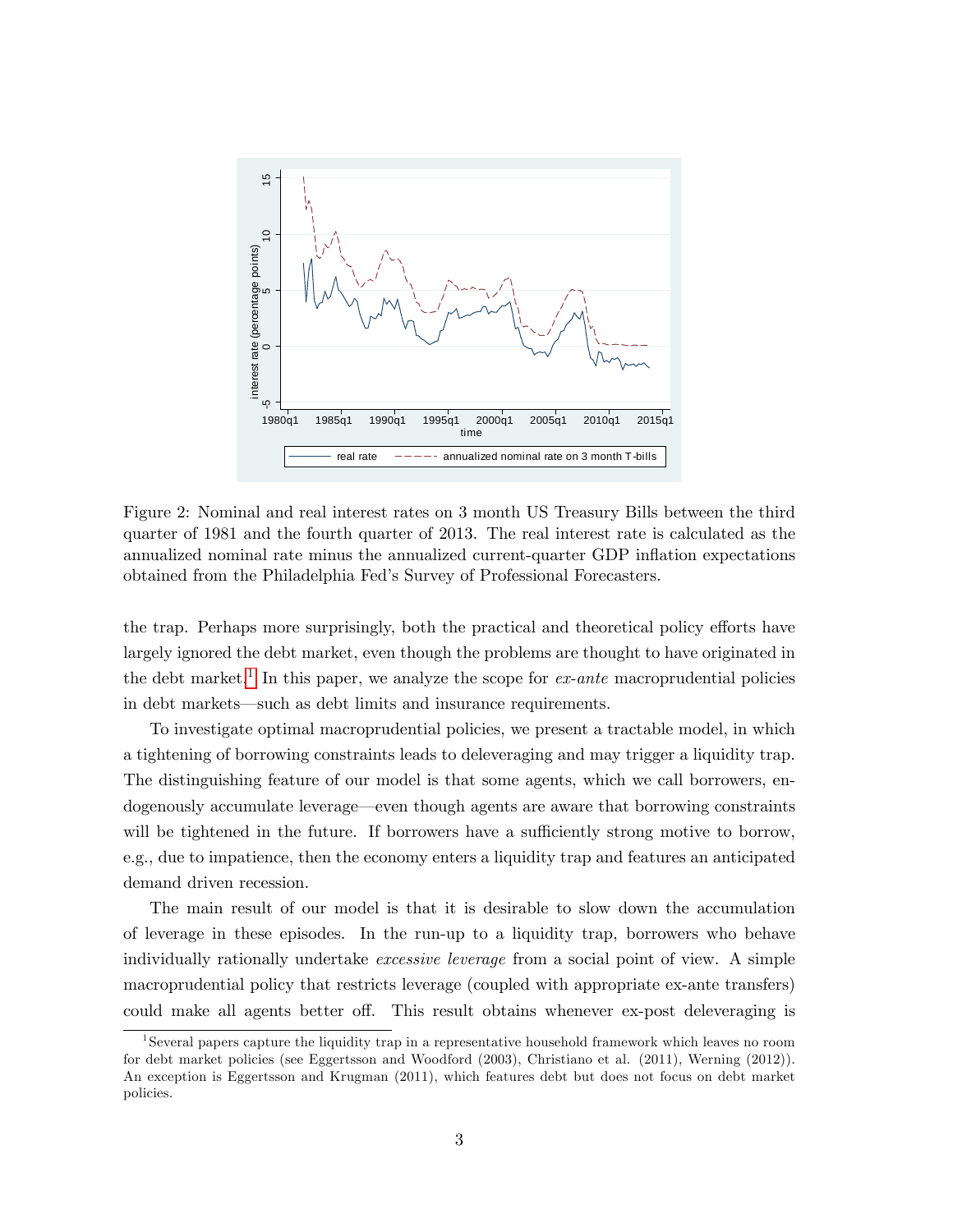Figure 2: Nominal and real interest rates on 3 month US Treasury Bills between the third quarter of 1981 and the fourth quarter of 2013. The real interest rate is calculated as the annualized nominal rate minus the annualized current-quarter GDP inflation expectations obtained from the Philadelphia Fed's Survey of Professional Forecasters.

the trap. Perhaps more surprisingly, both the practical and theoretical policy efforts have largely ignored the debt market, even though the problems are thought to have originated in the debt market.[1] In this paper, we analyze the scope for *ex-ante* macroprudential policies in debt markets—such as debt limits and insurance requirements.

To investigate optimal macroprudential policies, we present a tractable model, in which a tightening of borrowing constraints leads to deleveraging and may trigger a liquidity trap. The distinguishing feature of our model is that some agents, which we call borrowers, endogenously accumulate leverage—even though agents are aware that borrowing constraints will be tightened in the future. If borrowers have a sufficiently strong motive to borrow, e.g., due to impatience, then the economy enters a liquidity trap and features an anticipated demand driven recession.

The main result of our model is that it is desirable to slow down the accumulation of leverage in these episodes. In the run-up to a liquidity trap, borrowers who behave individually rationally undertake *excessive leverage* from a social point of view. A simple macroprudential policy that restricts leverage (coupled with appropriate ex-ante transfers) could make all agents better off. This result obtains whenever ex-post deleveraging is

[1] Several papers capture the liquidity trap in a representative household framework which leaves no room for debt market policies (see Eggertsson and Woodford (2003), Christiano et al. (2011), Werning (2012)). An exception is Eggertsson and Krugman (2011), which features debt but does not focus on debt market policies.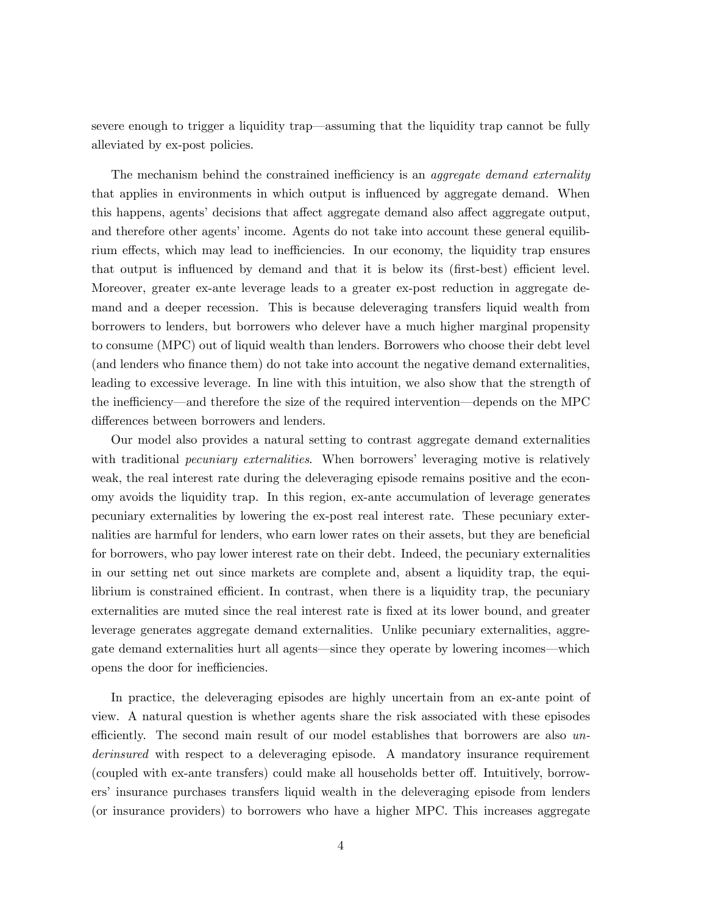severe enough to trigger a liquidity trap—assuming that the liquidity trap cannot be fully alleviated by ex-post policies.

The mechanism behind the constrained inefficiency is an *aggregate demand externality* that applies in environments in which output is influenced by aggregate demand. When this happens, agents' decisions that affect aggregate demand also affect aggregate output, and therefore other agents' income. Agents do not take into account these general equilibrium effects, which may lead to inefficiencies. In our economy, the liquidity trap ensures that output is influenced by demand and that it is below its (first-best) efficient level. Moreover, greater ex-ante leverage leads to a greater ex-post reduction in aggregate demand and a deeper recession. This is because deleveraging transfers liquid wealth from borrowers to lenders, but borrowers who delever have a much higher marginal propensity to consume (MPC) out of liquid wealth than lenders. Borrowers who choose their debt level (and lenders who finance them) do not take into account the negative demand externalities, leading to excessive leverage. In line with this intuition, we also show that the strength of the inefficiency—and therefore the size of the required intervention—depends on the MPC differences between borrowers and lenders.

Our model also provides a natural setting to contrast aggregate demand externalities with traditional *pecuniary externalities*. When borrowers' leveraging motive is relatively weak, the real interest rate during the deleveraging episode remains positive and the economy avoids the liquidity trap. In this region, ex-ante accumulation of leverage generates pecuniary externalities by lowering the ex-post real interest rate. These pecuniary externalities are harmful for lenders, who earn lower rates on their assets, but they are beneficial for borrowers, who pay lower interest rate on their debt. Indeed, the pecuniary externalities in our setting net out since markets are complete and, absent a liquidity trap, the equilibrium is constrained efficient. In contrast, when there is a liquidity trap, the pecuniary externalities are muted since the real interest rate is fixed at its lower bound, and greater leverage generates aggregate demand externalities. Unlike pecuniary externalities, aggregate demand externalities hurt all agents—since they operate by lowering incomes—which opens the door for inefficiencies.

In practice, the deleveraging episodes are highly uncertain from an ex-ante point of view. A natural question is whether agents share the risk associated with these episodes efficiently. The second main result of our model establishes that borrowers are also *underinsured* with respect to a deleveraging episode. A mandatory insurance requirement (coupled with ex-ante transfers) could make all households better off. Intuitively, borrowers' insurance purchases transfers liquid wealth in the deleveraging episode from lenders (or insurance providers) to borrowers who have a higher MPC. This increases aggregate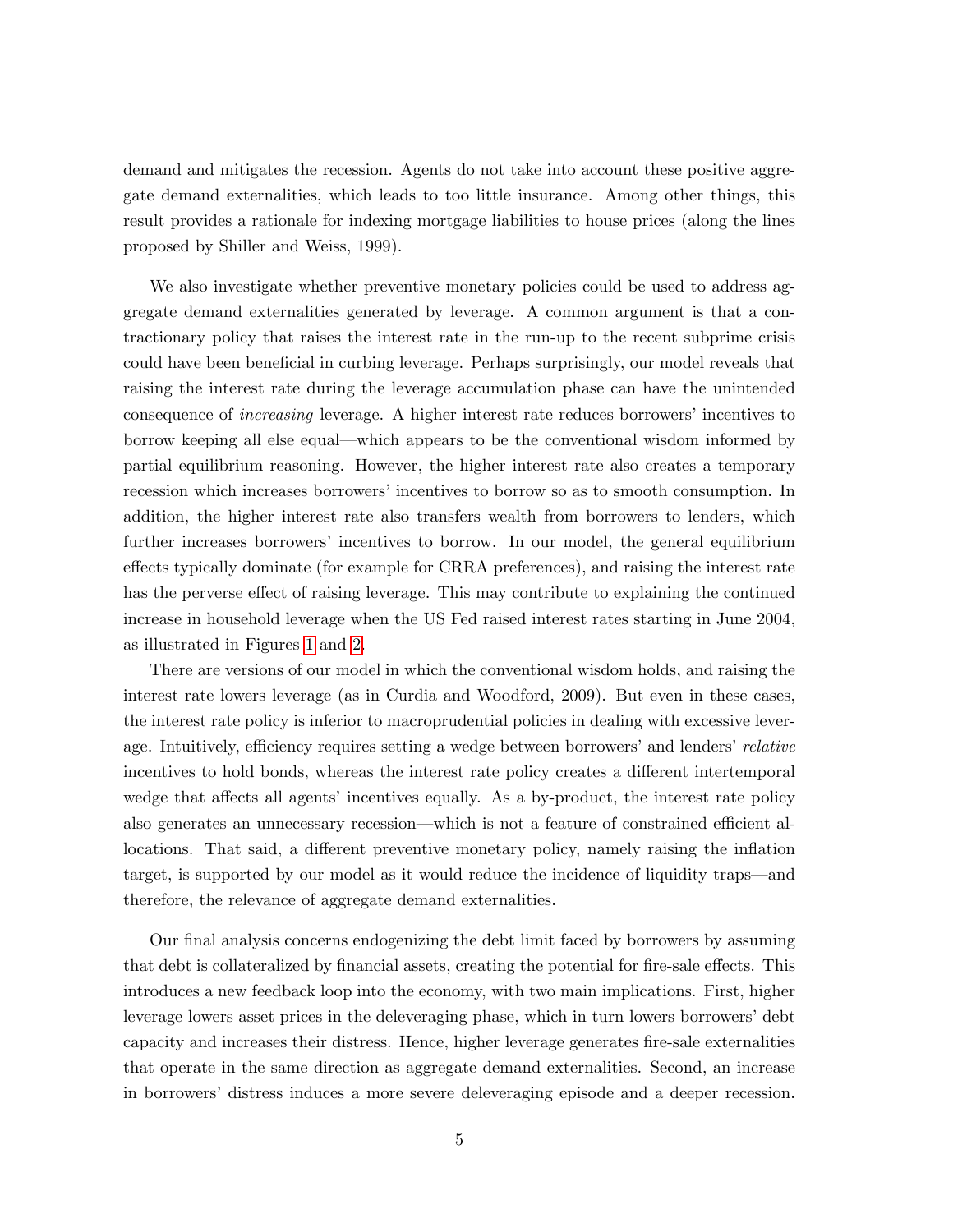demand and mitigates the recession. Agents do not take into account these positive aggregate demand externalities, which leads to too little insurance. Among other things, this result provides a rationale for indexing mortgage liabilities to house prices (along the lines proposed by Shiller and Weiss, 1999).

We also investigate whether preventive monetary policies could be used to address aggregate demand externalities generated by leverage. A common argument is that a contractionary policy that raises the interest rate in the run-up to the recent subprime crisis could have been beneficial in curbing leverage. Perhaps surprisingly, our model reveals that raising the interest rate during the leverage accumulation phase can have the unintended consequence of *increasing* leverage. A higher interest rate reduces borrowers' incentives to borrow keeping all else equal—which appears to be the conventional wisdom informed by partial equilibrium reasoning. However, the higher interest rate also creates a temporary recession which increases borrowers' incentives to borrow so as to smooth consumption. In addition, the higher interest rate also transfers wealth from borrowers to lenders, which further increases borrowers' incentives to borrow. In our model, the general equilibrium effects typically dominate (for example for CRRA preferences), and raising the interest rate has the perverse effect of raising leverage. This may contribute to explaining the continued increase in household leverage when the US Fed raised interest rates starting in June 2004, as illustrated in Figures 1 and 2.

There are versions of our model in which the conventional wisdom holds, and raising the interest rate lowers leverage (as in Curdia and Woodford, 2009). But even in these cases, the interest rate policy is inferior to macroprudential policies in dealing with excessive leverage. Intuitively, efficiency requires setting a wedge between borrowers' and lenders' *relative* incentives to hold bonds, whereas the interest rate policy creates a different intertemporal wedge that affects all agents' incentives equally. As a by-product, the interest rate policy also generates an unnecessary recession—which is not a feature of constrained efficient allocations. That said, a different preventive monetary policy, namely raising the inflation target, is supported by our model as it would reduce the incidence of liquidity traps—and therefore, the relevance of aggregate demand externalities.

Our final analysis concerns endogenizing the debt limit faced by borrowers by assuming that debt is collateralized by financial assets, creating the potential for fire-sale effects. This introduces a new feedback loop into the economy, with two main implications. First, higher leverage lowers asset prices in the deleveraging phase, which in turn lowers borrowers' debt capacity and increases their distress. Hence, higher leverage generates fire-sale externalities that operate in the same direction as aggregate demand externalities. Second, an increase in borrowers' distress induces a more severe deleveraging episode and a deeper recession.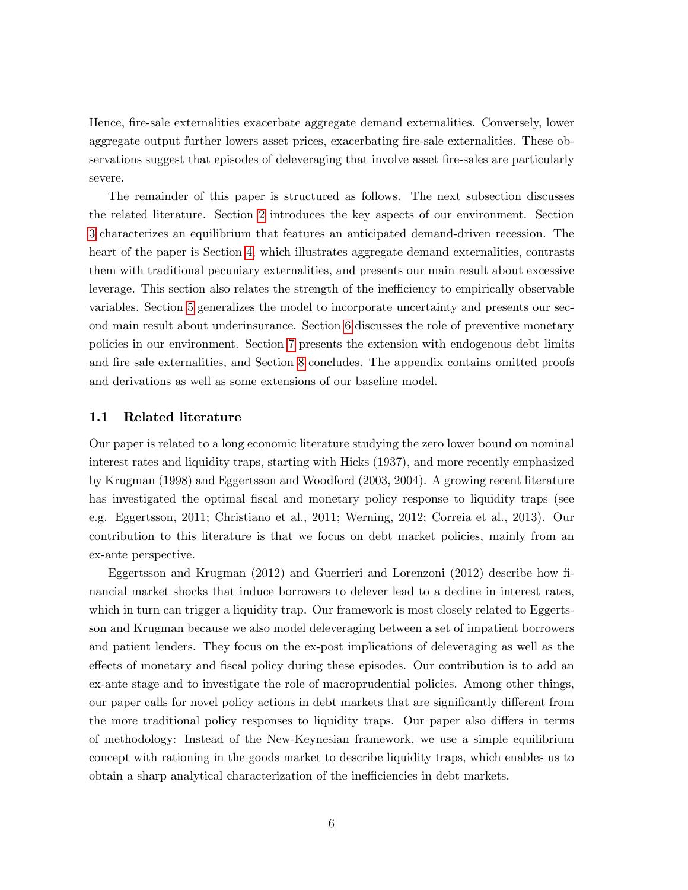Hence, fire-sale externalities exacerbate aggregate demand externalities. Conversely, lower aggregate output further lowers asset prices, exacerbating fire-sale externalities. These observations suggest that episodes of deleveraging that involve asset fire-sales are particularly severe.

The remainder of this paper is structured as follows. The next subsection discusses the related literature. Section 2 introduces the key aspects of our environment. Section 3 characterizes an equilibrium that features an anticipated demand-driven recession. The heart of the paper is Section 4, which illustrates aggregate demand externalities, contrasts them with traditional pecuniary externalities, and presents our main result about excessive leverage. This section also relates the strength of the inefficiency to empirically observable variables. Section 5 generalizes the model to incorporate uncertainty and presents our second main result about underinsurance. Section 6 discusses the role of preventive monetary policies in our environment. Section 7 presents the extension with endogenous debt limits and fire sale externalities, and Section 8 concludes. The appendix contains omitted proofs and derivations as well as some extensions of our baseline model.

### 1.1 Related literature

Our paper is related to a long economic literature studying the zero lower bound on nominal interest rates and liquidity traps, starting with Hicks (1937), and more recently emphasized by Krugman (1998) and Eggertsson and Woodford (2003, 2004). A growing recent literature has investigated the optimal fiscal and monetary policy response to liquidity traps (see e.g. Eggertsson, 2011; Christiano et al., 2011; Werning, 2012; Correia et al., 2013). Our contribution to this literature is that we focus on debt market policies, mainly from an ex-ante perspective.

Eggertsson and Krugman (2012) and Guerrieri and Lorenzoni (2012) describe how financial market shocks that induce borrowers to delever lead to a decline in interest rates, which in turn can trigger a liquidity trap. Our framework is most closely related to Eggertsson and Krugman because we also model deleveraging between a set of impatient borrowers and patient lenders. They focus on the ex-post implications of deleveraging as well as the effects of monetary and fiscal policy during these episodes. Our contribution is to add an ex-ante stage and to investigate the role of macroprudential policies. Among other things, our paper calls for novel policy actions in debt markets that are significantly different from the more traditional policy responses to liquidity traps. Our paper also differs in terms of methodology: Instead of the New-Keynesian framework, we use a simple equilibrium concept with rationing in the goods market to describe liquidity traps, which enables us to obtain a sharp analytical characterization of the inefficiencies in debt markets.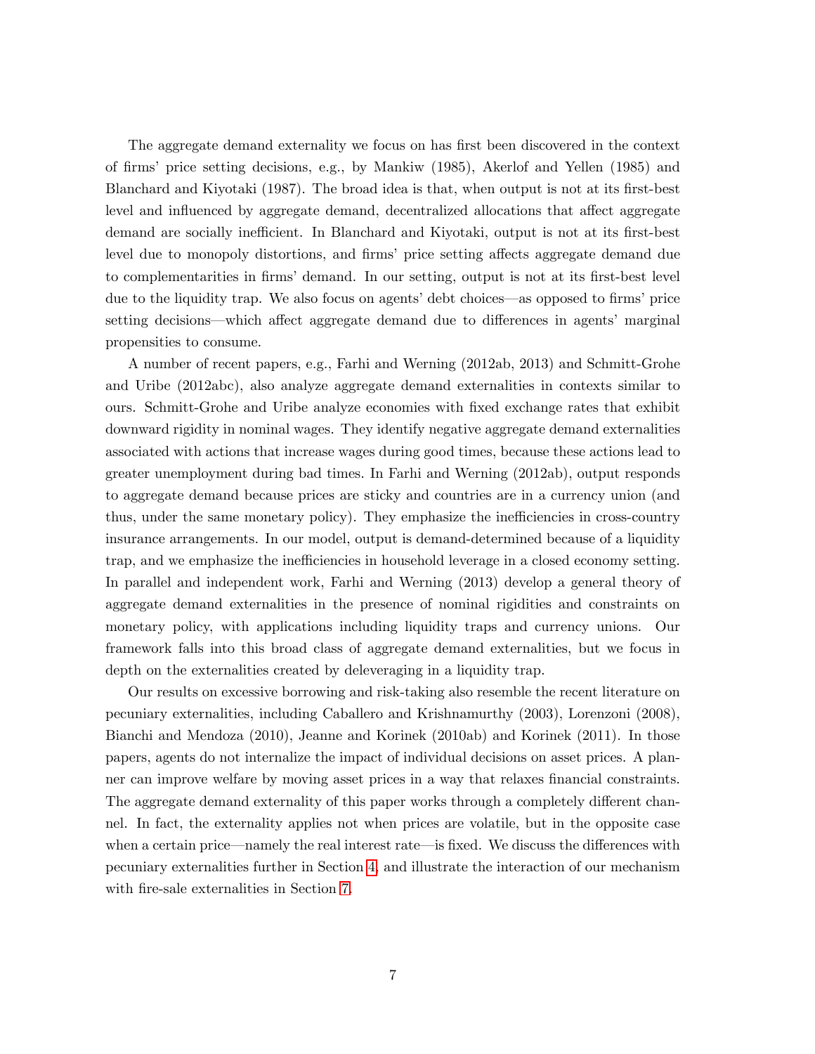The aggregate demand externality we focus on has first been discovered in the context of firms' price setting decisions, e.g., by Mankiw (1985), Akerlof and Yellen (1985) and Blanchard and Kiyotaki (1987). The broad idea is that, when output is not at its first-best level and influenced by aggregate demand, decentralized allocations that affect aggregate demand are socially inefficient. In Blanchard and Kiyotaki, output is not at its first-best level due to monopoly distortions, and firms' price setting affects aggregate demand due to complementarities in firms' demand. In our setting, output is not at its first-best level due to the liquidity trap. We also focus on agents' debt choices—as opposed to firms' price setting decisions—which affect aggregate demand due to differences in agents' marginal propensities to consume.

A number of recent papers, e.g., Farhi and Werning (2012ab, 2013) and Schmitt-Grohe and Uribe (2012abc), also analyze aggregate demand externalities in contexts similar to ours. Schmitt-Grohe and Uribe analyze economies with fixed exchange rates that exhibit downward rigidity in nominal wages. They identify negative aggregate demand externalities associated with actions that increase wages during good times, because these actions lead to greater unemployment during bad times. In Farhi and Werning (2012ab), output responds to aggregate demand because prices are sticky and countries are in a currency union (and thus, under the same monetary policy). They emphasize the inefficiencies in cross-country insurance arrangements. In our model, output is demand-determined because of a liquidity trap, and we emphasize the inefficiencies in household leverage in a closed economy setting. In parallel and independent work, Farhi and Werning (2013) develop a general theory of aggregate demand externalities in the presence of nominal rigidities and constraints on monetary policy, with applications including liquidity traps and currency unions. Our framework falls into this broad class of aggregate demand externalities, but we focus in depth on the externalities created by deleveraging in a liquidity trap.

Our results on excessive borrowing and risk-taking also resemble the recent literature on pecuniary externalities, including Caballero and Krishnamurthy (2003), Lorenzoni (2008), Bianchi and Mendoza (2010), Jeanne and Korinek (2010ab) and Korinek (2011). In those papers, agents do not internalize the impact of individual decisions on asset prices. A planner can improve welfare by moving asset prices in a way that relaxes financial constraints. The aggregate demand externality of this paper works through a completely different channel. In fact, the externality applies not when prices are volatile, but in the opposite case when a certain price—namely the real interest rate—is fixed. We discuss the differences with pecuniary externalities further in Section 4, and illustrate the interaction of our mechanism with fire-sale externalities in Section 7.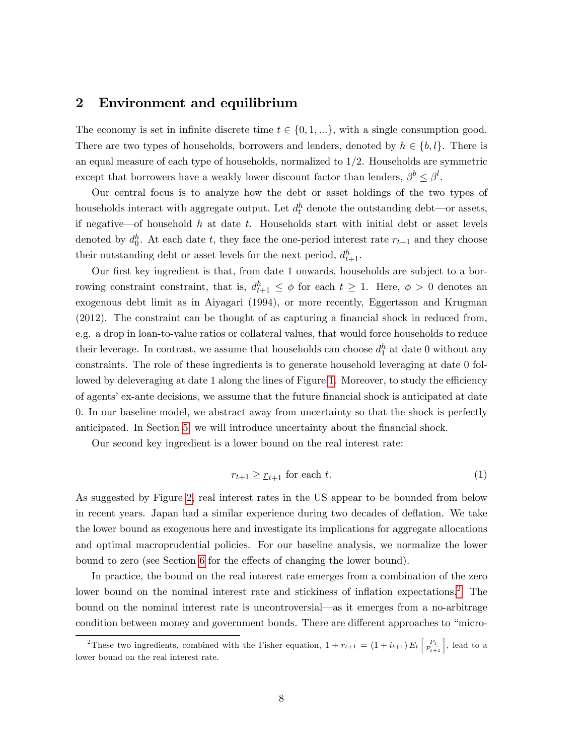## 2 Environment and equilibrium

The economy is set in infinite discrete time $t \in \{0, 1, ...\}$, with a single consumption good. There are two types of households, borrowers and lenders, denoted by $h \in \{b, l\}$. There is an equal measure of each type of households, normalized to 1/2. Households are symmetric except that borrowers have a weakly lower discount factor than lenders, $\beta^b \leq \beta^l$.

Our central focus is to analyze how the debt or asset holdings of the two types of households interact with aggregate output. Let $d_t^h$ denote the outstanding debt—or assets, if negative—of household $h$ at date $t$. Households start with initial debt or asset levels denoted by $d_0^h$. At each date $t$, they face the one-period interest rate $r_{t+1}$ and they choose their outstanding debt or asset levels for the next period, $d_{t+1}^h$.

Our first key ingredient is that, from date 1 onwards, households are subject to a borrowing constraint constraint, that is, $d_{t+1}^h \leq \phi$ for each $t \geq 1$. Here, $\phi > 0$ denotes an exogenous debt limit as in Aiyagari (1994), or more recently, Eggertsson and Krugman (2012). The constraint can be thought of as capturing a financial shock in reduced from, e.g. a drop in loan-to-value ratios or collateral values, that would force households to reduce their leverage. In contrast, we assume that households can choose $d_1^h$ at date 0 without any constraints. The role of these ingredients is to generate household leveraging at date 0 followed by deleveraging at date 1 along the lines of Figure 1. Moreover, to study the efficiency of agents' ex-ante decisions, we assume that the future financial shock is anticipated at date 0. In our baseline model, we abstract away from uncertainty so that the shock is perfectly anticipated. In Section 5, we will introduce uncertainty about the financial shock.

Our second key ingredient is a lower bound on the real interest rate:

$$r_{t+1} \geq \underline{r}_{t+1} \text{ for each } t. \tag{1}$$

As suggested by Figure 2, real interest rates in the US appear to be bounded from below in recent years. Japan had a similar experience during two decades of deflation. We take the lower bound as exogenous here and investigate its implications for aggregate allocations and optimal macroprudential policies. For our baseline analysis, we normalize the lower bound to zero (see Section 6 for the effects of changing the lower bound).

In practice, the bound on the real interest rate emerges from a combination of the zero lower bound on the nominal interest rate and stickiness of inflation expectations.[2] The bound on the nominal interest rate is uncontroversial—as it emerges from a no-arbitrage condition between money and government bonds. There are different approaches to "micro-

[2] These two ingredients, combined with the Fisher equation, $1 + r_{t+1} = (1 + i_{t+1}) E_t \left[ \frac{P_t}{P_{t+1}} \right]$, lead to a lower bound on the real interest rate.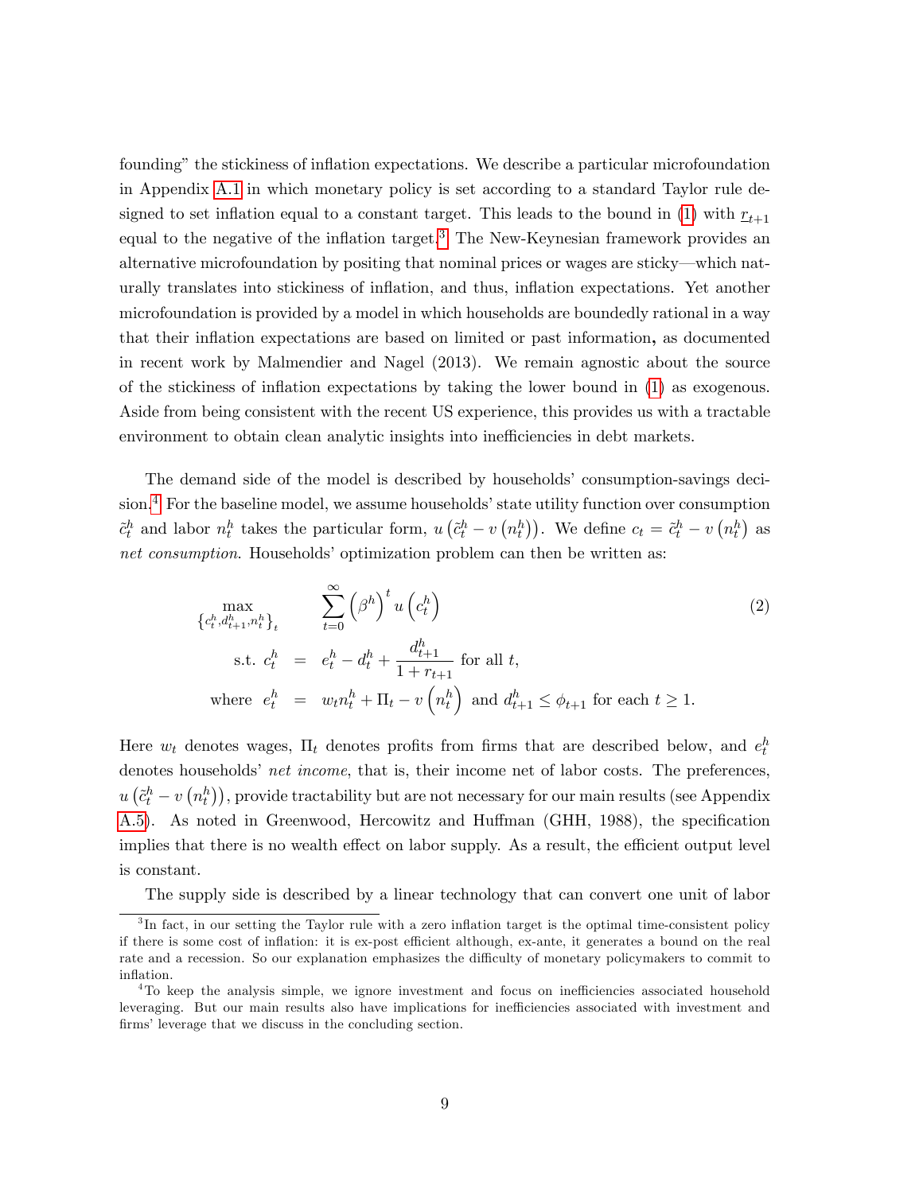founding" the stickiness of inflation expectations. We describe a particular microfoundation in Appendix A.1 in which monetary policy is set according to a standard Taylor rule designed to set inflation equal to a constant target. This leads to the bound in (1) with $\underline{r}_{t+1}$ equal to the negative of the inflation target.[3] The New-Keynesian framework provides an alternative microfoundation by positing that nominal prices or wages are sticky—which naturally translates into stickiness of inflation, and thus, inflation expectations. Yet another microfoundation is provided by a model in which households are boundedly rational in a way that their inflation expectations are based on limited or past information, as documented in recent work by Malmendier and Nagel (2013). We remain agnostic about the source of the stickiness of inflation expectations by taking the lower bound in (1) as exogenous. Aside from being consistent with the recent US experience, this provides us with a tractable environment to obtain clean analytic insights into inefficiencies in debt markets.

The demand side of the model is described by households' consumption-savings decision.[4] For the baseline model, we assume households' state utility function over consumption $\tilde{c}_t^h$ and labor $n_t^h$ takes the particular form, $u\left(\tilde{c}_t^h - v\left(n_t^h\right)\right)$. We define $c_t = \tilde{c}_t^h - v\left(n_t^h\right)$ as *net consumption*. Households' optimization problem can then be written as:

$$
\begin{aligned}
\max_{\left\{c_t^h, d_{t+1}^h, n_t^h\right\}_t} \quad & \sum_{t=0}^{\infty} \left(\beta^h\right)^t u\left(c_t^h\right) \\
\text{s.t. } c_t^h &= e_t^h - d_t^h + \frac{d_{t+1}^h}{1+r_{t+1}} \text{ for all } t, \\
\text{where } e_t^h &= w_t n_t^h + \Pi_t - v\left(n_t^h\right) \text{ and } d_{t+1}^h \leq \phi_{t+1} \text{ for each } t \geq 1.
\end{aligned}
\tag{2}
$$

Here $w_t$ denotes wages, $\Pi_t$ denotes profits from firms that are described below, and $e_t^h$ denotes households' *net income*, that is, their income net of labor costs. The preferences, $u\left(\tilde{c}_t^h - v\left(n_t^h\right)\right)$, provide tractability but are not necessary for our main results (see Appendix A.5). As noted in Greenwood, Hercowitz and Huffman (GHH, 1988), the specification implies that there is no wealth effect on labor supply. As a result, the efficient output level is constant.

The supply side is described by a linear technology that can convert one unit of labor

[3] In fact, in our setting the Taylor rule with a zero inflation target is the optimal time-consistent policy if there is some cost of inflation: it is ex-post efficient although, ex-ante, it generates a bound on the real rate and a recession. So our explanation emphasizes the difficulty of monetary policymakers to commit to inflation.

[4] To keep the analysis simple, we ignore investment and focus on inefficiencies associated household leveraging. But our main results also have implications for inefficiencies associated with investment and firms' leverage that we discuss in the concluding section.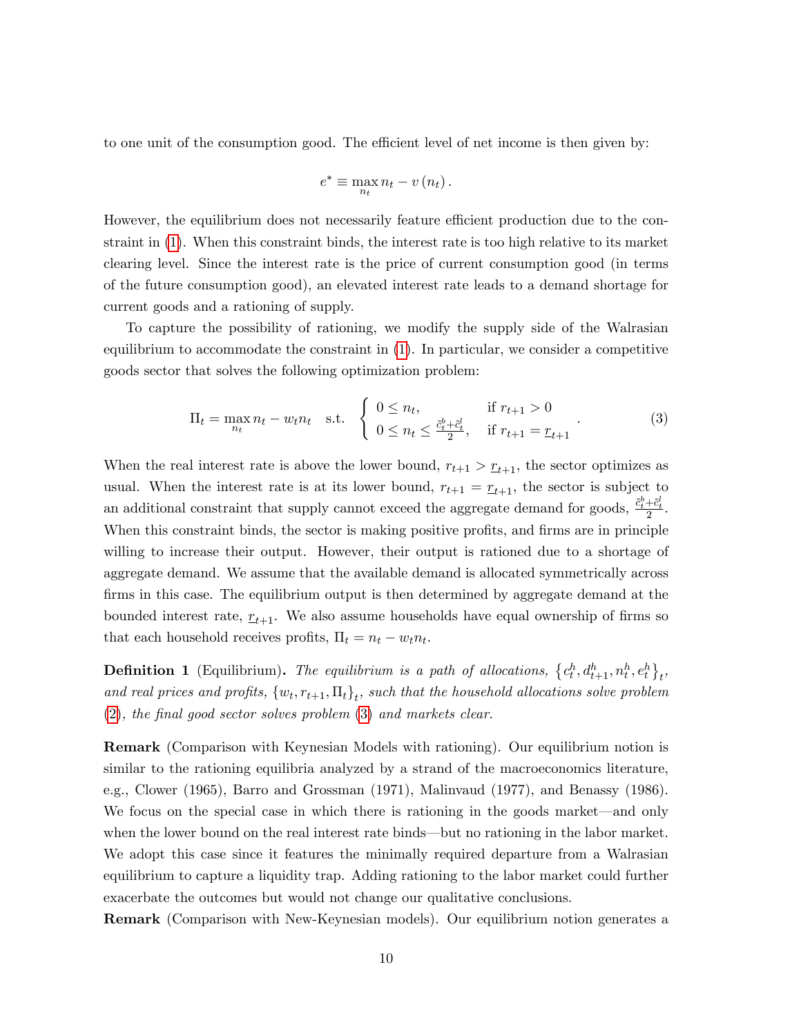to one unit of the consumption good. The efficient level of net income is then given by:

$$e^* \equiv \max_{n_t} n_t - v(n_t).$$

However, the equilibrium does not necessarily feature efficient production due to the constraint in (1). When this constraint binds, the interest rate is too high relative to its market clearing level. Since the interest rate is the price of current consumption good (in terms of the future consumption good), an elevated interest rate leads to a demand shortage for current goods and a rationing of supply.

To capture the possibility of rationing, we modify the supply side of the Walrasian equilibrium to accommodate the constraint in (1). In particular, we consider a competitive goods sector that solves the following optimization problem:

$$\Pi_t = \max_{n_t} n_t - w_t n_t \quad \text{s.t.} \quad \begin{cases} 0 \leq n_t, & \text{if } r_{t+1} > 0 \\ 0 \leq n_t \leq \frac{\tilde{c}_t^b + \tilde{c}_t^l}{2}, & \text{if } r_{t+1} = \underline{r}_{t+1} \end{cases}. \tag{3}$$

When the real interest rate is above the lower bound, $r_{t+1} > \underline{r}_{t+1}$, the sector optimizes as usual. When the interest rate is at its lower bound, $r_{t+1} = \underline{r}_{t+1}$, the sector is subject to an additional constraint that supply cannot exceed the aggregate demand for goods, $\frac{\tilde{c}_t^b + \tilde{c}_t^l}{2}$. When this constraint binds, the sector is making positive profits, and firms are in principle willing to increase their output. However, their output is rationed due to a shortage of aggregate demand. We assume that the available demand is allocated symmetrically across firms in this case. The equilibrium output is then determined by aggregate demand at the bounded interest rate, $\underline{r}_{t+1}$. We also assume households have equal ownership of firms so that each household receives profits, $\Pi_t = n_t - w_t n_t$.

**Definition 1** (Equilibrium)**.** *The equilibrium is a path of allocations, $\{c_t^h, d_{t+1}^h, n_t^h, e_t^h\}_t$, and real prices and profits, $\{w_t, r_{t+1}, \Pi_t\}_t$, such that the household allocations solve problem (2), the final good sector solves problem (3) and markets clear.*

**Remark** (Comparison with Keynesian Models with rationing). Our equilibrium notion is similar to the rationing equilibria analyzed by a strand of the macroeconomics literature, e.g., Clower (1965), Barro and Grossman (1971), Malinvaud (1977), and Benassy (1986). We focus on the special case in which there is rationing in the goods market—and only when the lower bound on the real interest rate binds—but no rationing in the labor market. We adopt this case since it features the minimally required departure from a Walrasian equilibrium to capture a liquidity trap. Adding rationing to the labor market could further exacerbate the outcomes but would not change our qualitative conclusions.

**Remark** (Comparison with New-Keynesian models). Our equilibrium notion generates a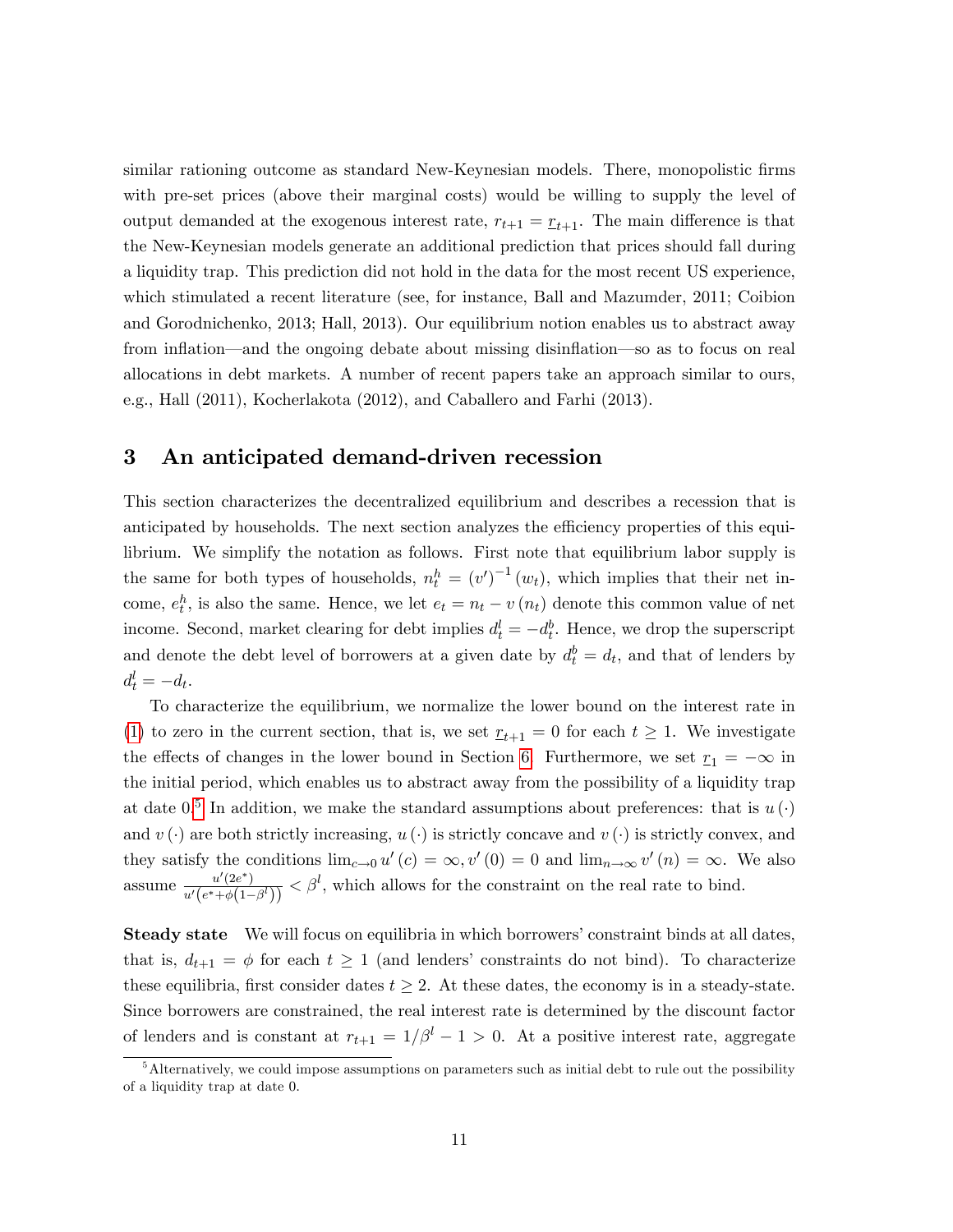similar rationing outcome as standard New-Keynesian models. There, monopolistic firms with pre-set prices (above their marginal costs) would be willing to supply the level of output demanded at the exogenous interest rate, $r_{t+1} = \underline{r}_{t+1}$. The main difference is that the New-Keynesian models generate an additional prediction that prices should fall during a liquidity trap. This prediction did not hold in the data for the most recent US experience, which stimulated a recent literature (see, for instance, Ball and Mazumder, 2011; Coibion and Gorodnichenko, 2013; Hall, 2013). Our equilibrium notion enables us to abstract away from inflation—and the ongoing debate about missing disinflation—so as to focus on real allocations in debt markets. A number of recent papers take an approach similar to ours, e.g., Hall (2011), Kocherlakota (2012), and Caballero and Farhi (2013).

## 3 An anticipated demand-driven recession

This section characterizes the decentralized equilibrium and describes a recession that is anticipated by households. The next section analyzes the efficiency properties of this equilibrium. We simplify the notation as follows. First note that equilibrium labor supply is the same for both types of households, $n_t^h = (v')^{-1}(w_t)$, which implies that their net income, $e_t^h$, is also the same. Hence, we let $e_t = n_t - v(n_t)$ denote this common value of net income. Second, market clearing for debt implies $d_t^l = -d_t^b$. Hence, we drop the superscript and denote the debt level of borrowers at a given date by $d_t^b = d_t$, and that of lenders by $d_t^l = -d_t$.

To characterize the equilibrium, we normalize the lower bound on the interest rate in (1) to zero in the current section, that is, we set $\underline{r}_{t+1} = 0$ for each $t \geq 1$. We investigate the effects of changes in the lower bound in Section 6. Furthermore, we set $\underline{r}_1 = -\infty$ in the initial period, which enables us to abstract away from the possibility of a liquidity trap at date 0.[5] In addition, we make the standard assumptions about preferences: that is $u(\cdot)$ and $v(\cdot)$ are both strictly increasing, $u(\cdot)$ is strictly concave and $v(\cdot)$ is strictly convex, and they satisfy the conditions $\lim_{c\to 0} u'(c) = \infty, v'(0) = 0$ and $\lim_{n\to\infty} v'(n) = \infty$. We also assume $\frac{u'(2e^*)}{u'\left(e^* + \phi\left(1-\beta^l\right)\right)} < \beta^l$, which allows for the constraint on the real rate to bind.

**Steady state** We will focus on equilibria in which borrowers' constraint binds at all dates, that is, $d_{t+1} = \phi$ for each $t \geq 1$ (and lenders' constraints do not bind). To characterize these equilibria, first consider dates $t \geq 2$. At these dates, the economy is in a steady-state. Since borrowers are constrained, the real interest rate is determined by the discount factor of lenders and is constant at $r_{t+1} = 1/\beta^l - 1 > 0$. At a positive interest rate, aggregate

[5] Alternatively, we could impose assumptions on parameters such as initial debt to rule out the possibility of a liquidity trap at date 0.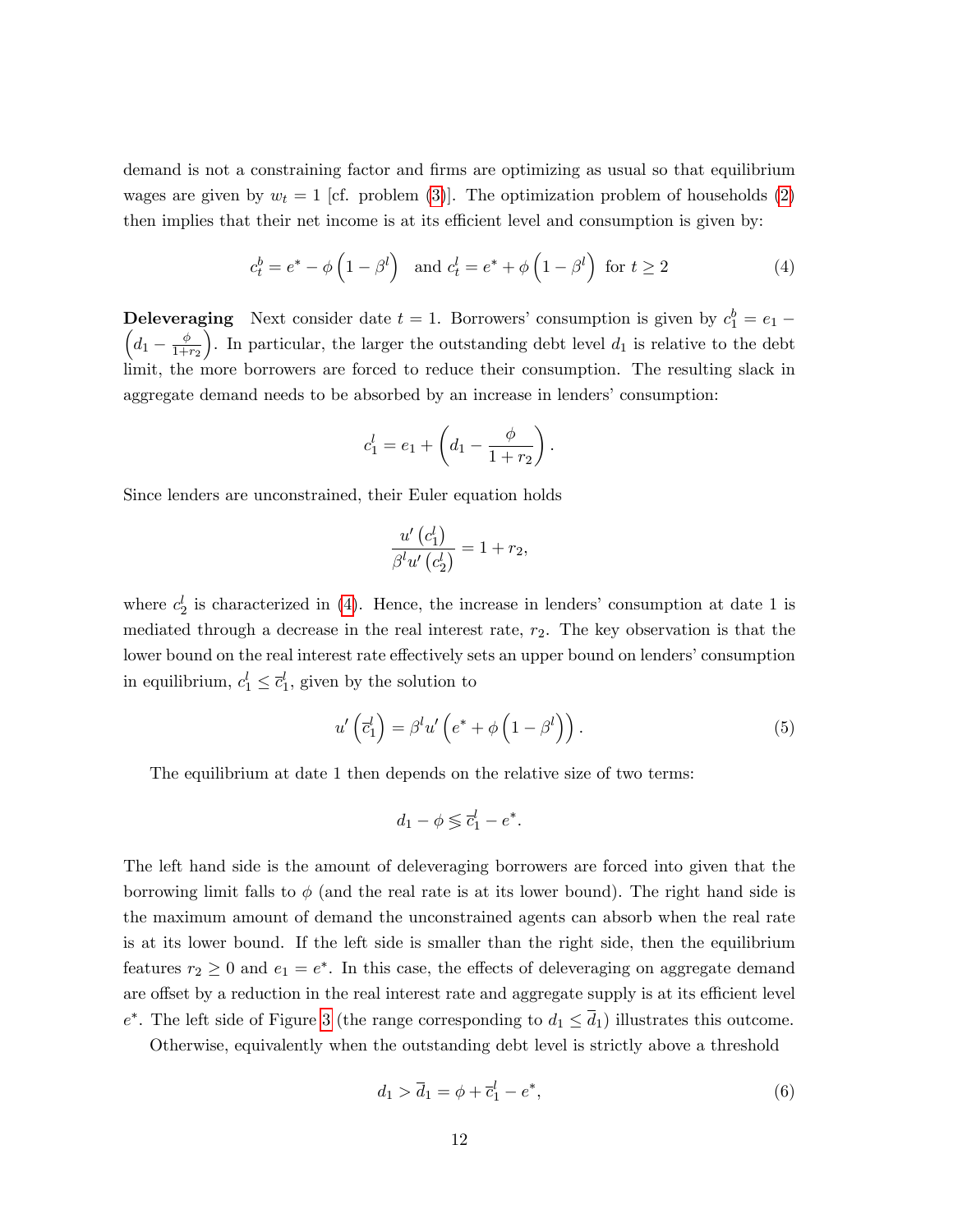demand is not a constraining factor and firms are optimizing as usual so that equilibrium wages are given by $w_t = 1$ [cf. problem (3)]. The optimization problem of households (2) then implies that their net income is at its efficient level and consumption is given by:

$$c_t^b = e^* - \phi\left(1 - \beta^l\right) \quad \text{and } c_t^l = e^* + \phi\left(1 - \beta^l\right) \text{ for } t \geq 2 \tag{4}$$

**Deleveraging** Next consider date $t = 1$. Borrowers' consumption is given by $c_1^b = e_1 - \left(d_1 - \frac{\phi}{1+r_2}\right)$. In particular, the larger the outstanding debt level $d_1$ is relative to the debt limit, the more borrowers are forced to reduce their consumption. The resulting slack in aggregate demand needs to be absorbed by an increase in lenders' consumption:

$$c_1^l = e_1 + \left(d_1 - \frac{\phi}{1+r_2}\right).$$

Since lenders are unconstrained, their Euler equation holds

$$\frac{u'\left(c_1^l\right)}{\beta^l u'\left(c_2^l\right)} = 1 + r_2,$$

where $c_2^l$ is characterized in (4). Hence, the increase in lenders' consumption at date 1 is mediated through a decrease in the real interest rate, $r_2$. The key observation is that the lower bound on the real interest rate effectively sets an upper bound on lenders' consumption in equilibrium, $c_1^l \leq \overline{c}_1^l$, given by the solution to

$$u'\left(\overline{c}_1^l\right) = \beta^l u'\left(e^* + \phi\left(1 - \beta^l\right)\right). \tag{5}$$

The equilibrium at date 1 then depends on the relative size of two terms:

$$d_1 - \phi \lesseqgtr \overline{c}_1^l - e^*.$$

The left hand side is the amount of deleveraging borrowers are forced into given that the borrowing limit falls to $\phi$ (and the real rate is at its lower bound). The right hand side is the maximum amount of demand the unconstrained agents can absorb when the real rate is at its lower bound. If the left side is smaller than the right side, then the equilibrium features $r_2 \geq 0$ and $e_1 = e^*$. In this case, the effects of deleveraging on aggregate demand are offset by a reduction in the real interest rate and aggregate supply is at its efficient level $e^*$. The left side of Figure 3 (the range corresponding to $d_1 \leq \overline{d}_1$) illustrates this outcome.

Otherwise, equivalently when the outstanding debt level is strictly above a threshold

$$d_1 > \overline{d}_1 = \phi + \overline{c}_1^l - e^*, \tag{6}$$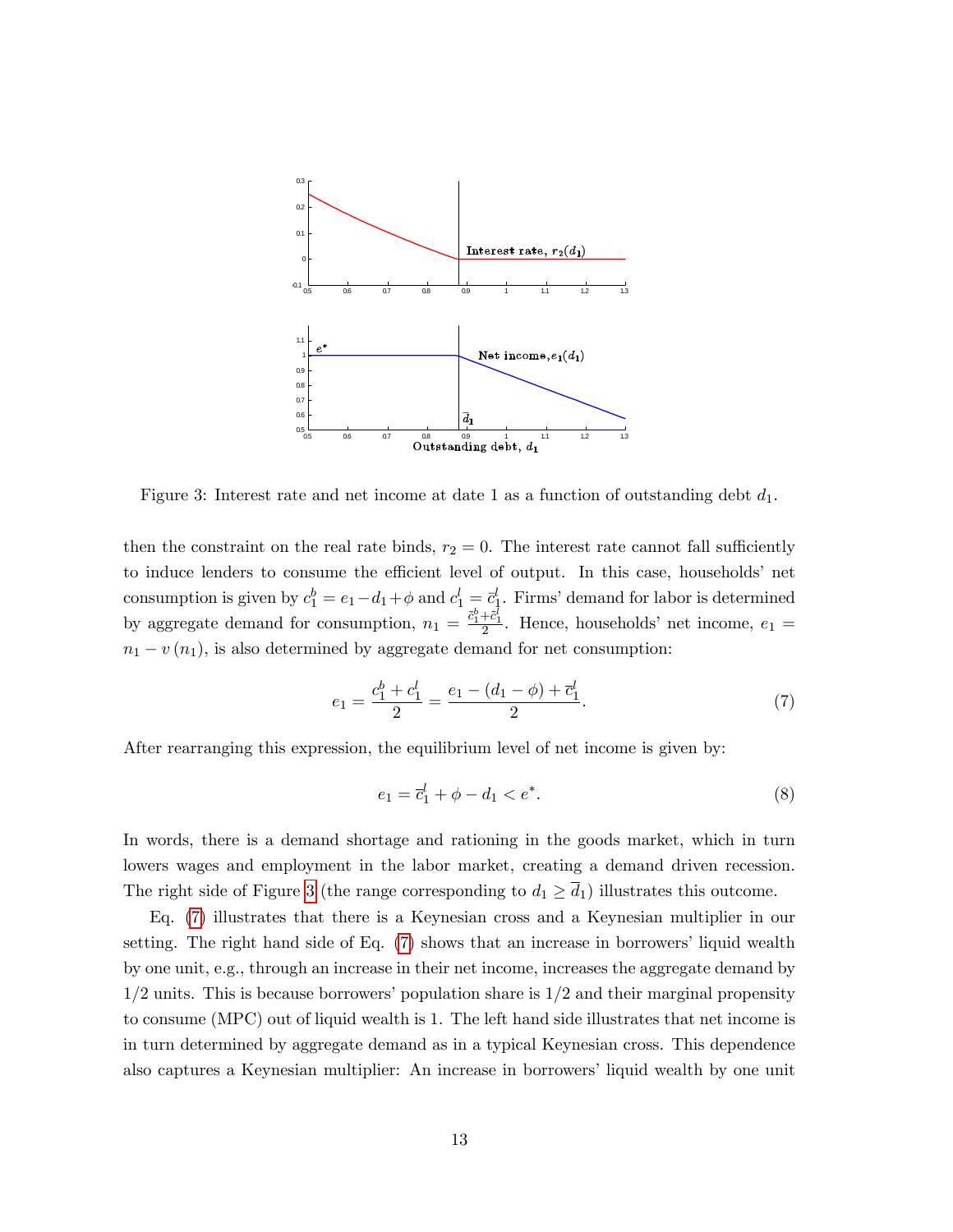Figure 3: Interest rate and net income at date 1 as a function of outstanding debt $d_1$.

then the constraint on the real rate binds, $r_2 = 0$. The interest rate cannot fall sufficiently to induce lenders to consume the efficient level of output. In this case, households' net consumption is given by $c_1^b = e_1 - d_1 + \phi$ and $c_1^l = \bar{c}_1^l$. Firms' demand for labor is determined by aggregate demand for consumption, $n_1 = \frac{\bar{c}_1^b + \bar{c}_1^l}{2}$. Hence, households' net income, $e_1 = n_1 - v(n_1)$, is also determined by aggregate demand for net consumption:

$$e_1 = \frac{c_1^b + c_1^l}{2} = \frac{e_1 - (d_1 - \phi) + \bar{c}_1^l}{2}. \tag{7}$$

After rearranging this expression, the equilibrium level of net income is given by:

$$e_1 = \bar{c}_1^l + \phi - d_1 < e^*. \tag{8}$$

In words, there is a demand shortage and rationing in the goods market, which in turn lowers wages and employment in the labor market, creating a demand driven recession. The right side of Figure 3 (the range corresponding to $d_1 \geq \bar{d}_1$) illustrates this outcome.

Eq. (7) illustrates that there is a Keynesian cross and a Keynesian multiplier in our setting. The right hand side of Eq. (7) shows that an increase in borrowers' liquid wealth by one unit, e.g., through an increase in their net income, increases the aggregate demand by 1/2 units. This is because borrowers' population share is 1/2 and their marginal propensity to consume (MPC) out of liquid wealth is 1. The left hand side illustrates that net income is in turn determined by aggregate demand as in a typical Keynesian cross. This dependence also captures a Keynesian multiplier: An increase in borrowers' liquid wealth by one unit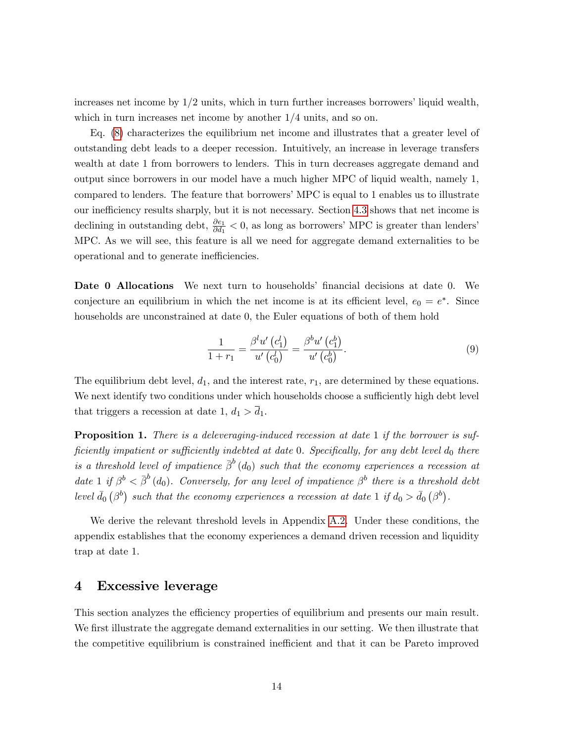increases net income by 1/2 units, which in turn further increases borrowers' liquid wealth, which in turn increases net income by another 1/4 units, and so on.

Eq. (8) characterizes the equilibrium net income and illustrates that a greater level of outstanding debt leads to a deeper recession. Intuitively, an increase in leverage transfers wealth at date 1 from borrowers to lenders. This in turn decreases aggregate demand and output since borrowers in our model have a much higher MPC of liquid wealth, namely 1, compared to lenders. The feature that borrowers' MPC is equal to 1 enables us to illustrate our inefficiency results sharply, but it is not necessary. Section 4.3 shows that net income is declining in outstanding debt, $\frac{\partial e_1}{\partial d_1} < 0$, as long as borrowers' MPC is greater than lenders' MPC. As we will see, this feature is all we need for aggregate demand externalities to be operational and to generate inefficiencies.

**Date 0 Allocations** We next turn to households' financial decisions at date 0. We conjecture an equilibrium in which the net income is at its efficient level, $e_0 = e^*$. Since households are unconstrained at date 0, the Euler equations of both of them hold

$$\frac{1}{1+r_1} = \frac{\beta^l u'\left(c_1^l\right)}{u'\left(c_0^l\right)} = \frac{\beta^b u'\left(c_1^b\right)}{u'\left(c_0^b\right)}. \tag{9}$$

The equilibrium debt level, $d_1$, and the interest rate, $r_1$, are determined by these equations. We next identify two conditions under which households choose a sufficiently high debt level that triggers a recession at date 1, $d_1 > \overline{d}_1$.

**Proposition 1.** *There is a deleveraging-induced recession at date 1 if the borrower is sufficiently impatient or sufficiently indebted at date 0. Specifically, for any debt level $d_0$ there is a threshold level of impatience $\bar{\beta}^b(d_0)$ such that the economy experiences a recession at date 1 if $\beta^b < \bar{\beta}^b(d_0)$. Conversely, for any level of impatience $\beta^b$ there is a threshold debt level $\bar{d}_0\left(\beta^b\right)$ such that the economy experiences a recession at date 1 if $d_0 > \bar{d}_0\left(\beta^b\right)$.*

We derive the relevant threshold levels in Appendix A.2. Under these conditions, the appendix establishes that the economy experiences a demand driven recession and liquidity trap at date 1.

## 4 Excessive leverage

This section analyzes the efficiency properties of equilibrium and presents our main result. We first illustrate the aggregate demand externalities in our setting. We then illustrate that the competitive equilibrium is constrained inefficient and that it can be Pareto improved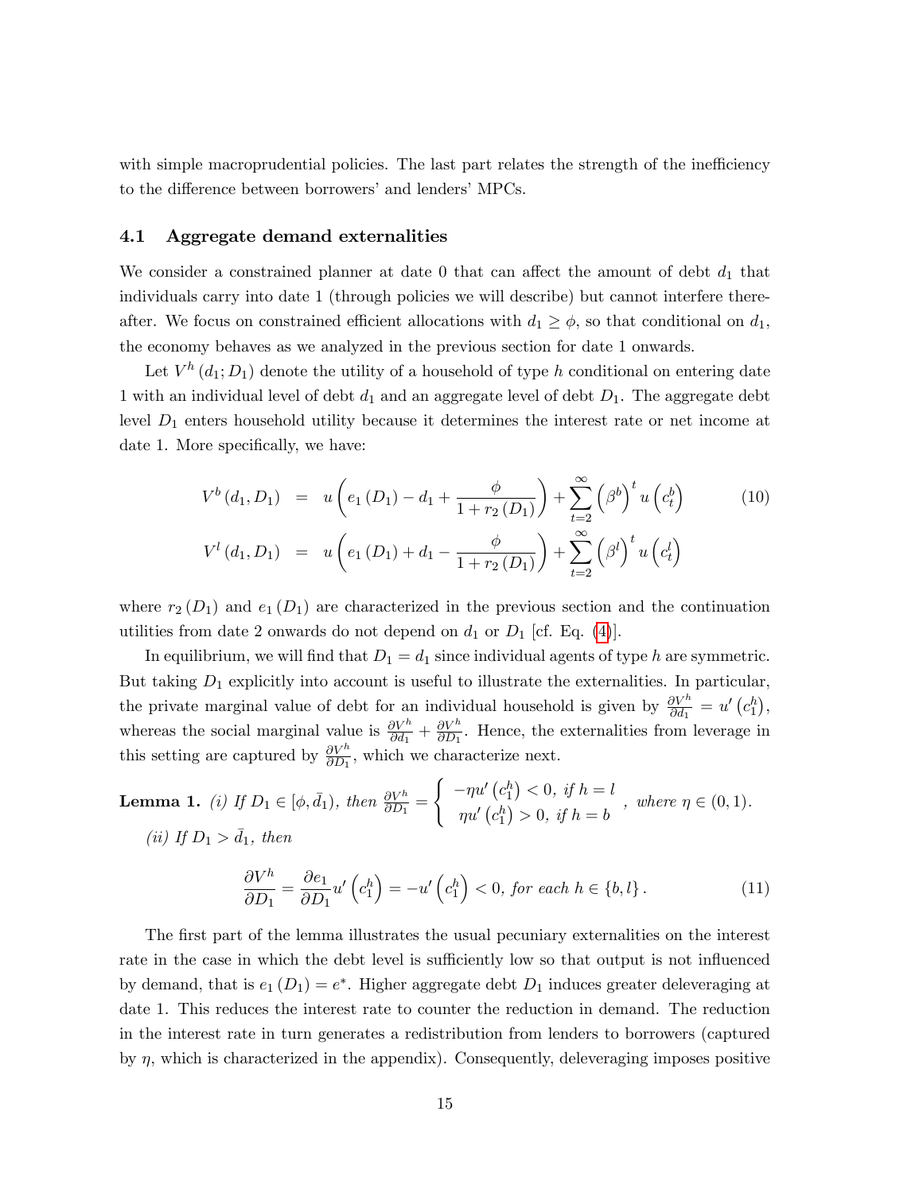with simple macroprudential policies. The last part relates the strength of the inefficiency to the difference between borrowers' and lenders' MPCs.

### 4.1 Aggregate demand externalities

We consider a constrained planner at date 0 that can affect the amount of debt $d_1$ that individuals carry into date 1 (through policies we will describe) but cannot interfere thereafter. We focus on constrained efficient allocations with $d_1 \geq \phi$, so that conditional on $d_1$, the economy behaves as we analyzed in the previous section for date 1 onwards.

Let $V^h(d_1; D_1)$ denote the utility of a household of type $h$ conditional on entering date 1 with an individual level of debt $d_1$ and an aggregate level of debt $D_1$. The aggregate debt level $D_1$ enters household utility because it determines the interest rate or net income at date 1. More specifically, we have:

$$
\begin{aligned}
V^b(d_1, D_1) &= u\left(e_1(D_1) - d_1 + \frac{\phi}{1 + r_2(D_1)}\right) + \sum_{t=2}^{\infty} \left(\beta^b\right)^t u\left(c_t^b\right) \qquad (10) \\
V^l(d_1, D_1) &= u\left(e_1(D_1) + d_1 - \frac{\phi}{1 + r_2(D_1)}\right) + \sum_{t=2}^{\infty} \left(\beta^l\right)^t u\left(c_t^l\right)
\end{aligned}
$$

where $r_2(D_1)$ and $e_1(D_1)$ are characterized in the previous section and the continuation utilities from date 2 onwards do not depend on $d_1$ or $D_1$ [cf. Eq. (4)].

In equilibrium, we will find that $D_1 = d_1$ since individual agents of type $h$ are symmetric. But taking $D_1$ explicitly into account is useful to illustrate the externalities. In particular, the private marginal value of debt for an individual household is given by $\frac{\partial V^h}{\partial d_1} = u'\left(c_1^h\right)$, whereas the social marginal value is $\frac{\partial V^h}{\partial d_1} + \frac{\partial V^h}{\partial D_1}$. Hence, the externalities from leverage in this setting are captured by $\frac{\partial V^h}{\partial D_1}$, which we characterize next.

**Lemma 1.** *(i) If $D_1 \in [\phi, \bar{d}_1)$, then* $\frac{\partial V^h}{\partial D_1} = \begin{cases} -\eta u'\left(c_1^h\right) < 0, \text{ if } h = l \\ \eta u'\left(c_1^h\right) > 0, \text{ if } h = b \end{cases}$*, where $\eta \in (0, 1)$.*

*(ii) If $D_1 > \bar{d}_1$, then*

$$
\frac{\partial V^h}{\partial D_1} = \frac{\partial e_1}{\partial D_1} u'\left(c_1^h\right) = -u'\left(c_1^h\right) < 0, \text{ for each } h \in \{b, l\}. \qquad (11)
$$

The first part of the lemma illustrates the usual pecuniary externalities on the interest rate in the case in which the debt level is sufficiently low so that output is not influenced by demand, that is $e_1(D_1) = e^*$. Higher aggregate debt $D_1$ induces greater deleveraging at date 1. This reduces the interest rate to counter the reduction in demand. The reduction in the interest rate in turn generates a redistribution from lenders to borrowers (captured by $\eta$, which is characterized in the appendix). Consequently, deleveraging imposes positive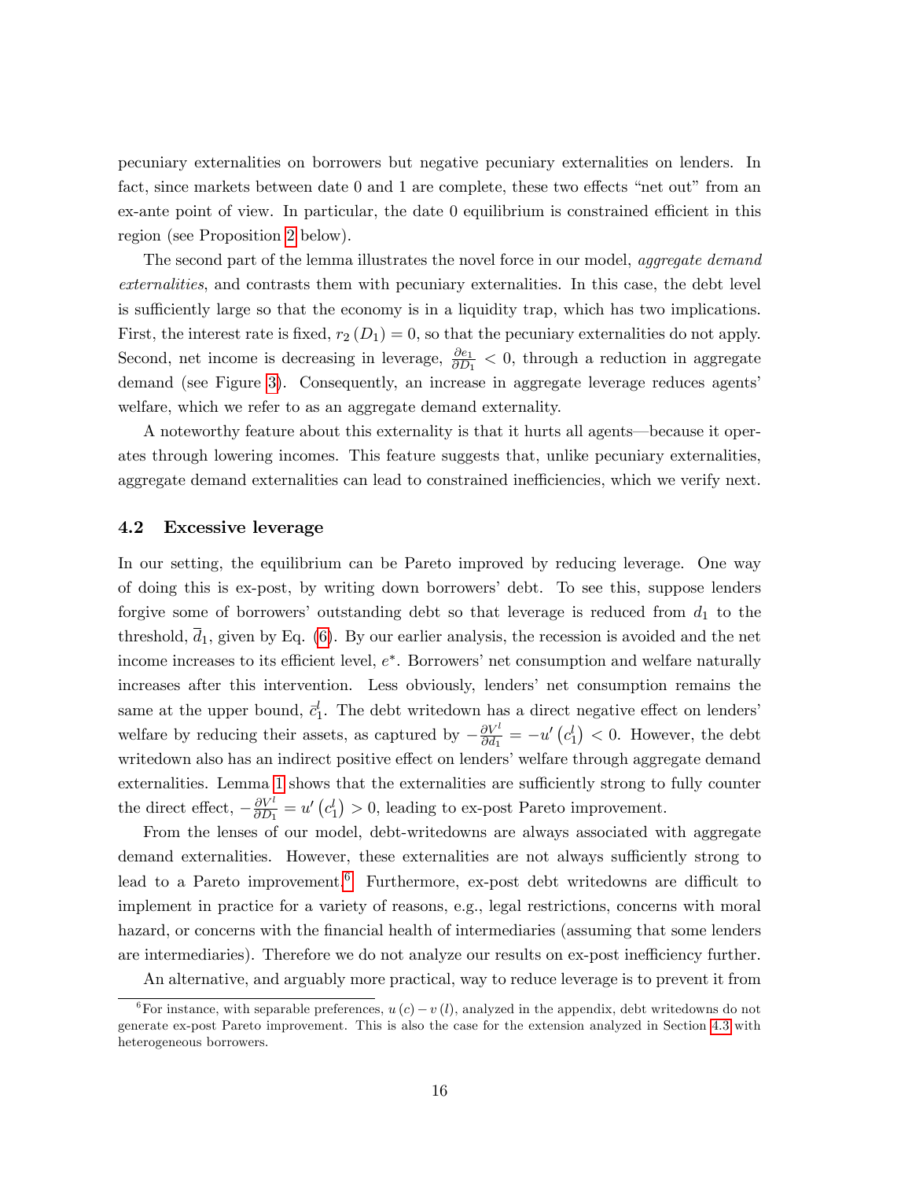pecuniary externalities on borrowers but negative pecuniary externalities on lenders. In fact, since markets between date 0 and 1 are complete, these two effects "net out" from an ex-ante point of view. In particular, the date 0 equilibrium is constrained efficient in this region (see Proposition 2 below).

The second part of the lemma illustrates the novel force in our model, *aggregate demand externalities*, and contrasts them with pecuniary externalities. In this case, the debt level is sufficiently large so that the economy is in a liquidity trap, which has two implications. First, the interest rate is fixed, $r_2(D_1) = 0$, so that the pecuniary externalities do not apply. Second, net income is decreasing in leverage, $\frac{\partial e_1}{\partial D_1} < 0$, through a reduction in aggregate demand (see Figure 3). Consequently, an increase in aggregate leverage reduces agents' welfare, which we refer to as an aggregate demand externality.

A noteworthy feature about this externality is that it hurts all agents—because it operates through lowering incomes. This feature suggests that, unlike pecuniary externalities, aggregate demand externalities can lead to constrained inefficiencies, which we verify next.

### 4.2 Excessive leverage

In our setting, the equilibrium can be Pareto improved by reducing leverage. One way of doing this is ex-post, by writing down borrowers' debt. To see this, suppose lenders forgive some of borrowers' outstanding debt so that leverage is reduced from $d_1$ to the threshold, $\overline{d}_1$, given by Eq. (6). By our earlier analysis, the recession is avoided and the net income increases to its efficient level, $e^*$. Borrowers' net consumption and welfare naturally increases after this intervention. Less obviously, lenders' net consumption remains the same at the upper bound, $\bar{c}_1^l$. The debt writedown has a direct negative effect on lenders' welfare by reducing their assets, as captured by $-\frac{\partial V^l}{\partial d_1} = -u'\left(c_1^l\right) < 0$. However, the debt writedown also has an indirect positive effect on lenders' welfare through aggregate demand externalities. Lemma 1 shows that the externalities are sufficiently strong to fully counter the direct effect, $-\frac{\partial V^l}{\partial D_1} = u'\left(c_1^l\right) > 0$, leading to ex-post Pareto improvement.

From the lenses of our model, debt-writedowns are always associated with aggregate demand externalities. However, these externalities are not always sufficiently strong to lead to a Pareto improvement.[6] Furthermore, ex-post debt writedowns are difficult to implement in practice for a variety of reasons, e.g., legal restrictions, concerns with moral hazard, or concerns with the financial health of intermediaries (assuming that some lenders are intermediaries). Therefore we do not analyze our results on ex-post inefficiency further.

An alternative, and arguably more practical, way to reduce leverage is to prevent it from

[6] For instance, with separable preferences, $u(c) - v(l)$, analyzed in the appendix, debt writedowns do not generate ex-post Pareto improvement. This is also the case for the extension analyzed in Section 4.3 with heterogeneous borrowers.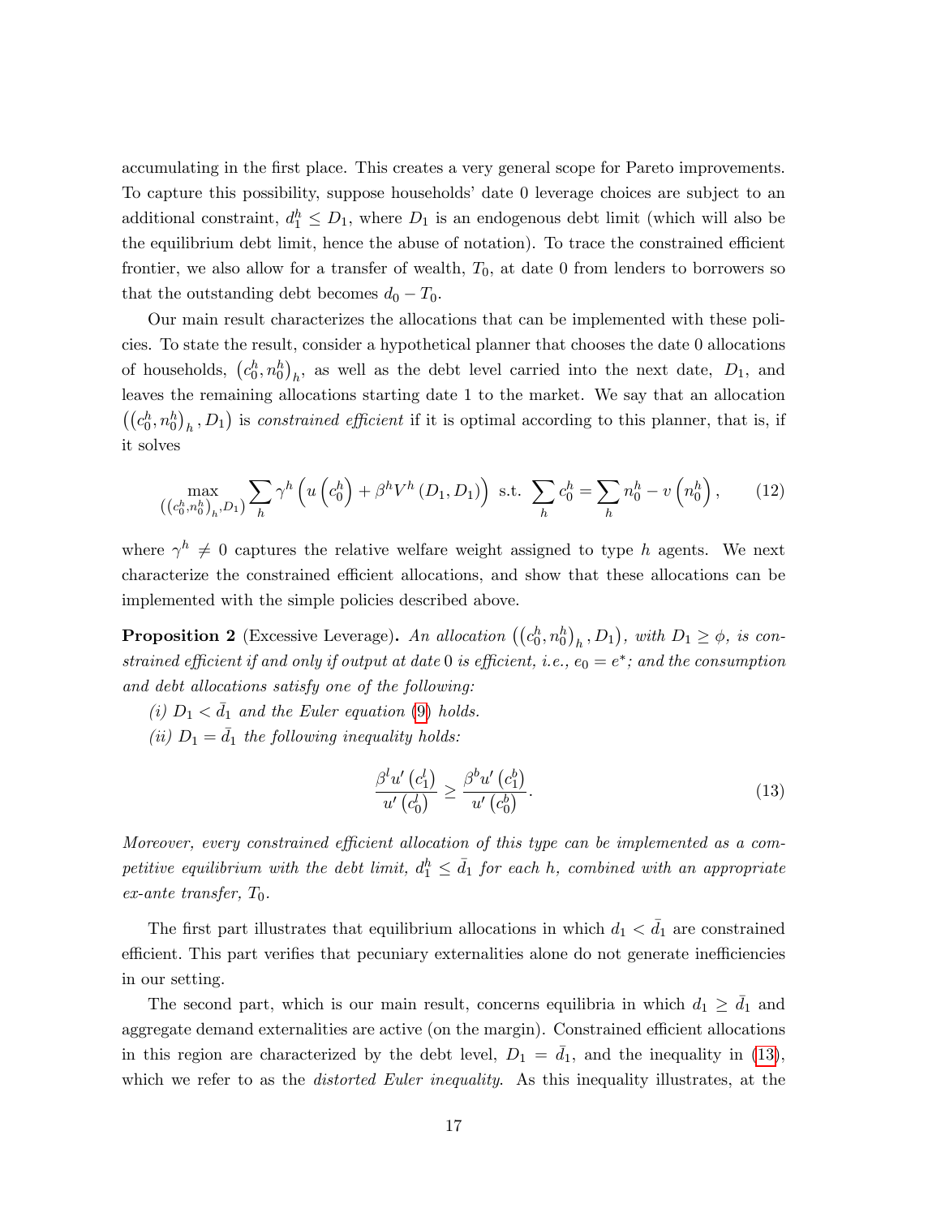accumulating in the first place. This creates a very general scope for Pareto improvements. To capture this possibility, suppose households' date 0 leverage choices are subject to an additional constraint, $d_1^h \leq D_1$, where $D_1$ is an endogenous debt limit (which will also be the equilibrium debt limit, hence the abuse of notation). To trace the constrained efficient frontier, we also allow for a transfer of wealth, $T_0$, at date 0 from lenders to borrowers so that the outstanding debt becomes $d_0 - T_0$.

Our main result characterizes the allocations that can be implemented with these policies. To state the result, consider a hypothetical planner that chooses the date 0 allocations of households, $\left(c_0^h, n_0^h\right)_h$, as well as the debt level carried into the next date, $D_1$, and leaves the remaining allocations starting date 1 to the market. We say that an allocation $\left(\left(c_0^h, n_0^h\right)_h, D_1\right)$ is *constrained efficient* if it is optimal according to this planner, that is, if it solves

$$\max_{\left(\left(c_0^h, n_0^h\right)_h, D_1\right)} \sum_h \gamma^h \left(u\left(c_0^h\right) + \beta^h V^h\left(D_1, D_1\right)\right) \text{ s.t. } \sum_h c_0^h = \sum_h n_0^h - v\left(n_0^h\right), \tag{12}$$

where $\gamma^h \neq 0$ captures the relative welfare weight assigned to type $h$ agents. We next characterize the constrained efficient allocations, and show that these allocations can be implemented with the simple policies described above.

**Proposition 2** (Excessive Leverage)**.** *An allocation $\left(\left(c_0^h, n_0^h\right)_h, D_1\right)$, with $D_1 \geq \phi$, is constrained efficient if and only if output at date 0 is efficient, i.e., $e_0 = e^*$; and the consumption and debt allocations satisfy one of the following:*

*(i) $D_1 < \bar{d}_1$ and the Euler equation (9) holds.*

*(ii) $D_1 = \bar{d}_1$ the following inequality holds:*

$$\frac{\beta^l u'\left(c_1^l\right)}{u'\left(c_0^l\right)} \geq \frac{\beta^b u'\left(c_1^b\right)}{u'\left(c_0^b\right)}. \tag{13}$$

*Moreover, every constrained efficient allocation of this type can be implemented as a competitive equilibrium with the debt limit, $d_1^h \leq \bar{d}_1$ for each $h$, combined with an appropriate ex-ante transfer, $T_0$.*

The first part illustrates that equilibrium allocations in which $d_1 < \bar{d}_1$ are constrained efficient. This part verifies that pecuniary externalities alone do not generate inefficiencies in our setting.

The second part, which is our main result, concerns equilibria in which $d_1 \geq \bar{d}_1$ and aggregate demand externalities are active (on the margin). Constrained efficient allocations in this region are characterized by the debt level, $D_1 = \bar{d}_1$, and the inequality in (13), which we refer to as the *distorted Euler inequality*. As this inequality illustrates, at the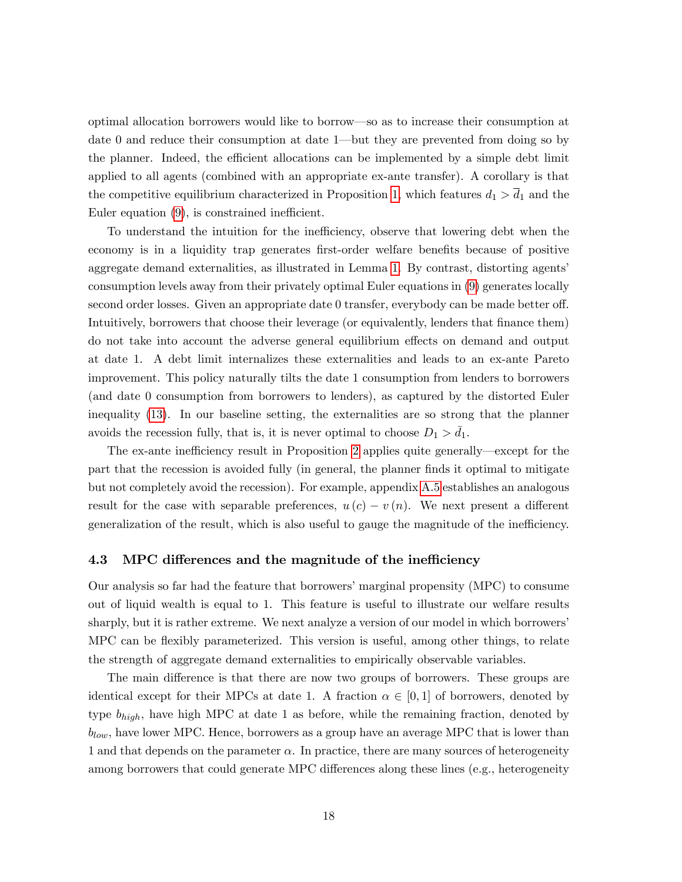optimal allocation borrowers would like to borrow—so as to increase their consumption at date 0 and reduce their consumption at date 1—but they are prevented from doing so by the planner. Indeed, the efficient allocations can be implemented by a simple debt limit applied to all agents (combined with an appropriate ex-ante transfer). A corollary is that the competitive equilibrium characterized in Proposition 1, which features $d_1 > \overline{d}_1$ and the Euler equation (9), is constrained inefficient.

To understand the intuition for the inefficiency, observe that lowering debt when the economy is in a liquidity trap generates first-order welfare benefits because of positive aggregate demand externalities, as illustrated in Lemma 1. By contrast, distorting agents' consumption levels away from their privately optimal Euler equations in (9) generates locally second order losses. Given an appropriate date 0 transfer, everybody can be made better off. Intuitively, borrowers that choose their leverage (or equivalently, lenders that finance them) do not take into account the adverse general equilibrium effects on demand and output at date 1. A debt limit internalizes these externalities and leads to an ex-ante Pareto improvement. This policy naturally tilts the date 1 consumption from lenders to borrowers (and date 0 consumption from borrowers to lenders), as captured by the distorted Euler inequality (13). In our baseline setting, the externalities are so strong that the planner avoids the recession fully, that is, it is never optimal to choose $D_1 > \bar{d}_1$.

The ex-ante inefficiency result in Proposition 2 applies quite generally—except for the part that the recession is avoided fully (in general, the planner finds it optimal to mitigate but not completely avoid the recession). For example, appendix A.5 establishes an analogous result for the case with separable preferences, $u(c) - v(n)$. We next present a different generalization of the result, which is also useful to gauge the magnitude of the inefficiency.

### 4.3 MPC differences and the magnitude of the inefficiency

Our analysis so far had the feature that borrowers' marginal propensity (MPC) to consume out of liquid wealth is equal to 1. This feature is useful to illustrate our welfare results sharply, but it is rather extreme. We next analyze a version of our model in which borrowers' MPC can be flexibly parameterized. This version is useful, among other things, to relate the strength of aggregate demand externalities to empirically observable variables.

The main difference is that there are now two groups of borrowers. These groups are identical except for their MPCs at date 1. A fraction $\alpha \in [0, 1]$ of borrowers, denoted by type $b_{high}$, have high MPC at date 1 as before, while the remaining fraction, denoted by $b_{low}$, have lower MPC. Hence, borrowers as a group have an average MPC that is lower than 1 and that depends on the parameter $\alpha$. In practice, there are many sources of heterogeneity among borrowers that could generate MPC differences along these lines (e.g., heterogeneity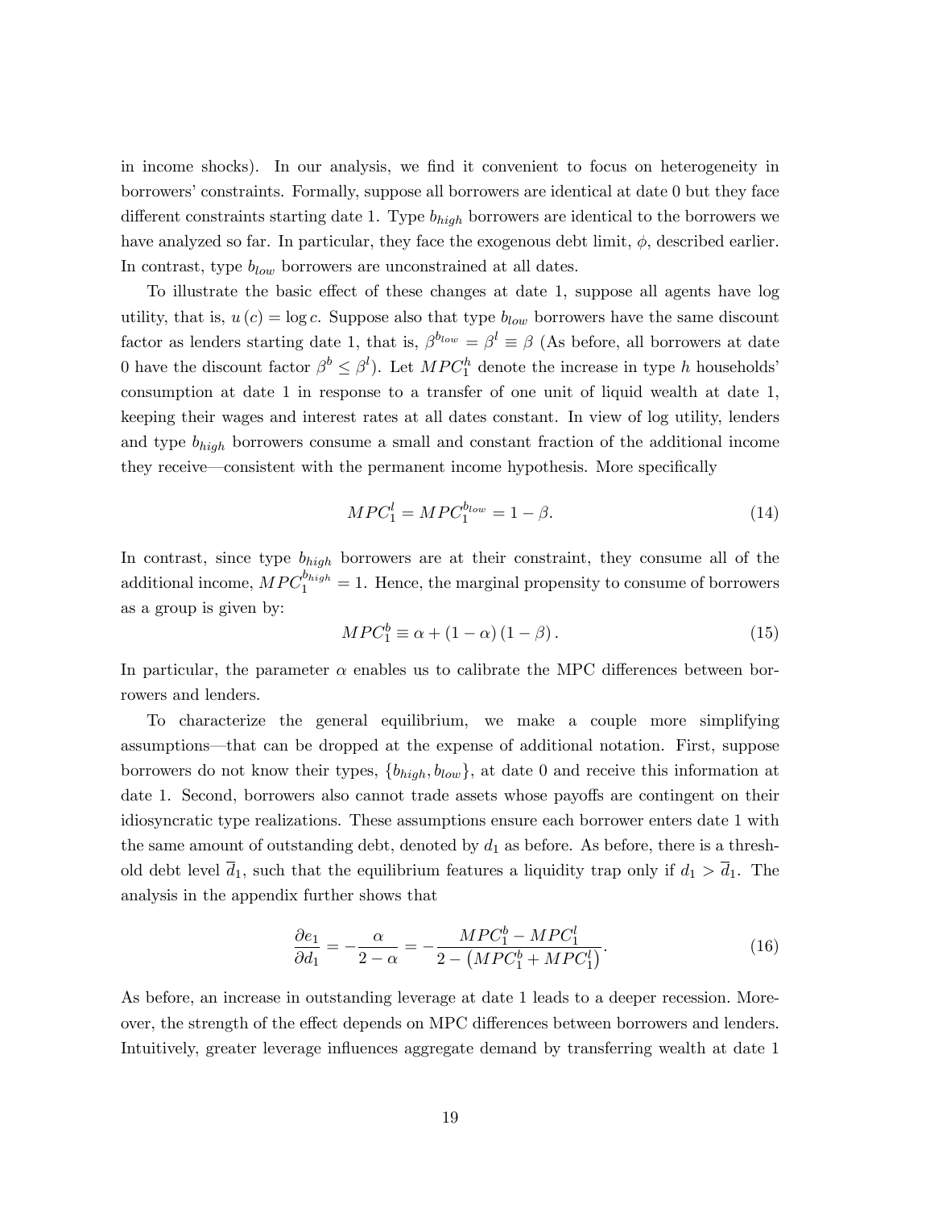in income shocks). In our analysis, we find it convenient to focus on heterogeneity in borrowers' constraints. Formally, suppose all borrowers are identical at date 0 but they face different constraints starting date 1. Type $b_{high}$ borrowers are identical to the borrowers we have analyzed so far. In particular, they face the exogenous debt limit, $\phi$, described earlier. In contrast, type $b_{low}$ borrowers are unconstrained at all dates.

To illustrate the basic effect of these changes at date 1, suppose all agents have log utility, that is, $u(c) = \log c$. Suppose also that type $b_{low}$ borrowers have the same discount factor as lenders starting date 1, that is, $\beta^{b_{low}} = \beta^l \equiv \beta$ (As before, all borrowers at date 0 have the discount factor $\beta^b \leq \beta^l$). Let $MPC_1^h$ denote the increase in type $h$ households' consumption at date 1 in response to a transfer of one unit of liquid wealth at date 1, keeping their wages and interest rates at all dates constant. In view of log utility, lenders and type $b_{high}$ borrowers consume a small and constant fraction of the additional income they receive—consistent with the permanent income hypothesis. More specifically

$$MPC_1^l = MPC_1^{b_{low}} = 1 - \beta. \tag{14}$$

In contrast, since type $b_{high}$ borrowers are at their constraint, they consume all of the additional income, $MPC_1^{b_{high}} = 1$. Hence, the marginal propensity to consume of borrowers as a group is given by:

$$MPC_1^b \equiv \alpha + (1 - \alpha)(1 - \beta). \tag{15}$$

In particular, the parameter $\alpha$ enables us to calibrate the MPC differences between borrowers and lenders.

To characterize the general equilibrium, we make a couple more simplifying assumptions—that can be dropped at the expense of additional notation. First, suppose borrowers do not know their types, $\{b_{high}, b_{low}\}$, at date 0 and receive this information at date 1. Second, borrowers also cannot trade assets whose payoffs are contingent on their idiosyncratic type realizations. These assumptions ensure each borrower enters date 1 with the same amount of outstanding debt, denoted by $d_1$ as before. As before, there is a threshold debt level $\overline{d}_1$, such that the equilibrium features a liquidity trap only if $d_1 > \overline{d}_1$. The analysis in the appendix further shows that

$$\frac{\partial e_1}{\partial d_1} = -\frac{\alpha}{2 - \alpha} = -\frac{MPC_1^b - MPC_1^l}{2 - \left(MPC_1^b + MPC_1^l\right)}. \tag{16}$$

As before, an increase in outstanding leverage at date 1 leads to a deeper recession. Moreover, the strength of the effect depends on MPC differences between borrowers and lenders. Intuitively, greater leverage influences aggregate demand by transferring wealth at date 1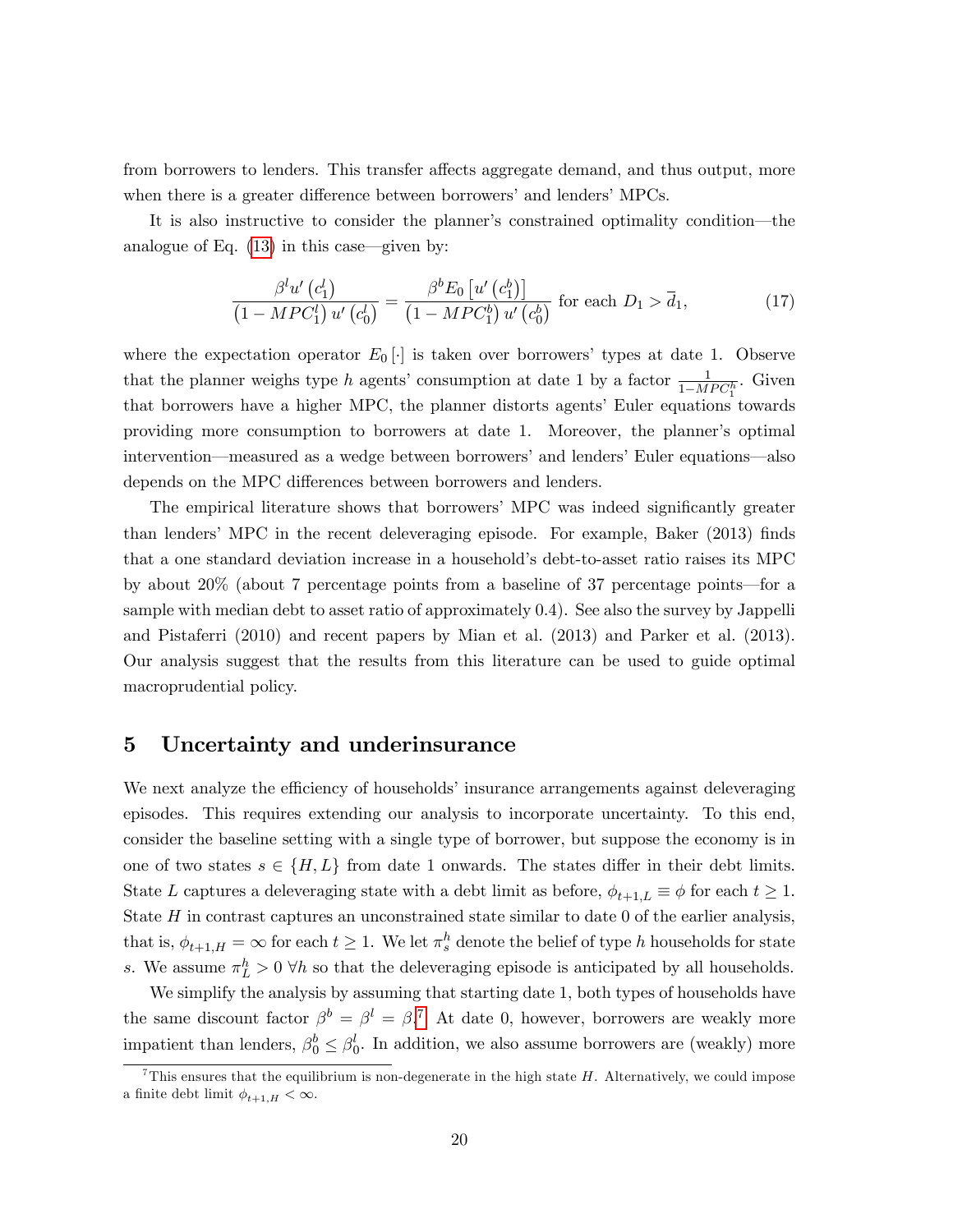from borrowers to lenders. This transfer affects aggregate demand, and thus output, more when there is a greater difference between borrowers' and lenders' MPCs.

It is also instructive to consider the planner's constrained optimality condition—the analogue of Eq. (13) in this case—given by:

$$\frac{\beta^l u'\left(c_1^l\right)}{\left(1 - MPC_1^l\right) u'\left(c_0^l\right)} = \frac{\beta^b E_0\left[u'\left(c_1^b\right)\right]}{\left(1 - MPC_1^b\right) u'\left(c_0^b\right)} \text{ for each } D_1 > \overline{d}_1, \tag{17}$$

where the expectation operator $E_0\left[\cdot\right]$ is taken over borrowers' types at date 1. Observe that the planner weighs type $h$ agents' consumption at date 1 by a factor $\frac{1}{1-MPC_1^h}$. Given that borrowers have a higher MPC, the planner distorts agents' Euler equations towards providing more consumption to borrowers at date 1. Moreover, the planner's optimal intervention—measured as a wedge between borrowers' and lenders' Euler equations—also depends on the MPC differences between borrowers and lenders.

The empirical literature shows that borrowers' MPC was indeed significantly greater than lenders' MPC in the recent deleveraging episode. For example, Baker (2013) finds that a one standard deviation increase in a household's debt-to-asset ratio raises its MPC by about 20% (about 7 percentage points from a baseline of 37 percentage points—for a sample with median debt to asset ratio of approximately 0.4). See also the survey by Jappelli and Pistaferri (2010) and recent papers by Mian et al. (2013) and Parker et al. (2013). Our analysis suggest that the results from this literature can be used to guide optimal macroprudential policy.

# 5 Uncertainty and underinsurance

We next analyze the efficiency of households' insurance arrangements against deleveraging episodes. This requires extending our analysis to incorporate uncertainty. To this end, consider the baseline setting with a single type of borrower, but suppose the economy is in one of two states $s \in \{H, L\}$ from date 1 onwards. The states differ in their debt limits. State $L$ captures a deleveraging state with a debt limit as before, $\phi_{t+1,L} \equiv \phi$ for each $t \geq 1$. State $H$ in contrast captures an unconstrained state similar to date 0 of the earlier analysis, that is, $\phi_{t+1,H} = \infty$ for each $t \geq 1$. We let $\pi_s^h$ denote the belief of type $h$ households for state $s$. We assume $\pi_L^h > 0 \; \forall h$ so that the deleveraging episode is anticipated by all households.

We simplify the analysis by assuming that starting date 1, both types of households have the same discount factor $\beta^b = \beta^l = \beta$.[7] At date 0, however, borrowers are weakly more impatient than lenders, $\beta_0^b \leq \beta_0^l$. In addition, we also assume borrowers are (weakly) more

[7] This ensures that the equilibrium is non-degenerate in the high state $H$. Alternatively, we could impose a finite debt limit $\phi_{t+1,H} < \infty$.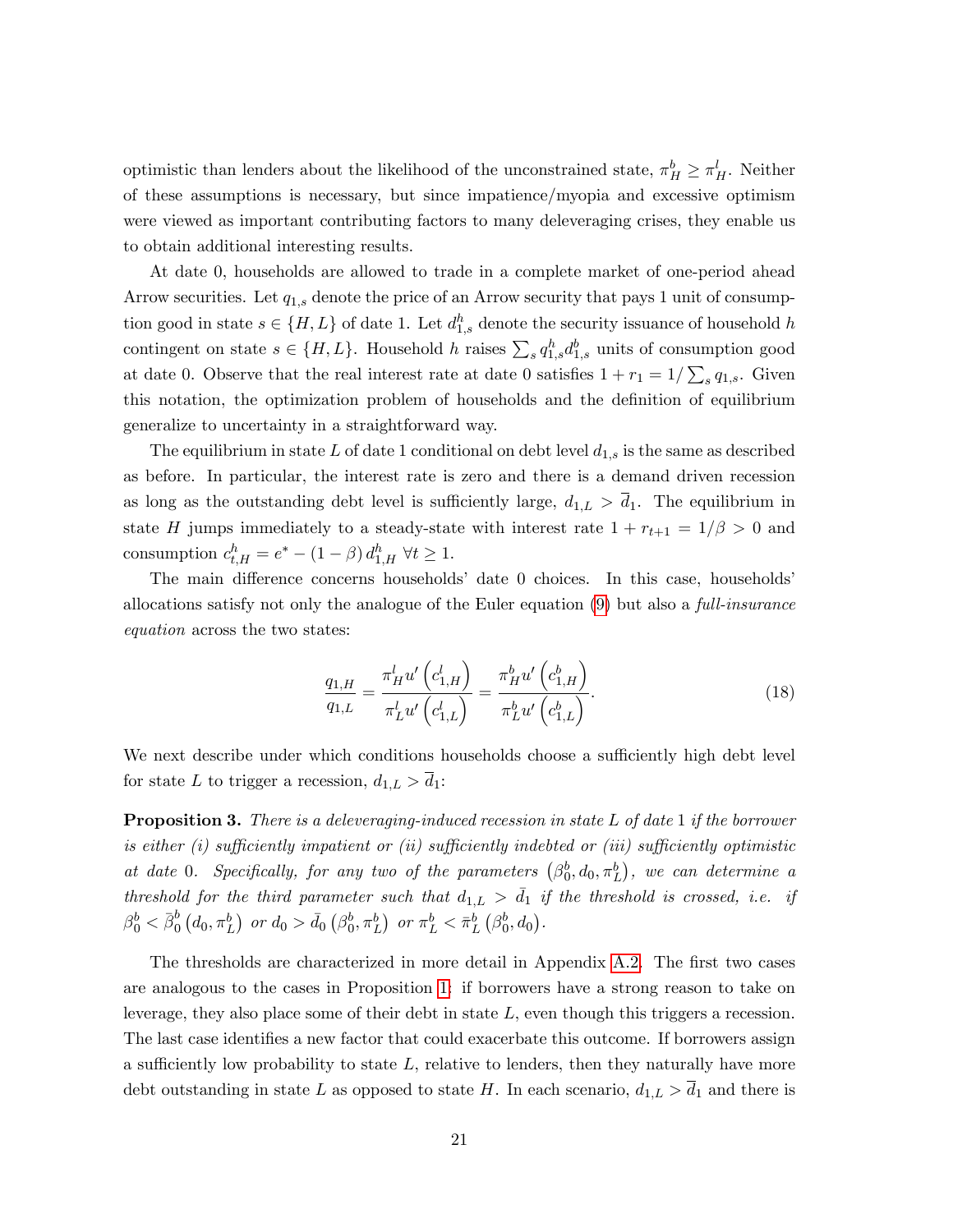optimistic than lenders about the likelihood of the unconstrained state, $\pi_H^b \geq \pi_H^l$. Neither of these assumptions is necessary, but since impatience/myopia and excessive optimism were viewed as important contributing factors to many deleveraging crises, they enable us to obtain additional interesting results.

At date 0, households are allowed to trade in a complete market of one-period ahead Arrow securities. Let $q_{1,s}$ denote the price of an Arrow security that pays 1 unit of consumption good in state $s \in \{H, L\}$ of date 1. Let $d_{1,s}^h$ denote the security issuance of household $h$ contingent on state $s \in \{H, L\}$. Household $h$ raises $\sum_s q_{1,s}^h d_{1,s}^b$ units of consumption good at date 0. Observe that the real interest rate at date 0 satisfies $1 + r_1 = 1/\sum_s q_{1,s}$. Given this notation, the optimization problem of households and the definition of equilibrium generalize to uncertainty in a straightforward way.

The equilibrium in state $L$ of date 1 conditional on debt level $d_{1,s}$ is the same as described as before. In particular, the interest rate is zero and there is a demand driven recession as long as the outstanding debt level is sufficiently large, $d_{1,L} > \overline{d}_1$. The equilibrium in state $H$ jumps immediately to a steady-state with interest rate $1 + r_{t+1} = 1/\beta > 0$ and consumption $c_{t,H}^h = e^* - (1 - \beta) d_{1,H}^h \ \forall t \geq 1$.

The main difference concerns households' date 0 choices. In this case, households' allocations satisfy not only the analogue of the Euler equation (9) but also a *full-insurance equation* across the two states:

$$\frac{q_{1,H}}{q_{1,L}} = \frac{\pi_H^l u'\left(c_{1,H}^l\right)}{\pi_L^l u'\left(c_{1,L}^l\right)} = \frac{\pi_H^b u'\left(c_{1,H}^b\right)}{\pi_L^b u'\left(c_{1,L}^b\right)}. \tag{18}$$

We next describe under which conditions households choose a sufficiently high debt level for state $L$ to trigger a recession, $d_{1,L} > \overline{d}_1$:

**Proposition 3.** *There is a deleveraging-induced recession in state $L$ of date 1 if the borrower is either (i) sufficiently impatient or (ii) sufficiently indebted or (iii) sufficiently optimistic at date 0. Specifically, for any two of the parameters $\left(\beta_0^b, d_0, \pi_L^b\right)$, we can determine a threshold for the third parameter such that $d_{1,L} > \bar{d}_1$ if the threshold is crossed, i.e. if $\beta_0^b < \bar{\beta}_0^b\left(d_0, \pi_L^b\right)$ or $d_0 > \bar{d}_0\left(\beta_0^b, \pi_L^b\right)$ or $\pi_L^b < \bar{\pi}_L^b\left(\beta_0^b, d_0\right)$.*

The thresholds are characterized in more detail in Appendix A.2. The first two cases are analogous to the cases in Proposition 1: if borrowers have a strong reason to take on leverage, they also place some of their debt in state $L$, even though this triggers a recession. The last case identifies a new factor that could exacerbate this outcome. If borrowers assign a sufficiently low probability to state $L$, relative to lenders, then they naturally have more debt outstanding in state $L$ as opposed to state $H$. In each scenario, $d_{1,L} > \overline{d}_1$ and there is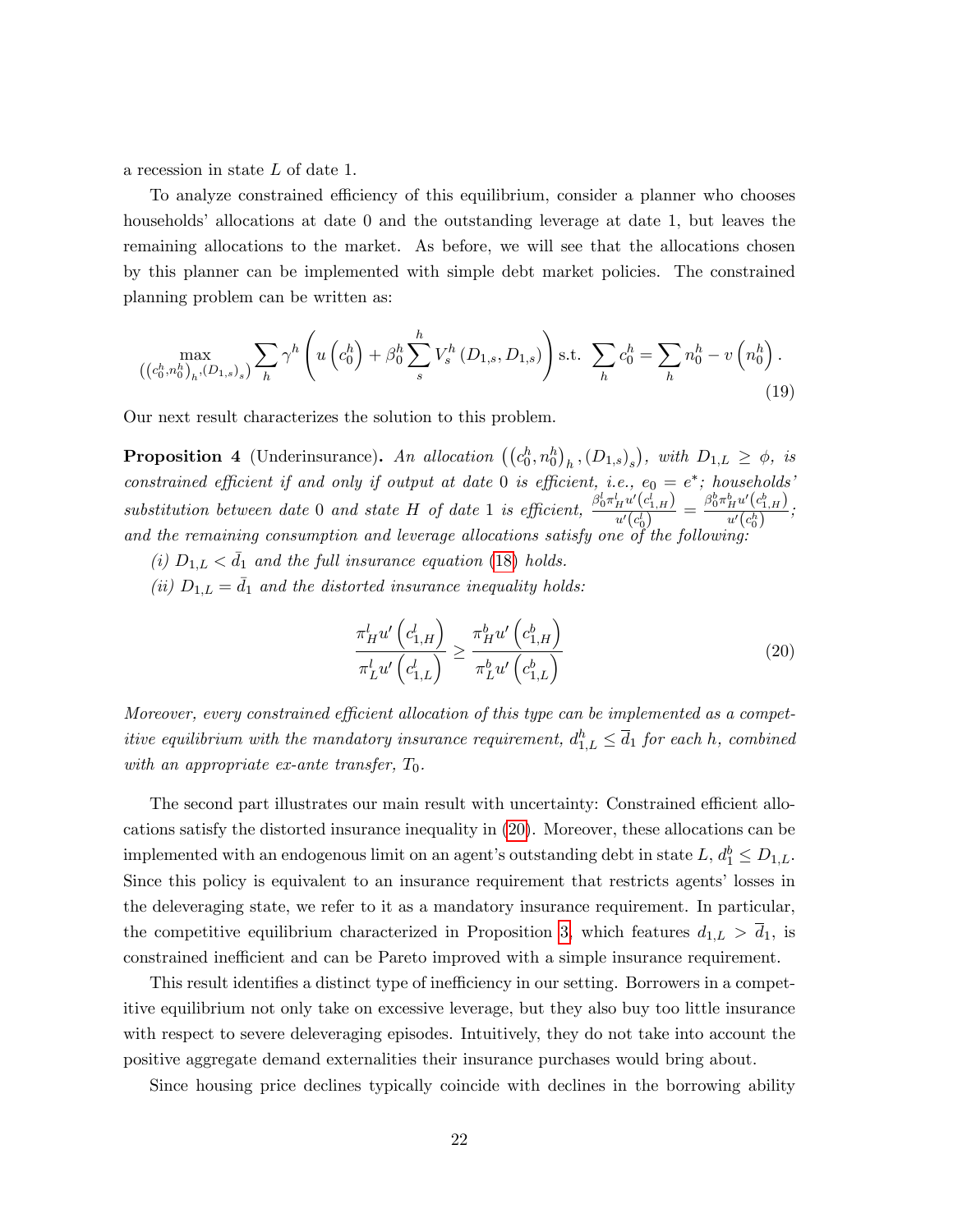a recession in state $L$ of date 1.

To analyze constrained efficiency of this equilibrium, consider a planner who chooses households' allocations at date 0 and the outstanding leverage at date 1, but leaves the remaining allocations to the market. As before, we will see that the allocations chosen by this planner can be implemented with simple debt market policies. The constrained planning problem can be written as:

$$\max_{\left(\left(c_0^h, n_0^h\right)_h, (D_{1,s})_s\right)} \sum_h \gamma^h \left( u\left(c_0^h\right) + \beta_0^h \sum_s^h V_s^h\left(D_{1,s}, D_{1,s}\right) \right) \text{ s.t. } \sum_h c_0^h = \sum_h n_0^h - v\left(n_0^h\right). \tag{19}$$

Our next result characterizes the solution to this problem.

**Proposition 4** (Underinsurance)**.** *An allocation $\left(\left(c_0^h, n_0^h\right)_h, (D_{1,s})_s\right)$, with $D_{1,L} \geq \phi$, is constrained efficient if and only if output at date 0 is efficient, i.e., $e_0 = e^*$; households' substitution between date 0 and state $H$ of date 1 is efficient, $\frac{\beta_0^l \pi_H^l u'\left(c_{1,H}^l\right)}{u'\left(c_0^l\right)} = \frac{\beta_0^b \pi_H^b u'\left(c_{1,H}^b\right)}{u'\left(c_0^h\right)}$; and the remaining consumption and leverage allocations satisfy one of the following:*

*(i) $D_{1,L} < \bar{d}_1$ and the full insurance equation (18) holds.*

*(ii) $D_{1,L} = \bar{d}_1$ and the distorted insurance inequality holds:*

$$\frac{\pi_H^l u'\left(c_{1,H}^l\right)}{\pi_L^l u'\left(c_{1,L}^l\right)} \geq \frac{\pi_H^b u'\left(c_{1,H}^b\right)}{\pi_L^b u'\left(c_{1,L}^b\right)} \tag{20}$$

*Moreover, every constrained efficient allocation of this type can be implemented as a competitive equilibrium with the mandatory insurance requirement, $d_{1,L}^h \leq \overline{d}_1$ for each $h$, combined with an appropriate ex-ante transfer, $T_0$.*

The second part illustrates our main result with uncertainty: Constrained efficient allocations satisfy the distorted insurance inequality in (20). Moreover, these allocations can be implemented with an endogenous limit on an agent's outstanding debt in state $L$, $d_1^b \leq D_{1,L}$. Since this policy is equivalent to an insurance requirement that restricts agents' losses in the deleveraging state, we refer to it as a mandatory insurance requirement. In particular, the competitive equilibrium characterized in Proposition 3, which features $d_{1,L} > \overline{d}_1$, is constrained inefficient and can be Pareto improved with a simple insurance requirement.

This result identifies a distinct type of inefficiency in our setting. Borrowers in a competitive equilibrium not only take on excessive leverage, but they also buy too little insurance with respect to severe deleveraging episodes. Intuitively, they do not take into account the positive aggregate demand externalities their insurance purchases would bring about.

Since housing price declines typically coincide with declines in the borrowing ability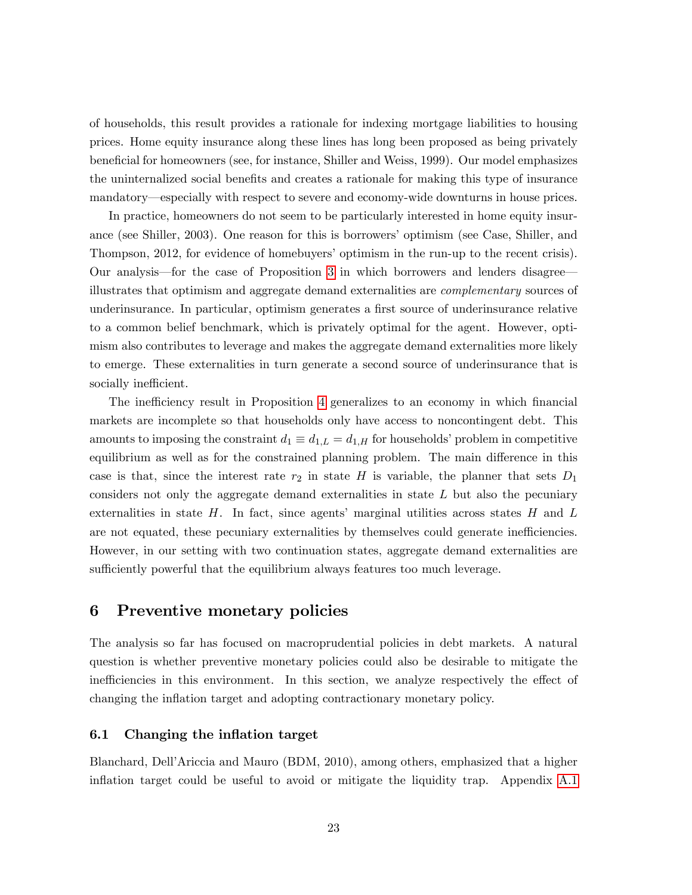of households, this result provides a rationale for indexing mortgage liabilities to housing prices. Home equity insurance along these lines has long been proposed as being privately beneficial for homeowners (see, for instance, Shiller and Weiss, 1999). Our model emphasizes the uninternalized social benefits and creates a rationale for making this type of insurance mandatory—especially with respect to severe and economy-wide downturns in house prices.

In practice, homeowners do not seem to be particularly interested in home equity insurance (see Shiller, 2003). One reason for this is borrowers' optimism (see Case, Shiller, and Thompson, 2012, for evidence of homebuyers' optimism in the run-up to the recent crisis). Our analysis—for the case of Proposition 3 in which borrowers and lenders disagree—illustrates that optimism and aggregate demand externalities are *complementary* sources of underinsurance. In particular, optimism generates a first source of underinsurance relative to a common belief benchmark, which is privately optimal for the agent. However, optimism also contributes to leverage and makes the aggregate demand externalities more likely to emerge. These externalities in turn generate a second source of underinsurance that is socially inefficient.

The inefficiency result in Proposition 4 generalizes to an economy in which financial markets are incomplete so that households only have access to noncontingent debt. This amounts to imposing the constraint $d_1 \equiv d_{1,L} = d_{1,H}$ for households' problem in competitive equilibrium as well as for the constrained planning problem. The main difference in this case is that, since the interest rate $r_2$ in state $H$ is variable, the planner that sets $D_1$ considers not only the aggregate demand externalities in state $L$ but also the pecuniary externalities in state $H$. In fact, since agents' marginal utilities across states $H$ and $L$ are not equated, these pecuniary externalities by themselves could generate inefficiencies. However, in our setting with two continuation states, aggregate demand externalities are sufficiently powerful that the equilibrium always features too much leverage.

# 6 Preventive monetary policies

The analysis so far has focused on macroprudential policies in debt markets. A natural question is whether preventive monetary policies could also be desirable to mitigate the inefficiencies in this environment. In this section, we analyze respectively the effect of changing the inflation target and adopting contractionary monetary policy.

## 6.1 Changing the inflation target

Blanchard, Dell'Ariccia and Mauro (BDM, 2010), among others, emphasized that a higher inflation target could be useful to avoid or mitigate the liquidity trap. Appendix A.1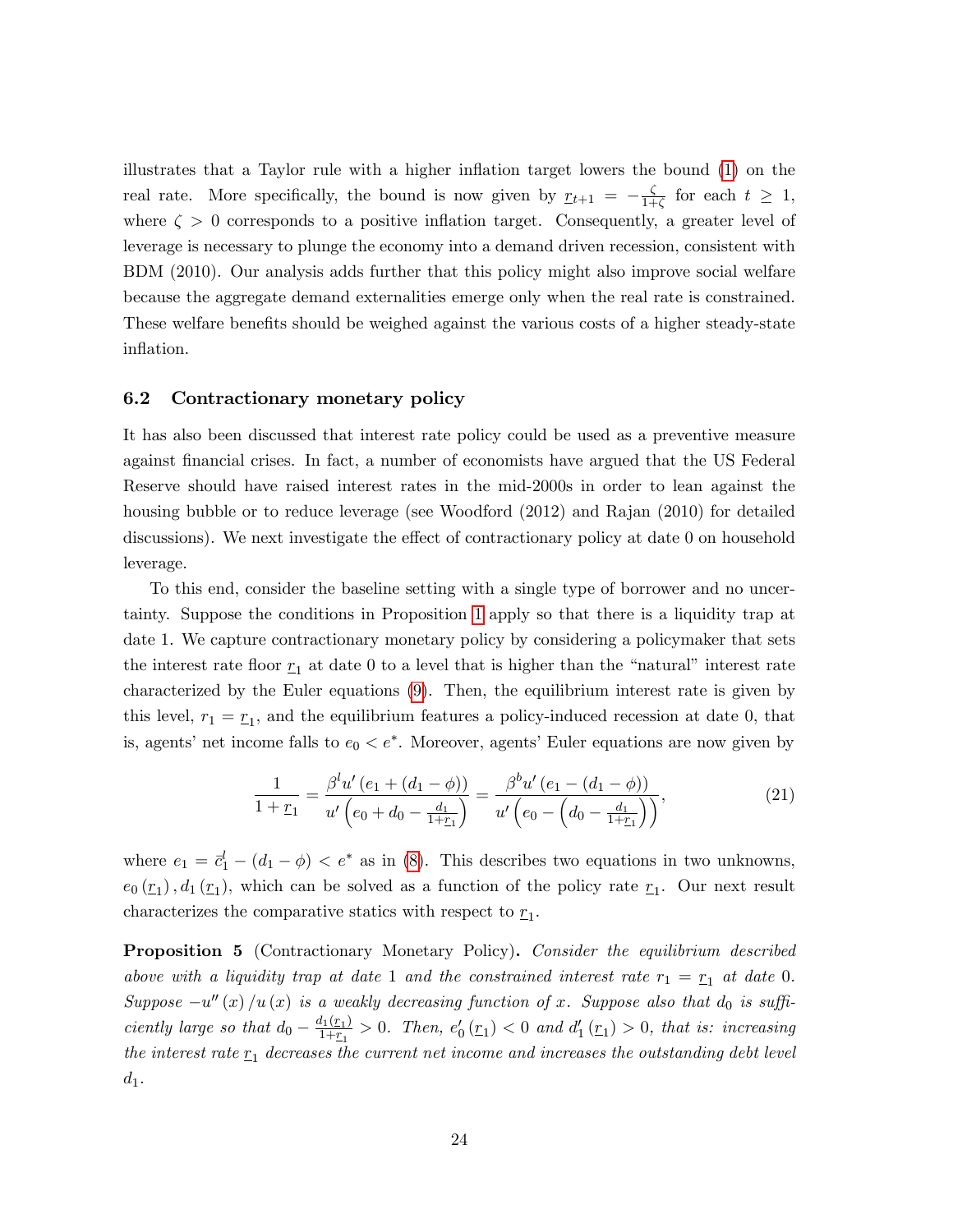illustrates that a Taylor rule with a higher inflation target lowers the bound (1) on the real rate. More specifically, the bound is now given by $\underline{r}_{t+1} = -\frac{\zeta}{1+\zeta}$ for each $t \geq 1$, where $\zeta > 0$ corresponds to a positive inflation target. Consequently, a greater level of leverage is necessary to plunge the economy into a demand driven recession, consistent with BDM (2010). Our analysis adds further that this policy might also improve social welfare because the aggregate demand externalities emerge only when the real rate is constrained. These welfare benefits should be weighed against the various costs of a higher steady-state inflation.

### 6.2 Contractionary monetary policy

It has also been discussed that interest rate policy could be used as a preventive measure against financial crises. In fact, a number of economists have argued that the US Federal Reserve should have raised interest rates in the mid-2000s in order to lean against the housing bubble or to reduce leverage (see Woodford (2012) and Rajan (2010) for detailed discussions). We next investigate the effect of contractionary policy at date 0 on household leverage.

To this end, consider the baseline setting with a single type of borrower and no uncertainty. Suppose the conditions in Proposition 1 apply so that there is a liquidity trap at date 1. We capture contractionary monetary policy by considering a policymaker that sets the interest rate floor $\underline{r}_1$ at date 0 to a level that is higher than the "natural" interest rate characterized by the Euler equations (9). Then, the equilibrium interest rate is given by this level, $r_1 = \underline{r}_1$, and the equilibrium features a policy-induced recession at date 0, that is, agents' net income falls to $e_0 < e^*$. Moreover, agents' Euler equations are now given by

$$\frac{1}{1+\underline{r}_1} = \frac{\beta^l u'\left(e_1 + (d_1 - \phi)\right)}{u'\left(e_0 + d_0 - \frac{d_1}{1+\underline{r}_1}\right)} = \frac{\beta^b u'\left(e_1 - (d_1 - \phi)\right)}{u'\left(e_0 - \left(d_0 - \frac{d_1}{1+\underline{r}_1}\right)\right)}, \tag{21}$$

where $e_1 = \bar{c}_1^l - (d_1 - \phi) < e^*$ as in (8). This describes two equations in two unknowns, $e_0(\underline{r}_1), d_1(\underline{r}_1)$, which can be solved as a function of the policy rate $\underline{r}_1$. Our next result characterizes the comparative statics with respect to $\underline{r}_1$.

**Proposition 5** (Contractionary Monetary Policy)**.** *Consider the equilibrium described above with a liquidity trap at date 1 and the constrained interest rate $r_1 = \underline{r}_1$ at date 0. Suppose $-u''(x)/u(x)$ is a weakly decreasing function of $x$. Suppose also that $d_0$ is sufficiently large so that $d_0 - \frac{d_1(\underline{r}_1)}{1+\underline{r}_1} > 0$. Then, $e_0'(\underline{r}_1) < 0$ and $d_1'(\underline{r}_1) > 0$, that is: increasing the interest rate $\underline{r}_1$ decreases the current net income and increases the outstanding debt level $d_1$.*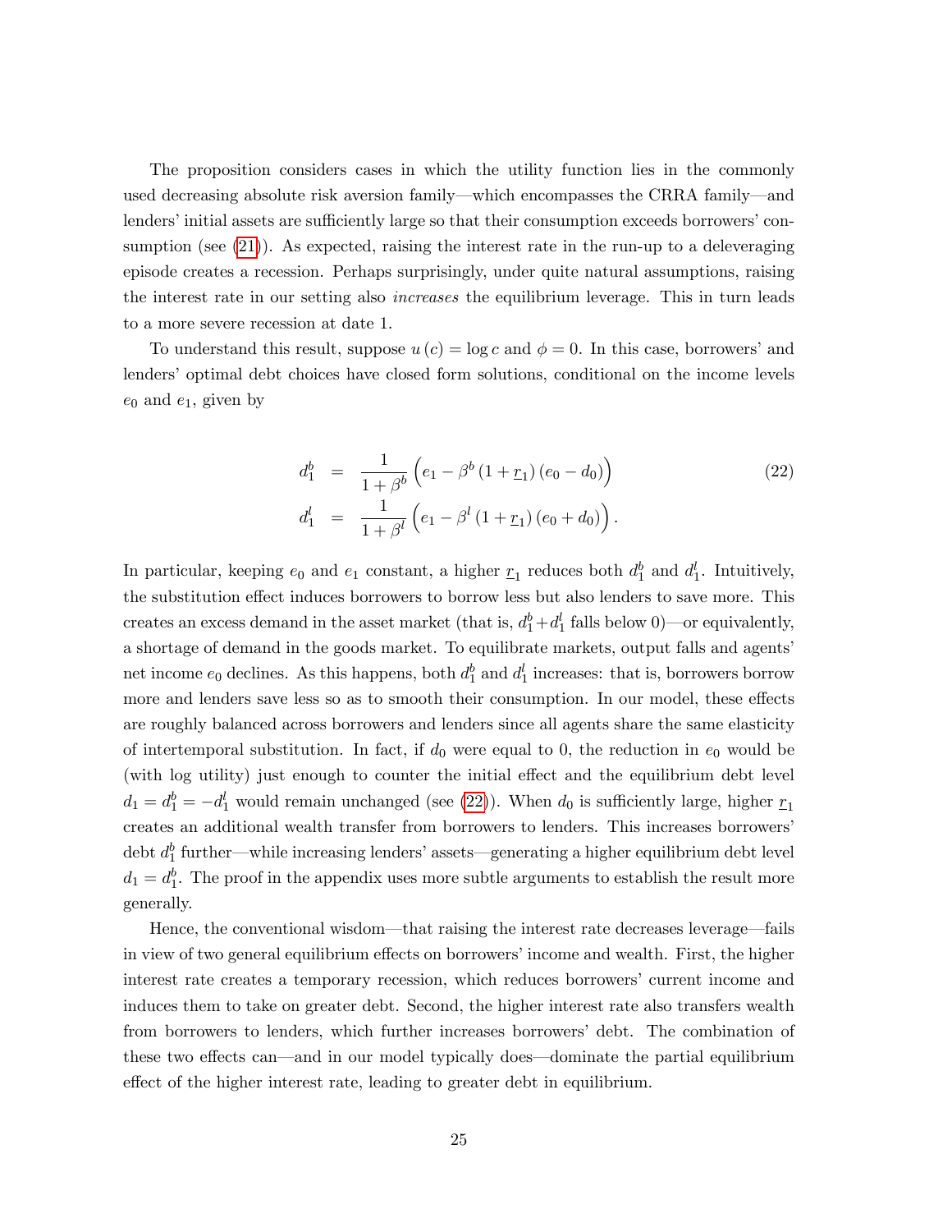The proposition considers cases in which the utility function lies in the commonly used decreasing absolute risk aversion family—which encompasses the CRRA family—and lenders' initial assets are sufficiently large so that their consumption exceeds borrowers' consumption (see (21)). As expected, raising the interest rate in the run-up to a deleveraging episode creates a recession. Perhaps surprisingly, under quite natural assumptions, raising the interest rate in our setting also *increases* the equilibrium leverage. This in turn leads to a more severe recession at date 1.

To understand this result, suppose $u(c) = \log c$ and $\phi = 0$. In this case, borrowers' and lenders' optimal debt choices have closed form solutions, conditional on the income levels $e_0$ and $e_1$, given by

$$
\begin{aligned}
d_1^b &= \frac{1}{1+\beta^b}\Big(e_1 - \beta^b\left(1+\underline{r}_1\right)\left(e_0 - d_0\right)\Big) \\
d_1^l &= \frac{1}{1+\beta^l}\Big(e_1 - \beta^l\left(1+\underline{r}_1\right)\left(e_0 + d_0\right)\Big).
\end{aligned}
\tag{22}
$$

In particular, keeping $e_0$ and $e_1$ constant, a higher $\underline{r}_1$ reduces both $d_1^b$ and $d_1^l$. Intuitively, the substitution effect induces borrowers to borrow less but also lenders to save more. This creates an excess demand in the asset market (that is, $d_1^b + d_1^l$ falls below 0)—or equivalently, a shortage of demand in the goods market. To equilibrate markets, output falls and agents' net income $e_0$ declines. As this happens, both $d_1^b$ and $d_1^l$ increases: that is, borrowers borrow more and lenders save less so as to smooth their consumption. In our model, these effects are roughly balanced across borrowers and lenders since all agents share the same elasticity of intertemporal substitution. In fact, if $d_0$ were equal to 0, the reduction in $e_0$ would be (with log utility) just enough to counter the initial effect and the equilibrium debt level $d_1 = d_1^b = -d_1^l$ would remain unchanged (see (22)). When $d_0$ is sufficiently large, higher $\underline{r}_1$ creates an additional wealth transfer from borrowers to lenders. This increases borrowers' debt $d_1^b$ further—while increasing lenders' assets—generating a higher equilibrium debt level $d_1 = d_1^b$. The proof in the appendix uses more subtle arguments to establish the result more generally.

Hence, the conventional wisdom—that raising the interest rate decreases leverage—fails in view of two general equilibrium effects on borrowers' income and wealth. First, the higher interest rate creates a temporary recession, which reduces borrowers' current income and induces them to take on greater debt. Second, the higher interest rate also transfers wealth from borrowers to lenders, which further increases borrowers' debt. The combination of these two effects can—and in our model typically does—dominate the partial equilibrium effect of the higher interest rate, leading to greater debt in equilibrium.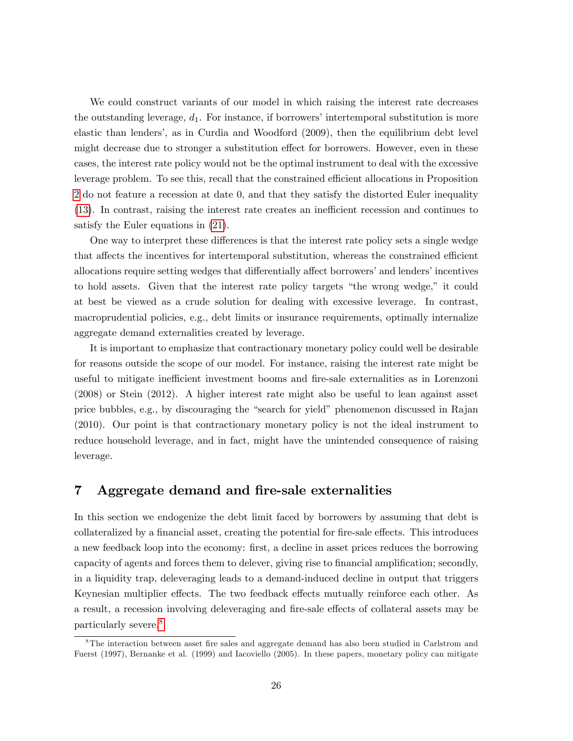We could construct variants of our model in which raising the interest rate decreases the outstanding leverage, $d_1$. For instance, if borrowers' intertemporal substitution is more elastic than lenders', as in Curdia and Woodford (2009), then the equilibrium debt level might decrease due to stronger a substitution effect for borrowers. However, even in these cases, the interest rate policy would not be the optimal instrument to deal with the excessive leverage problem. To see this, recall that the constrained efficient allocations in Proposition 2 do not feature a recession at date 0, and that they satisfy the distorted Euler inequality (13). In contrast, raising the interest rate creates an inefficient recession and continues to satisfy the Euler equations in (21).

One way to interpret these differences is that the interest rate policy sets a single wedge that affects the incentives for intertemporal substitution, whereas the constrained efficient allocations require setting wedges that differentially affect borrowers' and lenders' incentives to hold assets. Given that the interest rate policy targets "the wrong wedge," it could at best be viewed as a crude solution for dealing with excessive leverage. In contrast, macroprudential policies, e.g., debt limits or insurance requirements, optimally internalize aggregate demand externalities created by leverage.

It is important to emphasize that contractionary monetary policy could well be desirable for reasons outside the scope of our model. For instance, raising the interest rate might be useful to mitigate inefficient investment booms and fire-sale externalities as in Lorenzoni (2008) or Stein (2012). A higher interest rate might also be useful to lean against asset price bubbles, e.g., by discouraging the "search for yield" phenomenon discussed in Rajan (2010). Our point is that contractionary monetary policy is not the ideal instrument to reduce household leverage, and in fact, might have the unintended consequence of raising leverage.

## 7 Aggregate demand and fire-sale externalities

In this section we endogenize the debt limit faced by borrowers by assuming that debt is collateralized by a financial asset, creating the potential for fire-sale effects. This introduces a new feedback loop into the economy: first, a decline in asset prices reduces the borrowing capacity of agents and forces them to delever, giving rise to financial amplification; secondly, in a liquidity trap, deleveraging leads to a demand-induced decline in output that triggers Keynesian multiplier effects. The two feedback effects mutually reinforce each other. As a result, a recession involving deleveraging and fire-sale effects of collateral assets may be particularly severe.[8]

[8]The interaction between asset fire sales and aggregate demand has also been studied in Carlstrom and Fuerst (1997), Bernanke et al. (1999) and Iacoviello (2005). In these papers, monetary policy can mitigate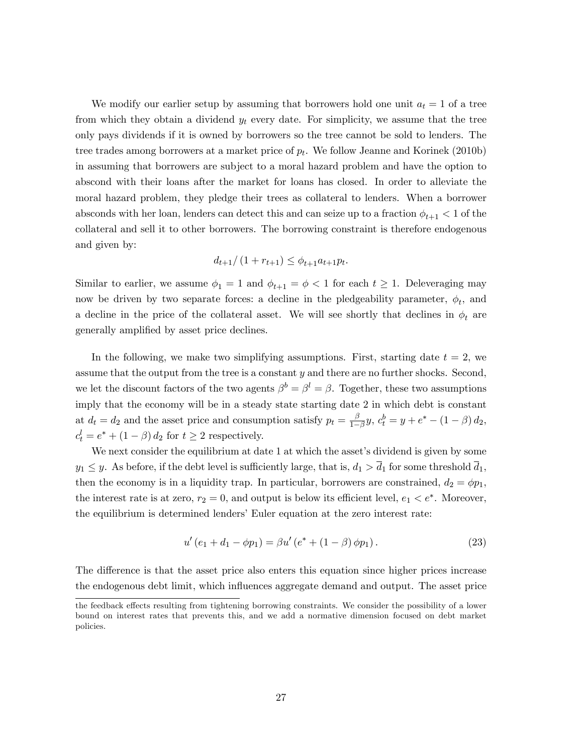We modify our earlier setup by assuming that borrowers hold one unit $a_t = 1$ of a tree from which they obtain a dividend $y_t$ every date. For simplicity, we assume that the tree only pays dividends if it is owned by borrowers so the tree cannot be sold to lenders. The tree trades among borrowers at a market price of $p_t$. We follow Jeanne and Korinek (2010b) in assuming that borrowers are subject to a moral hazard problem and have the option to abscond with their loans after the market for loans has closed. In order to alleviate the moral hazard problem, they pledge their trees as collateral to lenders. When a borrower absconds with her loan, lenders can detect this and can seize up to a fraction $\phi_{t+1} < 1$ of the collateral and sell it to other borrowers. The borrowing constraint is therefore endogenous and given by:

$$d_{t+1}/\left(1 + r_{t+1}\right) \leq \phi_{t+1} a_{t+1} p_t.$$

Similar to earlier, we assume $\phi_1 = 1$ and $\phi_{t+1} = \phi < 1$ for each $t \geq 1$. Deleveraging may now be driven by two separate forces: a decline in the pledgeability parameter, $\phi_t$, and a decline in the price of the collateral asset. We will see shortly that declines in $\phi_t$ are generally amplified by asset price declines.

In the following, we make two simplifying assumptions. First, starting date $t = 2$, we assume that the output from the tree is a constant $y$ and there are no further shocks. Second, we let the discount factors of the two agents $\beta^b = \beta^l = \beta$. Together, these two assumptions imply that the economy will be in a steady state starting date 2 in which debt is constant at $d_t = d_2$ and the asset price and consumption satisfy $p_t = \frac{\beta}{1-\beta} y$, $c_t^b = y + e^* - (1-\beta) d_2$, $c_t^l = e^* + (1-\beta) d_2$ for $t \geq 2$ respectively.

We next consider the equilibrium at date 1 at which the asset's dividend is given by some $y_1 \leq y$. As before, if the debt level is sufficiently large, that is, $d_1 > \overline{d}_1$ for some threshold $\overline{d}_1$, then the economy is in a liquidity trap. In particular, borrowers are constrained, $d_2 = \phi p_1$, the interest rate is at zero, $r_2 = 0$, and output is below its efficient level, $e_1 < e^*$. Moreover, the equilibrium is determined lenders' Euler equation at the zero interest rate:

$$u'\left(e_1 + d_1 - \phi p_1\right) = \beta u'\left(e^* + (1-\beta) \phi p_1\right). \tag{23}$$

The difference is that the asset price also enters this equation since higher prices increase the endogenous debt limit, which influences aggregate demand and output. The asset price

the feedback effects resulting from tightening borrowing constraints. We consider the possibility of a lower bound on interest rates that prevents this, and we add a normative dimension focused on debt market policies.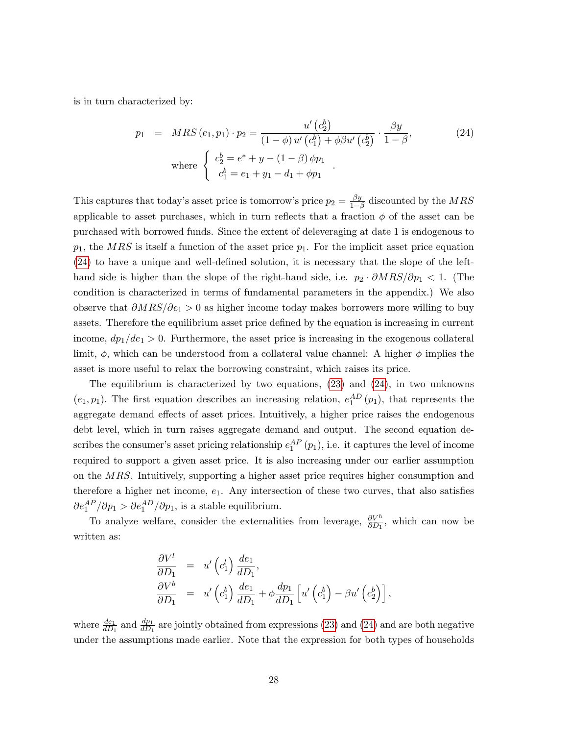is in turn characterized by:

$$
\begin{aligned}
p_1 &= MRS\left(e_1, p_1\right) \cdot p_2 = \frac{u'\left(c_2^b\right)}{\left(1-\phi\right)u'\left(c_1^b\right) + \phi\beta u'\left(c_2^b\right)} \cdot \frac{\beta y}{1-\beta}, \\
&\text{where } \left\{ \begin{array}{l} c_2^b = e^* + y - \left(1-\beta\right)\phi p_1 \\ c_1^b = e_1 + y_1 - d_1 + \phi p_1 \end{array} \right. .
\end{aligned} \tag{24}
$$

This captures that today's asset price is tomorrow's price $p_2 = \frac{\beta y}{1-\beta}$ discounted by the $MRS$ applicable to asset purchases, which in turn reflects that a fraction $\phi$ of the asset can be purchased with borrowed funds. Since the extent of deleveraging at date 1 is endogenous to $p_1$, the $MRS$ is itself a function of the asset price $p_1$. For the implicit asset price equation (24) to have a unique and well-defined solution, it is necessary that the slope of the left-hand side is higher than the slope of the right-hand side, i.e. $p_2 \cdot \partial MRS/\partial p_1 < 1$. (The condition is characterized in terms of fundamental parameters in the appendix.) We also observe that $\partial MRS/\partial e_1 > 0$ as higher income today makes borrowers more willing to buy assets. Therefore the equilibrium asset price defined by the equation is increasing in current income, $dp_1/de_1 > 0$. Furthermore, the asset price is increasing in the exogenous collateral limit, $\phi$, which can be understood from a collateral value channel: A higher $\phi$ implies the asset is more useful to relax the borrowing constraint, which raises its price.

The equilibrium is characterized by two equations, (23) and (24), in two unknowns $(e_1, p_1)$. The first equation describes an increasing relation, $e_1^{AD}\left(p_1\right)$, that represents the aggregate demand effects of asset prices. Intuitively, a higher price raises the endogenous debt level, which in turn raises aggregate demand and output. The second equation describes the consumer's asset pricing relationship $e_1^{AP}\left(p_1\right)$, i.e. it captures the level of income required to support a given asset price. It is also increasing under our earlier assumption on the $MRS$. Intuitively, supporting a higher asset price requires higher consumption and therefore a higher net income, $e_1$. Any intersection of these two curves, that also satisfies $\partial e_1^{AP}/\partial p_1 > \partial e_1^{AD}/\partial p_1$, is a stable equilibrium.

To analyze welfare, consider the externalities from leverage, $\frac{\partial V^h}{\partial D_1}$, which can now be written as:

$$
\begin{aligned}
\frac{\partial V^l}{\partial D_1} &= u'\left(c_1^l\right)\frac{de_1}{dD_1}, \\
\frac{\partial V^b}{\partial D_1} &= u'\left(c_1^b\right)\frac{de_1}{dD_1} + \phi\frac{dp_1}{dD_1}\left[u'\left(c_1^b\right) - \beta u'\left(c_2^b\right)\right],
\end{aligned}
$$

where $\frac{de_1}{dD_1}$ and $\frac{dp_1}{dD_1}$ are jointly obtained from expressions (23) and (24) and are both negative under the assumptions made earlier. Note that the expression for both types of households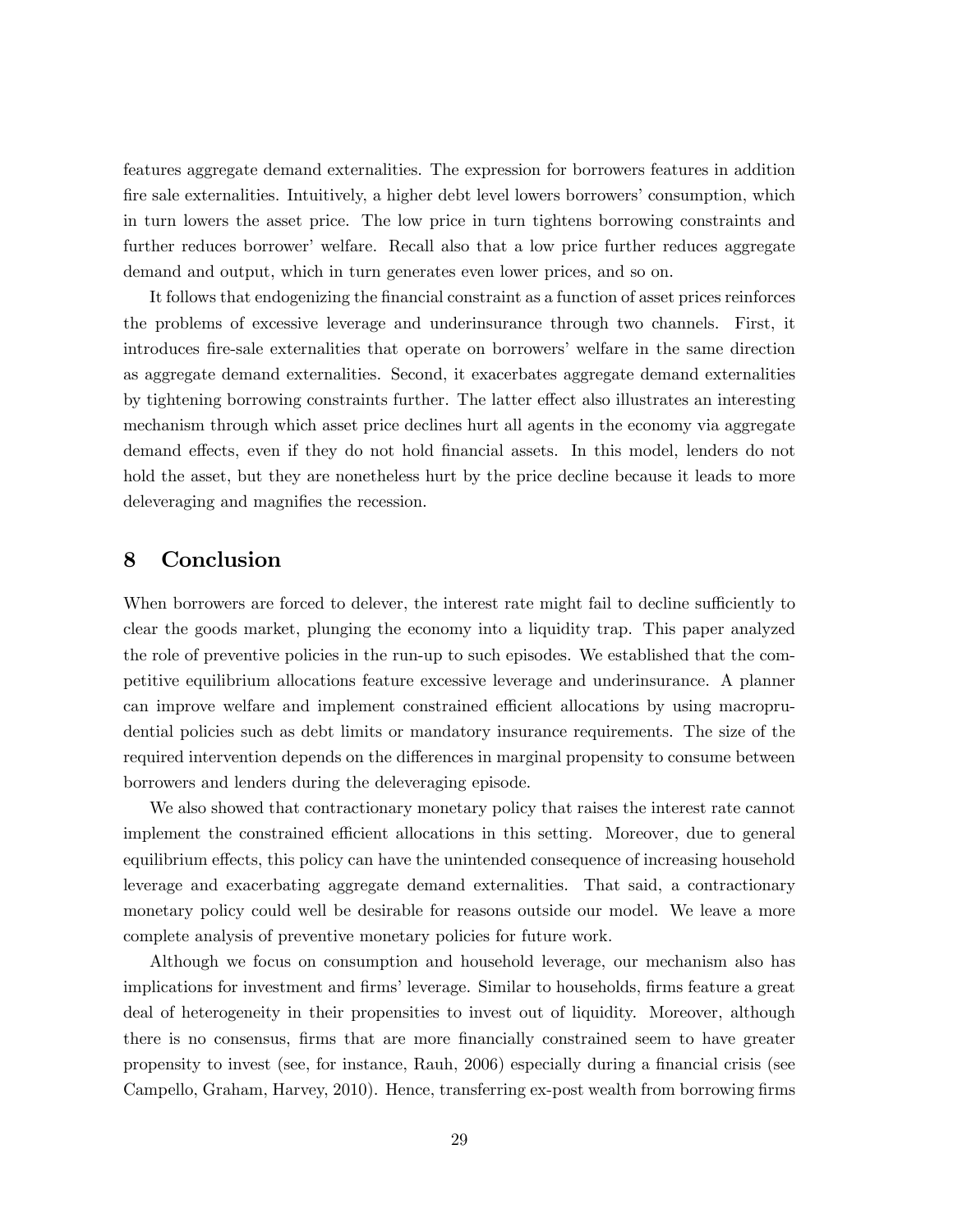features aggregate demand externalities. The expression for borrowers features in addition fire sale externalities. Intuitively, a higher debt level lowers borrowers' consumption, which in turn lowers the asset price. The low price in turn tightens borrowing constraints and further reduces borrower' welfare. Recall also that a low price further reduces aggregate demand and output, which in turn generates even lower prices, and so on.

It follows that endogenizing the financial constraint as a function of asset prices reinforces the problems of excessive leverage and underinsurance through two channels. First, it introduces fire-sale externalities that operate on borrowers' welfare in the same direction as aggregate demand externalities. Second, it exacerbates aggregate demand externalities by tightening borrowing constraints further. The latter effect also illustrates an interesting mechanism through which asset price declines hurt all agents in the economy via aggregate demand effects, even if they do not hold financial assets. In this model, lenders do not hold the asset, but they are nonetheless hurt by the price decline because it leads to more deleveraging and magnifies the recession.

# 8 Conclusion

When borrowers are forced to delever, the interest rate might fail to decline sufficiently to clear the goods market, plunging the economy into a liquidity trap. This paper analyzed the role of preventive policies in the run-up to such episodes. We established that the competitive equilibrium allocations feature excessive leverage and underinsurance. A planner can improve welfare and implement constrained efficient allocations by using macroprudential policies such as debt limits or mandatory insurance requirements. The size of the required intervention depends on the differences in marginal propensity to consume between borrowers and lenders during the deleveraging episode.

We also showed that contractionary monetary policy that raises the interest rate cannot implement the constrained efficient allocations in this setting. Moreover, due to general equilibrium effects, this policy can have the unintended consequence of increasing household leverage and exacerbating aggregate demand externalities. That said, a contractionary monetary policy could well be desirable for reasons outside our model. We leave a more complete analysis of preventive monetary policies for future work.

Although we focus on consumption and household leverage, our mechanism also has implications for investment and firms' leverage. Similar to households, firms feature a great deal of heterogeneity in their propensities to invest out of liquidity. Moreover, although there is no consensus, firms that are more financially constrained seem to have greater propensity to invest (see, for instance, Rauh, 2006) especially during a financial crisis (see Campello, Graham, Harvey, 2010). Hence, transferring ex-post wealth from borrowing firms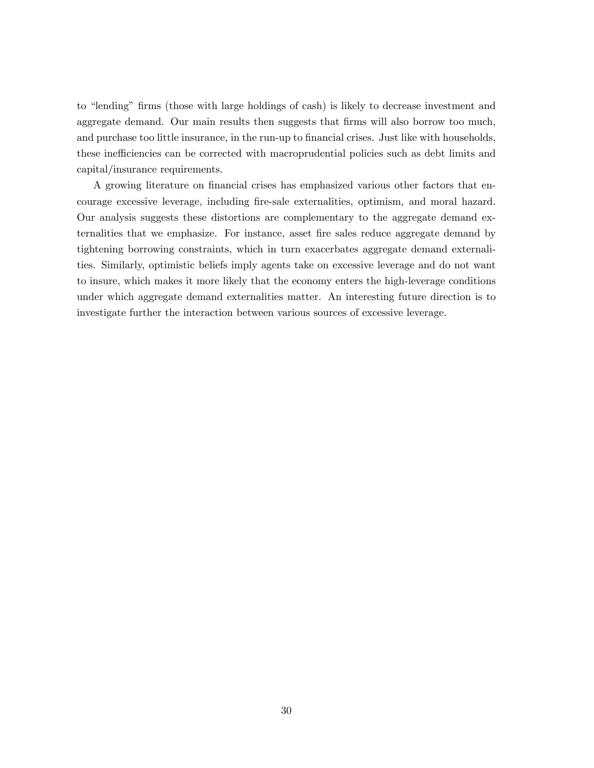to "lending" firms (those with large holdings of cash) is likely to decrease investment and aggregate demand. Our main results then suggests that firms will also borrow too much, and purchase too little insurance, in the run-up to financial crises. Just like with households, these inefficiencies can be corrected with macroprudential policies such as debt limits and capital/insurance requirements.

A growing literature on financial crises has emphasized various other factors that encourage excessive leverage, including fire-sale externalities, optimism, and moral hazard. Our analysis suggests these distortions are complementary to the aggregate demand externalities that we emphasize. For instance, asset fire sales reduce aggregate demand by tightening borrowing constraints, which in turn exacerbates aggregate demand externalities. Similarly, optimistic beliefs imply agents take on excessive leverage and do not want to insure, which makes it more likely that the economy enters the high-leverage conditions under which aggregate demand externalities matter. An interesting future direction is to investigate further the interaction between various sources of excessive leverage.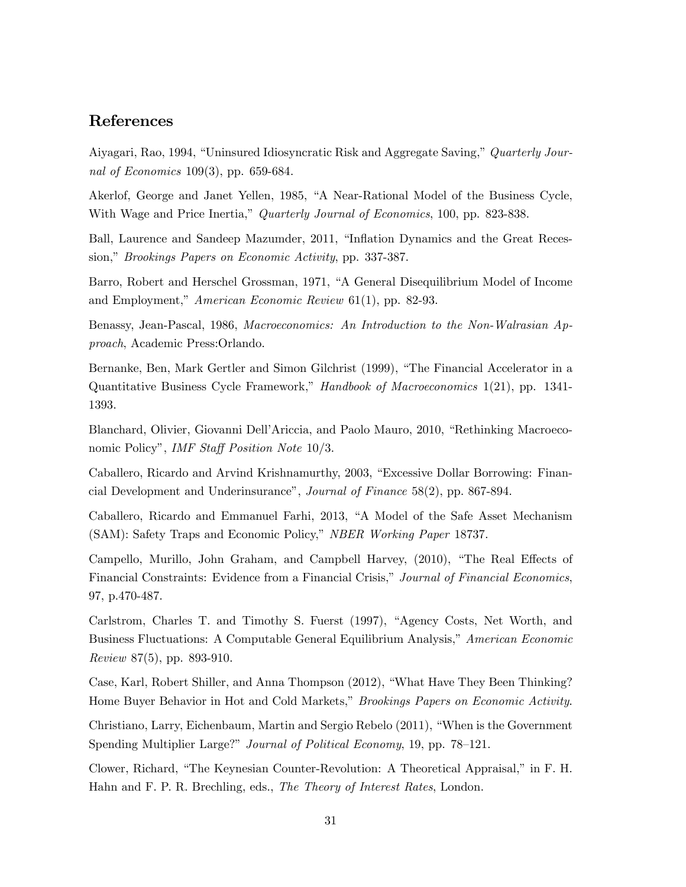## References

Aiyagari, Rao, 1994, "Uninsured Idiosyncratic Risk and Aggregate Saving," *Quarterly Journal of Economics* 109(3), pp. 659-684.

Akerlof, George and Janet Yellen, 1985, "A Near-Rational Model of the Business Cycle, With Wage and Price Inertia," *Quarterly Journal of Economics*, 100, pp. 823-838.

Ball, Laurence and Sandeep Mazumder, 2011, "Inflation Dynamics and the Great Recession," *Brookings Papers on Economic Activity*, pp. 337-387.

Barro, Robert and Herschel Grossman, 1971, "A General Disequilibrium Model of Income and Employment," *American Economic Review* 61(1), pp. 82-93.

Benassy, Jean-Pascal, 1986, *Macroeconomics: An Introduction to the Non-Walrasian Approach*, Academic Press:Orlando.

Bernanke, Ben, Mark Gertler and Simon Gilchrist (1999), "The Financial Accelerator in a Quantitative Business Cycle Framework," *Handbook of Macroeconomics* 1(21), pp. 1341-1393.

Blanchard, Olivier, Giovanni Dell'Ariccia, and Paolo Mauro, 2010, "Rethinking Macroeconomic Policy", *IMF Staff Position Note* 10/3.

Caballero, Ricardo and Arvind Krishnamurthy, 2003, "Excessive Dollar Borrowing: Financial Development and Underinsurance", *Journal of Finance* 58(2), pp. 867-894.

Caballero, Ricardo and Emmanuel Farhi, 2013, "A Model of the Safe Asset Mechanism (SAM): Safety Traps and Economic Policy," *NBER Working Paper* 18737.

Campello, Murillo, John Graham, and Campbell Harvey, (2010), "The Real Effects of Financial Constraints: Evidence from a Financial Crisis," *Journal of Financial Economics*, 97, p.470-487.

Carlstrom, Charles T. and Timothy S. Fuerst (1997), "Agency Costs, Net Worth, and Business Fluctuations: A Computable General Equilibrium Analysis," *American Economic Review* 87(5), pp. 893-910.

Case, Karl, Robert Shiller, and Anna Thompson (2012), "What Have They Been Thinking? Home Buyer Behavior in Hot and Cold Markets," *Brookings Papers on Economic Activity*.

Christiano, Larry, Eichenbaum, Martin and Sergio Rebelo (2011), "When is the Government Spending Multiplier Large?" *Journal of Political Economy*, 19, pp. 78–121.

Clower, Richard, "The Keynesian Counter-Revolution: A Theoretical Appraisal," in F. H. Hahn and F. P. R. Brechling, eds., *The Theory of Interest Rates*, London.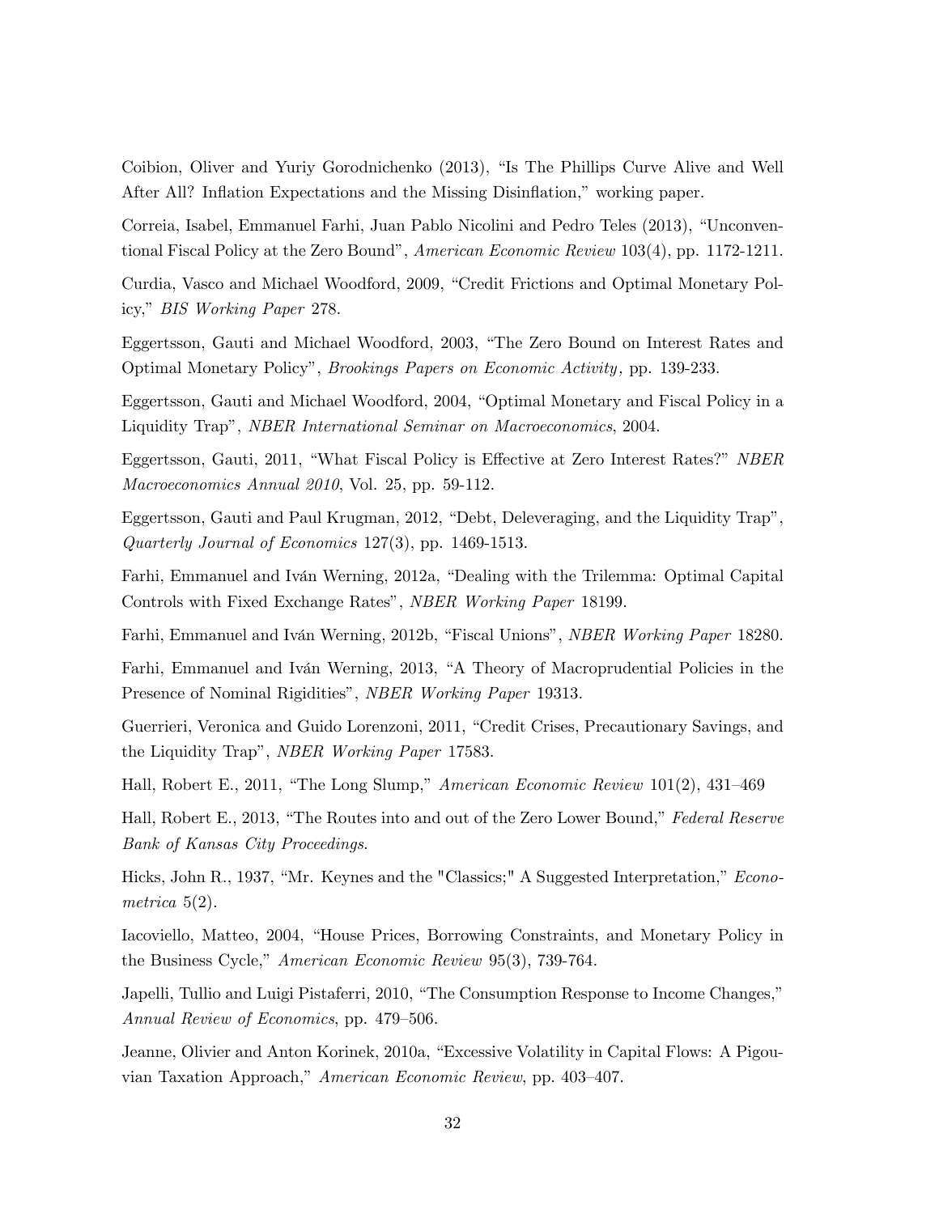Coibion, Oliver and Yuriy Gorodnichenko (2013), "Is The Phillips Curve Alive and Well After All? Inflation Expectations and the Missing Disinflation," working paper.

Correia, Isabel, Emmanuel Farhi, Juan Pablo Nicolini and Pedro Teles (2013), "Unconventional Fiscal Policy at the Zero Bound", *American Economic Review* 103(4), pp. 1172-1211.

Curdia, Vasco and Michael Woodford, 2009, "Credit Frictions and Optimal Monetary Policy," *BIS Working Paper* 278.

Eggertsson, Gauti and Michael Woodford, 2003, "The Zero Bound on Interest Rates and Optimal Monetary Policy", *Brookings Papers on Economic Activity,* pp. 139-233.

Eggertsson, Gauti and Michael Woodford, 2004, "Optimal Monetary and Fiscal Policy in a Liquidity Trap", *NBER International Seminar on Macroeconomics*, 2004.

Eggertsson, Gauti, 2011, "What Fiscal Policy is Effective at Zero Interest Rates?" *NBER Macroeconomics Annual 2010*, Vol. 25, pp. 59-112.

Eggertsson, Gauti and Paul Krugman, 2012, "Debt, Deleveraging, and the Liquidity Trap", *Quarterly Journal of Economics* 127(3), pp. 1469-1513.

Farhi, Emmanuel and Iván Werning, 2012a, "Dealing with the Trilemma: Optimal Capital Controls with Fixed Exchange Rates", *NBER Working Paper* 18199.

Farhi, Emmanuel and Iván Werning, 2012b, "Fiscal Unions", *NBER Working Paper* 18280.

Farhi, Emmanuel and Iván Werning, 2013, "A Theory of Macroprudential Policies in the Presence of Nominal Rigidities", *NBER Working Paper* 19313.

Guerrieri, Veronica and Guido Lorenzoni, 2011, "Credit Crises, Precautionary Savings, and the Liquidity Trap", *NBER Working Paper* 17583.

Hall, Robert E., 2011, "The Long Slump," *American Economic Review* 101(2), 431–469

Hall, Robert E., 2013, "The Routes into and out of the Zero Lower Bound," *Federal Reserve Bank of Kansas City Proceedings*.

Hicks, John R., 1937, "Mr. Keynes and the "Classics;" A Suggested Interpretation," *Econometrica* 5(2).

Iacoviello, Matteo, 2004, "House Prices, Borrowing Constraints, and Monetary Policy in the Business Cycle," *American Economic Review* 95(3), 739-764.

Japelli, Tullio and Luigi Pistaferri, 2010, "The Consumption Response to Income Changes," *Annual Review of Economics*, pp. 479–506.

Jeanne, Olivier and Anton Korinek, 2010a, "Excessive Volatility in Capital Flows: A Pigouvian Taxation Approach," *American Economic Review*, pp. 403–407.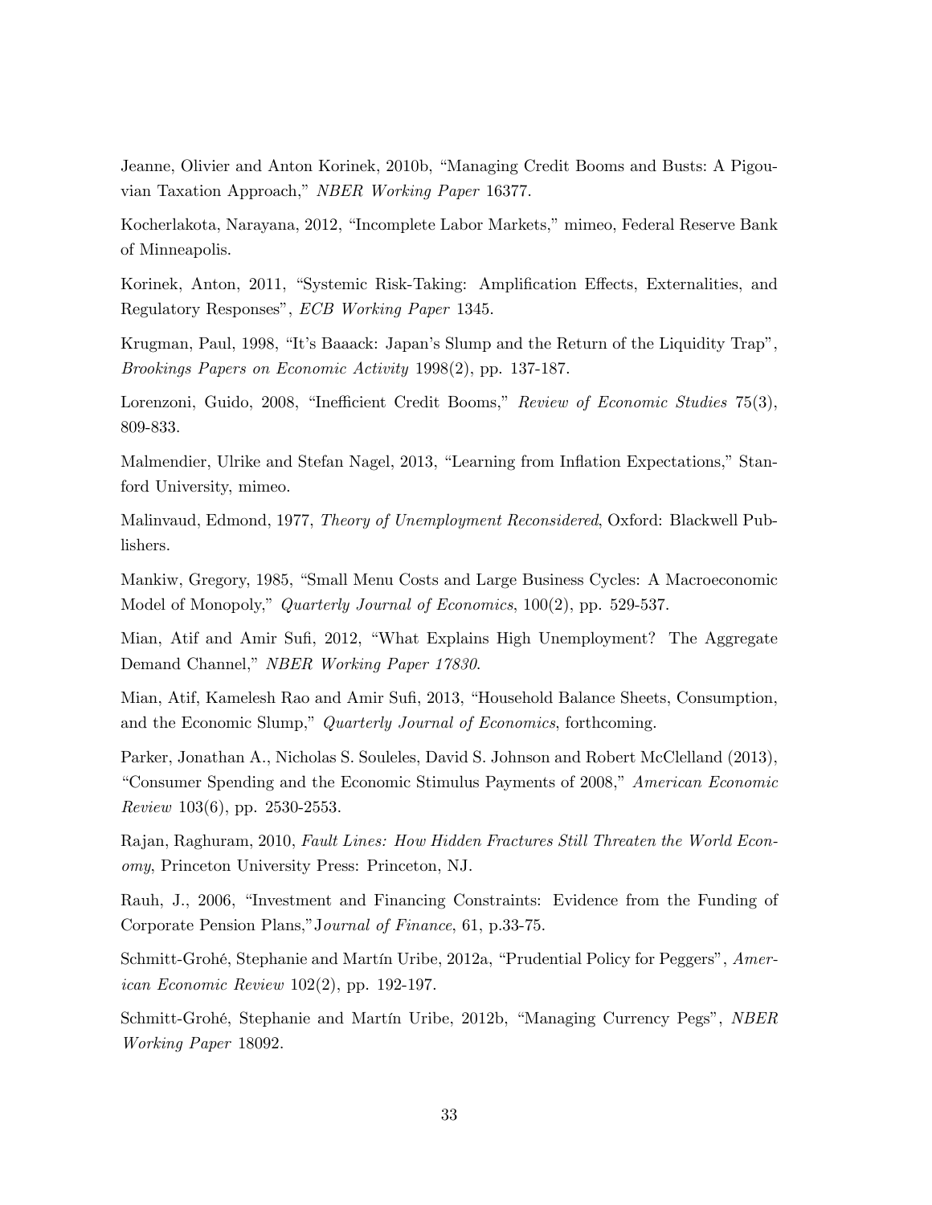Jeanne, Olivier and Anton Korinek, 2010b, "Managing Credit Booms and Busts: A Pigouvian Taxation Approach," *NBER Working Paper* 16377.

Kocherlakota, Narayana, 2012, "Incomplete Labor Markets," mimeo, Federal Reserve Bank of Minneapolis.

Korinek, Anton, 2011, "Systemic Risk-Taking: Amplification Effects, Externalities, and Regulatory Responses", *ECB Working Paper* 1345.

Krugman, Paul, 1998, "It's Baaack: Japan's Slump and the Return of the Liquidity Trap", *Brookings Papers on Economic Activity* 1998(2), pp. 137-187.

Lorenzoni, Guido, 2008, "Inefficient Credit Booms," *Review of Economic Studies* 75(3), 809-833.

Malmendier, Ulrike and Stefan Nagel, 2013, "Learning from Inflation Expectations," Stanford University, mimeo.

Malinvaud, Edmond, 1977, *Theory of Unemployment Reconsidered*, Oxford: Blackwell Publishers.

Mankiw, Gregory, 1985, "Small Menu Costs and Large Business Cycles: A Macroeconomic Model of Monopoly," *Quarterly Journal of Economics*, 100(2), pp. 529-537.

Mian, Atif and Amir Sufi, 2012, "What Explains High Unemployment? The Aggregate Demand Channel," *NBER Working Paper 17830*.

Mian, Atif, Kamelesh Rao and Amir Sufi, 2013, "Household Balance Sheets, Consumption, and the Economic Slump," *Quarterly Journal of Economics*, forthcoming.

Parker, Jonathan A., Nicholas S. Souleles, David S. Johnson and Robert McClelland (2013), "Consumer Spending and the Economic Stimulus Payments of 2008," *American Economic Review* 103(6), pp. 2530-2553.

Rajan, Raghuram, 2010, *Fault Lines: How Hidden Fractures Still Threaten the World Economy*, Princeton University Press: Princeton, NJ.

Rauh, J., 2006, "Investment and Financing Constraints: Evidence from the Funding of Corporate Pension Plans,"*Journal of Finance*, 61, p.33-75.

Schmitt-Grohé, Stephanie and Martín Uribe, 2012a, "Prudential Policy for Peggers", *American Economic Review* 102(2), pp. 192-197.

Schmitt-Grohé, Stephanie and Martín Uribe, 2012b, "Managing Currency Pegs", *NBER Working Paper* 18092.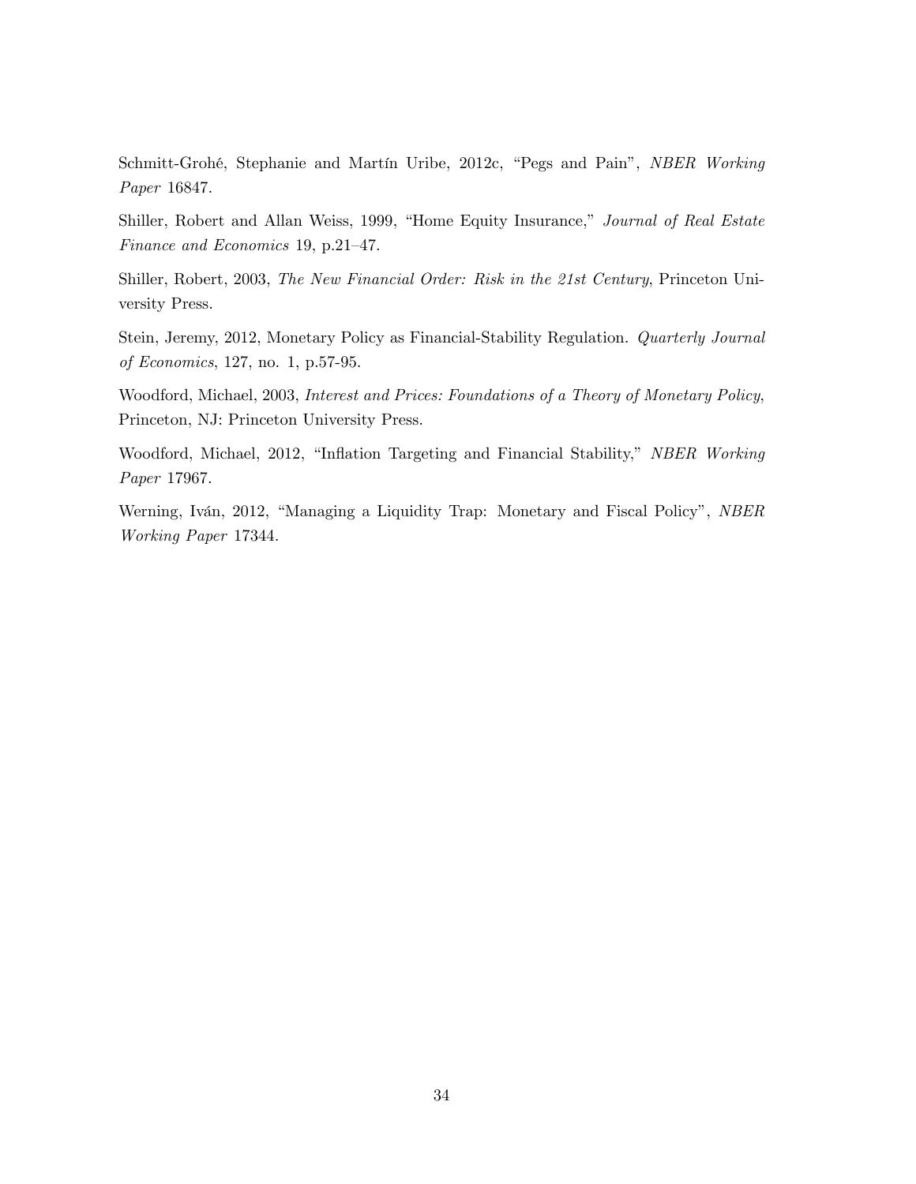Schmitt-Grohé, Stephanie and Martín Uribe, 2012c, "Pegs and Pain", *NBER Working Paper* 16847.

Shiller, Robert and Allan Weiss, 1999, "Home Equity Insurance," *Journal of Real Estate Finance and Economics* 19, p.21–47.

Shiller, Robert, 2003, *The New Financial Order: Risk in the 21st Century*, Princeton University Press.

Stein, Jeremy, 2012, Monetary Policy as Financial-Stability Regulation. *Quarterly Journal of Economics*, 127, no. 1, p.57-95.

Woodford, Michael, 2003, *Interest and Prices: Foundations of a Theory of Monetary Policy*, Princeton, NJ: Princeton University Press.

Woodford, Michael, 2012, "Inflation Targeting and Financial Stability," *NBER Working Paper* 17967.

Werning, Iván, 2012, "Managing a Liquidity Trap: Monetary and Fiscal Policy", *NBER Working Paper* 17344.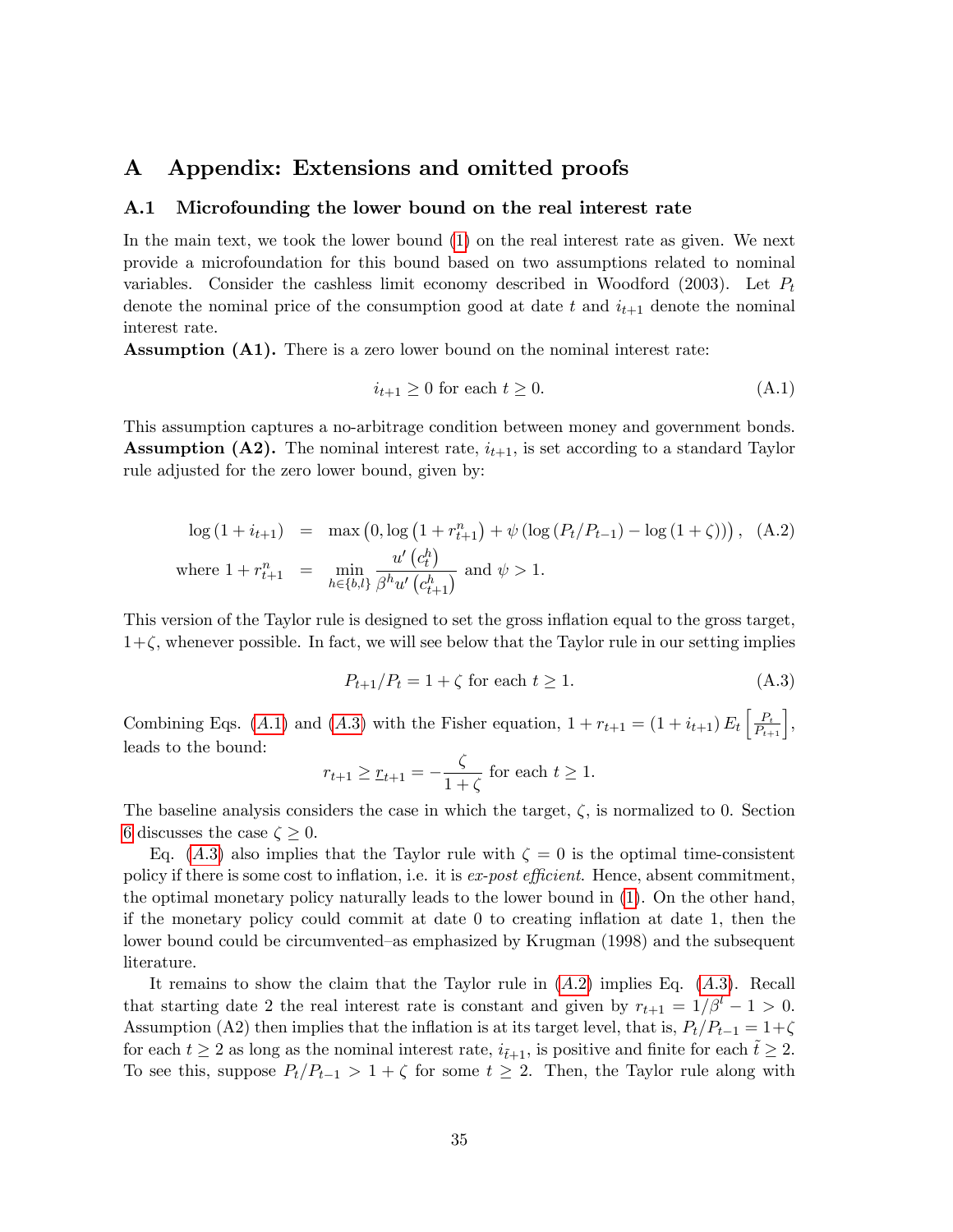# A Appendix: Extensions and omitted proofs

## A.1 Microfounding the lower bound on the real interest rate

In the main text, we took the lower bound (1) on the real interest rate as given. We next provide a microfoundation for this bound based on two assumptions related to nominal variables. Consider the cashless limit economy described in Woodford (2003). Let $P_t$ denote the nominal price of the consumption good at date $t$ and $i_{t+1}$ denote the nominal interest rate.

**Assumption (A1).** There is a zero lower bound on the nominal interest rate:

$$i_{t+1} \geq 0 \text{ for each } t \geq 0. \tag{A.1}$$

This assumption captures a no-arbitrage condition between money and government bonds.

**Assumption (A2).** The nominal interest rate, $i_{t+1}$, is set according to a standard Taylor rule adjusted for the zero lower bound, given by:

$$\begin{aligned}
\log\left(1 + i_{t+1}\right) &= \max\left(0, \log\left(1 + r_{t+1}^n\right) + \psi\left(\log\left(P_t/P_{t-1}\right) - \log\left(1 + \zeta\right)\right)\right), \quad \text{(A.2)} \\
\text{where } 1 + r_{t+1}^n &= \min_{h \in \{b,l\}} \frac{u'\left(c_t^h\right)}{\beta^h u'\left(c_{t+1}^h\right)} \text{ and } \psi > 1.
\end{aligned}$$

This version of the Taylor rule is designed to set the gross inflation equal to the gross target, $1+\zeta$, whenever possible. In fact, we will see below that the Taylor rule in our setting implies

$$P_{t+1}/P_t = 1 + \zeta \text{ for each } t \geq 1. \tag{A.3}$$

Combining Eqs. (A.1) and (A.3) with the Fisher equation, $1 + r_{t+1} = (1 + i_{t+1}) E_t \left[\frac{P_t}{P_{t+1}}\right]$, leads to the bound:

$$r_{t+1} \geq \underline{r}_{t+1} = -\frac{\zeta}{1+\zeta} \text{ for each } t \geq 1.$$

The baseline analysis considers the case in which the target, $\zeta$, is normalized to 0. Section 6 discusses the case $\zeta \geq 0$.

Eq. (A.3) also implies that the Taylor rule with $\zeta = 0$ is the optimal time-consistent policy if there is some cost to inflation, i.e. it is *ex-post efficient*. Hence, absent commitment, the optimal monetary policy naturally leads to the lower bound in (1). On the other hand, if the monetary policy could commit at date 0 to creating inflation at date 1, then the lower bound could be circumvented–as emphasized by Krugman (1998) and the subsequent literature.

It remains to show the claim that the Taylor rule in (A.2) implies Eq. (A.3). Recall that starting date 2 the real interest rate is constant and given by $r_{t+1} = 1/\beta^l - 1 > 0$. Assumption (A2) then implies that the inflation is at its target level, that is, $P_t/P_{t-1} = 1+\zeta$ for each $t \geq 2$ as long as the nominal interest rate, $i_{\tilde{t}+1}$, is positive and finite for each $\tilde{t} \geq 2$. To see this, suppose $P_t/P_{t-1} > 1 + \zeta$ for some $t \geq 2$. Then, the Taylor rule along with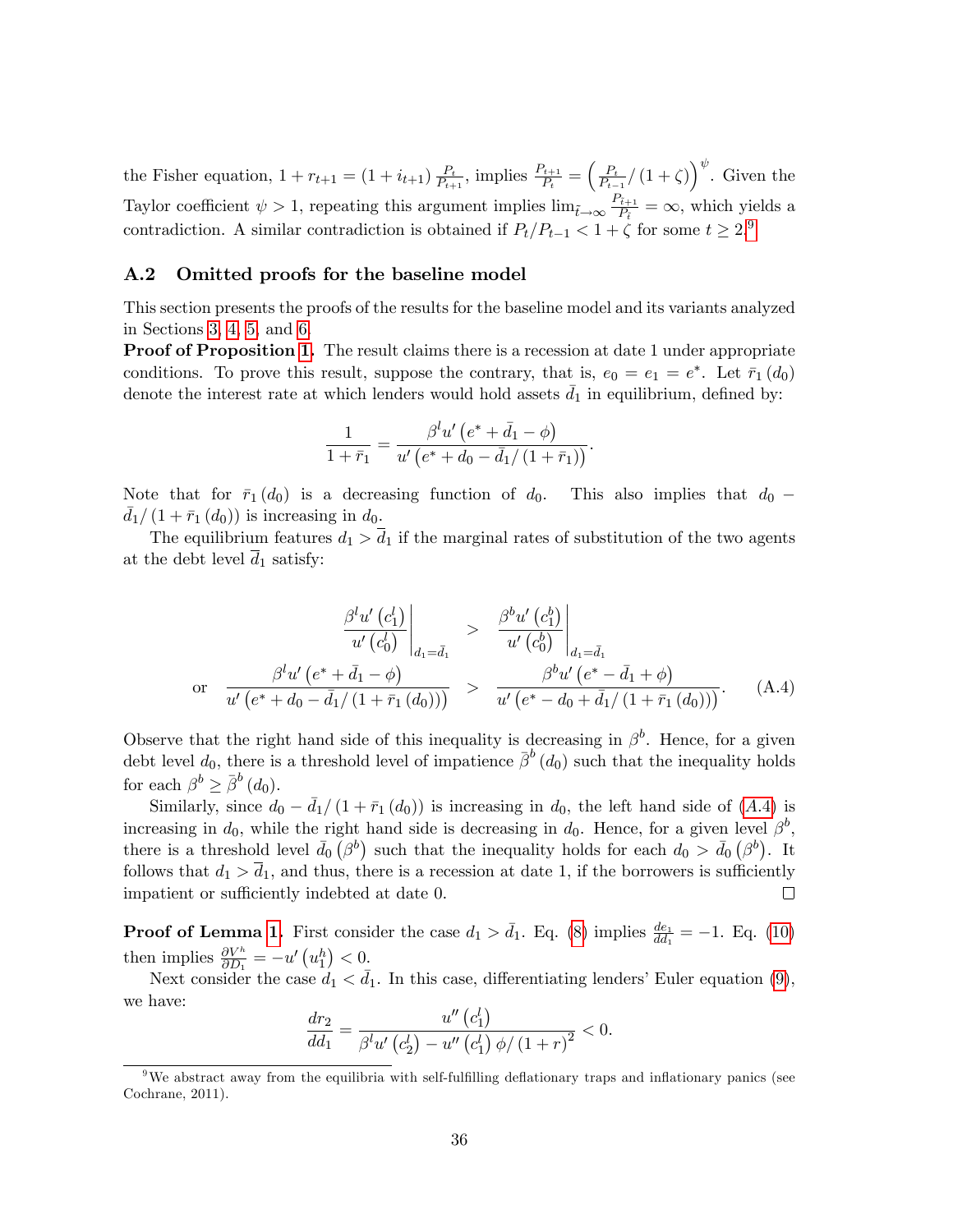the Fisher equation, $1+r_{t+1} = (1+i_{t+1})\frac{P_t}{P_{t+1}}$, implies $\frac{P_{t+1}}{P_t} = \left(\frac{P_t}{P_{t-1}}/(1+\zeta)\right)^{\psi}$. Given the Taylor coefficient $\psi > 1$, repeating this argument implies $\lim_{\tilde{t}\to\infty} \frac{P_{\tilde{t}+1}}{P_{\tilde{t}}} = \infty$, which yields a contradiction. A similar contradiction is obtained if $P_t/P_{t-1} < 1+\zeta$ for some $t \geq 2$.[9]

## A.2 Omitted proofs for the baseline model

This section presents the proofs of the results for the baseline model and its variants analyzed in Sections 3, 4, 5, and 6.

**Proof of Proposition 1.** The result claims there is a recession at date 1 under appropriate conditions. To prove this result, suppose the contrary, that is, $e_0 = e_1 = e^*$. Let $\bar{r}_1(d_0)$ denote the interest rate at which lenders would hold assets $\bar{d}_1$ in equilibrium, defined by:

$$\frac{1}{1+\bar{r}_1} = \frac{\beta^l u'\left(e^* + \bar{d}_1 - \phi\right)}{u'\left(e^* + d_0 - \bar{d}_1/(1+\bar{r}_1)\right)}.$$

Note that for $\bar{r}_1(d_0)$ is a decreasing function of $d_0$. This also implies that $d_0 - \bar{d}_1/(1+\bar{r}_1(d_0))$ is increasing in $d_0$.

The equilibrium features $d_1 > \bar{d}_1$ if the marginal rates of substitution of the two agents at the debt level $\bar{d}_1$ satisfy:

$$\begin{aligned} \left.\frac{\beta^l u'\left(c_1^l\right)}{u'\left(c_0^l\right)}\right|_{d_1=\bar{d}_1} &> \left.\frac{\beta^b u'\left(c_1^b\right)}{u'\left(c_0^b\right)}\right|_{d_1=\bar{d}_1} \\ \text{or} \quad \frac{\beta^l u'\left(e^* + \bar{d}_1 - \phi\right)}{u'\left(e^* + d_0 - \bar{d}_1/(1+\bar{r}_1(d_0))\right)} &> \frac{\beta^b u'\left(e^* - \bar{d}_1 + \phi\right)}{u'\left(e^* - d_0 + \bar{d}_1/(1+\bar{r}_1(d_0))\right)}. \end{aligned} \tag{A.4}$$

Observe that the right hand side of this inequality is decreasing in $\beta^b$. Hence, for a given debt level $d_0$, there is a threshold level of impatience $\bar{\beta}^b(d_0)$ such that the inequality holds for each $\beta^b \geq \bar{\beta}^b(d_0)$.

Similarly, since $d_0 - \bar{d}_1/(1+\bar{r}_1(d_0))$ is increasing in $d_0$, the left hand side of (A.4) is increasing in $d_0$, while the right hand side is decreasing in $d_0$. Hence, for a given level $\beta^b$, there is a threshold level $\bar{d}_0(\beta^b)$ such that the inequality holds for each $d_0 > \bar{d}_0(\beta^b)$. It follows that $d_1 > \bar{d}_1$, and thus, there is a recession at date 1, if the borrowers is sufficiently impatient or sufficiently indebted at date 0. □

**Proof of Lemma 1.** First consider the case $d_1 > \bar{d}_1$. Eq. (8) implies $\frac{de_1}{dd_1} = -1$. Eq. (10) then implies $\frac{\partial V^h}{\partial D_1} = -u'\left(u_1^h\right) < 0$.

Next consider the case $d_1 < \bar{d}_1$. In this case, differentiating lenders' Euler equation (9), we have:

$$\frac{dr_2}{dd_1} = \frac{u''\left(c_1^l\right)}{\beta^l u'\left(c_2^l\right) - u''\left(c_1^l\right)\phi/(1+r)^2} < 0.$$

[9] We abstract away from the equilibria with self-fulfilling deflationary traps and inflationary panics (see Cochrane, 2011).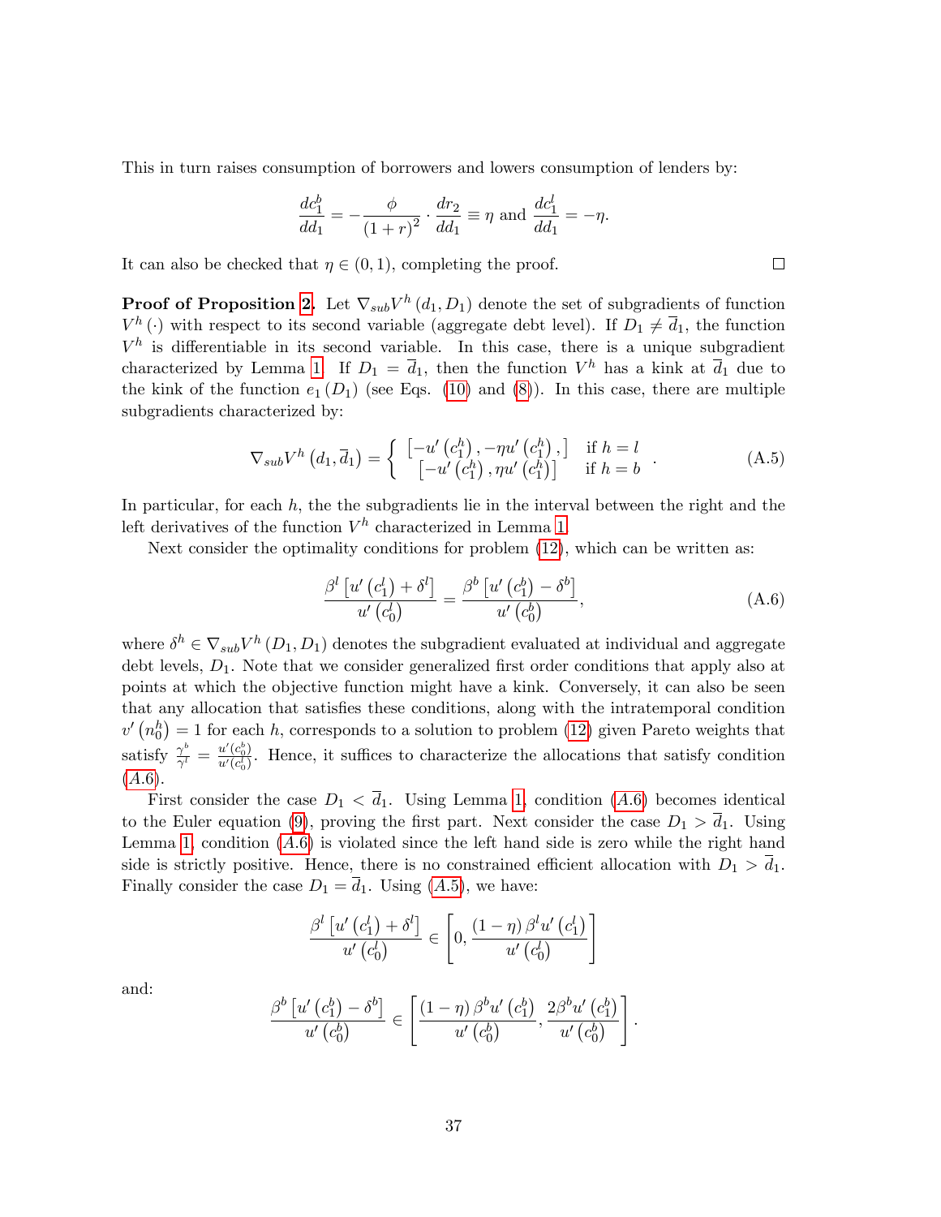This in turn raises consumption of borrowers and lowers consumption of lenders by:

$$\frac{dc_1^b}{dd_1} = -\frac{\phi}{(1+r)^2} \cdot \frac{dr_2}{dd_1} \equiv \eta \text{ and } \frac{dc_1^l}{dd_1} = -\eta.$$

It can also be checked that $\eta \in (0,1)$, completing the proof. $\square$

**Proof of Proposition 2.** Let $\nabla_{sub} V^h (d_1, D_1)$ denote the set of subgradients of function $V^h(\cdot)$ with respect to its second variable (aggregate debt level). If $D_1 \neq \overline{d}_1$, the function $V^h$ is differentiable in its second variable. In this case, there is a unique subgradient characterized by Lemma 1. If $D_1 = \overline{d}_1$, then the function $V^h$ has a kink at $\overline{d}_1$ due to the kink of the function $e_1(D_1)$ (see Eqs. (10) and (8)). In this case, there are multiple subgradients characterized by:

$$\nabla_{sub} V^h \left(d_1, \overline{d}_1\right) = \begin{cases} \left[-u'\left(c_1^h\right), -\eta u'\left(c_1^h\right),\right] & \text{if } h = l \\ \left[-u'\left(c_1^h\right), \eta u'\left(c_1^h\right)\right] & \text{if } h = b \end{cases}. \tag{A.5}$$

In particular, for each $h$, the the subgradients lie in the interval between the right and the left derivatives of the function $V^h$ characterized in Lemma 1.

Next consider the optimality conditions for problem (12), which can be written as:

$$\frac{\beta^l \left[u'\left(c_1^l\right) + \delta^l\right]}{u'\left(c_0^l\right)} = \frac{\beta^b \left[u'\left(c_1^b\right) - \delta^b\right]}{u'\left(c_0^b\right)}, \tag{A.6}$$

where $\delta^h \in \nabla_{sub} V^h (D_1, D_1)$ denotes the subgradient evaluated at individual and aggregate debt levels, $D_1$. Note that we consider generalized first order conditions that apply also at points at which the objective function might have a kink. Conversely, it can also be seen that any allocation that satisfies these conditions, along with the intratemporal condition $v'\left(n_0^h\right) = 1$ for each $h$, corresponds to a solution to problem (12) given Pareto weights that satisfy $\frac{\gamma^b}{\gamma^l} = \frac{u'(c_0^b)}{u'(c_0^l)}$. Hence, it suffices to characterize the allocations that satisfy condition (A.6).

First consider the case $D_1 < \overline{d}_1$. Using Lemma 1, condition (A.6) becomes identical to the Euler equation (9), proving the first part. Next consider the case $D_1 > \overline{d}_1$. Using Lemma 1, condition (A.6) is violated since the left hand side is zero while the right hand side is strictly positive. Hence, there is no constrained efficient allocation with $D_1 > \overline{d}_1$. Finally consider the case $D_1 = \overline{d}_1$. Using (A.5), we have:

$$\frac{\beta^l \left[u'\left(c_1^l\right) + \delta^l\right]}{u'\left(c_0^l\right)} \in \left[0, \frac{(1-\eta)\,\beta^l u'\left(c_1^l\right)}{u'\left(c_0^l\right)}\right]$$

and:

$$\frac{\beta^b \left[u'\left(c_1^b\right) - \delta^b\right]}{u'\left(c_0^b\right)} \in \left[\frac{(1-\eta)\,\beta^b u'\left(c_1^b\right)}{u'\left(c_0^b\right)}, \frac{2\beta^b u'\left(c_1^b\right)}{u'\left(c_0^b\right)}\right].$$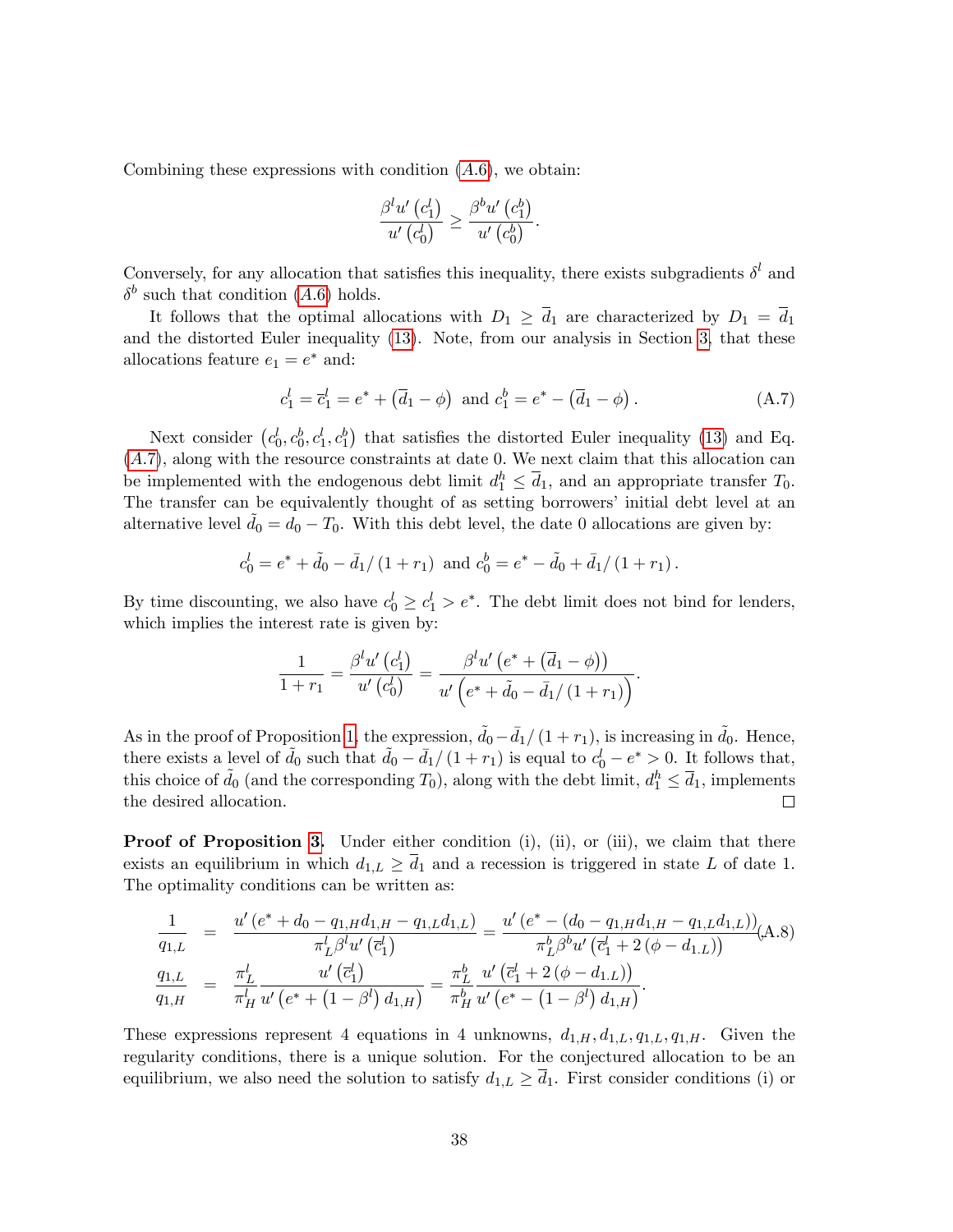Combining these expressions with condition (A.6), we obtain:

$$\frac{\beta^l u'\left(c_1^l\right)}{u'\left(c_0^l\right)} \geq \frac{\beta^b u'\left(c_1^b\right)}{u'\left(c_0^b\right)}.$$

Conversely, for any allocation that satisfies this inequality, there exists subgradients $\delta^l$ and $\delta^b$ such that condition (A.6) holds.

It follows that the optimal allocations with $D_1 \geq \overline{d}_1$ are characterized by $D_1 = \overline{d}_1$ and the distorted Euler inequality (13). Note, from our analysis in Section 3, that these allocations feature $e_1 = e^*$ and:

$$c_1^l = \overline{c}_1^l = e^* + \left(\overline{d}_1 - \phi\right) \text{ and } c_1^b = e^* - \left(\overline{d}_1 - \phi\right). \tag{A.7}$$

Next consider $\left(c_0^l, c_0^b, c_1^l, c_1^b\right)$ that satisfies the distorted Euler inequality (13) and Eq. (A.7), along with the resource constraints at date 0. We next claim that this allocation can be implemented with the endogenous debt limit $d_1^h \leq \overline{d}_1$, and an appropriate transfer $T_0$. The transfer can be equivalently thought of as setting borrowers' initial debt level at an alternative level $\tilde{d}_0 = d_0 - T_0$. With this debt level, the date 0 allocations are given by:

$$c_0^l = e^* + \tilde{d}_0 - \bar{d}_1/\left(1+r_1\right) \text{ and } c_0^b = e^* - \tilde{d}_0 + \bar{d}_1/\left(1+r_1\right).$$

By time discounting, we also have $c_0^l \geq c_1^l > e^*$. The debt limit does not bind for lenders, which implies the interest rate is given by:

$$\frac{1}{1+r_1} = \frac{\beta^l u'\left(c_1^l\right)}{u'\left(c_0^l\right)} = \frac{\beta^l u'\left(e^* + \left(\overline{d}_1 - \phi\right)\right)}{u'\left(e^* + \tilde{d}_0 - \bar{d}_1/\left(1+r_1\right)\right)}.$$

As in the proof of Proposition 1, the expression, $\tilde{d}_0 - \bar{d}_1/\left(1+r_1\right)$, is increasing in $\tilde{d}_0$. Hence, there exists a level of $\tilde{d}_0$ such that $\tilde{d}_0 - \bar{d}_1/\left(1+r_1\right)$ is equal to $c_0^l - e^* > 0$. It follows that, this choice of $\tilde{d}_0$ (and the corresponding $T_0$), along with the debt limit, $d_1^h \leq \overline{d}_1$, implements the desired allocation. $\square$

**Proof of Proposition 3.** Under either condition (i), (ii), or (iii), we claim that there exists an equilibrium in which $d_{1,L} \geq \overline{d}_1$ and a recession is triggered in state $L$ of date 1. The optimality conditions can be written as:

$$\begin{aligned}
\frac{1}{q_{1,L}} &= \frac{u'\left(e^* + d_0 - q_{1,H}d_{1,H} - q_{1,L}d_{1,L}\right)}{\pi_L^l \beta^l u'\left(\overline{c}_1^l\right)} = \frac{u'\left(e^* - \left(d_0 - q_{1,H}d_{1,H} - q_{1,L}d_{1,L}\right)\right)}{\pi_L^b \beta^b u'\left(\overline{c}_1^l + 2\left(\phi - d_{1,L}\right)\right)} \qquad \text{(A.8)}\\
\frac{q_{1,L}}{q_{1,H}} &= \frac{\pi_L^l}{\pi_H^l}\frac{u'\left(\overline{c}_1^l\right)}{u'\left(e^* + \left(1-\beta^l\right)d_{1,H}\right)} = \frac{\pi_L^b}{\pi_H^b}\frac{u'\left(\overline{c}_1^l + 2\left(\phi - d_{1,L}\right)\right)}{u'\left(e^* - \left(1-\beta^l\right)d_{1,H}\right)}.
\end{aligned}$$

These expressions represent 4 equations in 4 unknowns, $d_{1,H}, d_{1,L}, q_{1,L}, q_{1,H}$. Given the regularity conditions, there is a unique solution. For the conjectured allocation to be an equilibrium, we also need the solution to satisfy $d_{1,L} \geq \overline{d}_1$. First consider conditions (i) or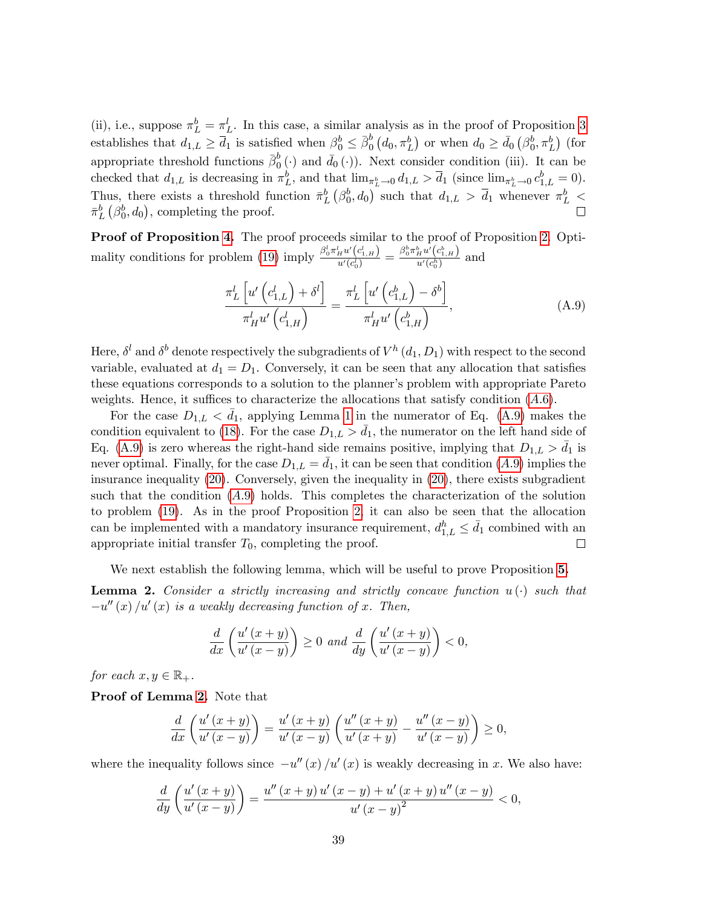(ii), i.e., suppose $\pi_L^b = \pi_L^l$. In this case, a similar analysis as in the proof of Proposition 3 establishes that $d_{1,L} \geq \bar{d}_1$ is satisfied when $\beta_0^b \leq \bar{\beta}_0^b\left(d_0, \pi_L^b\right)$ or when $d_0 \geq \bar{d}_0\left(\beta_0^b, \pi_L^b\right)$ (for appropriate threshold functions $\bar{\beta}_0^b(\cdot)$ and $\bar{d}_0(\cdot)$). Next consider condition (iii). It can be checked that $d_{1,L}$ is decreasing in $\pi_L^b$, and that $\lim_{\pi_L^b \to 0} d_{1,L} > \bar{d}_1$ (since $\lim_{\pi_L^b \to 0} c_{1,L}^b = 0$). Thus, there exists a threshold function $\bar{\pi}_L^b\left(\beta_0^b, d_0\right)$ such that $d_{1,L} > \bar{d}_1$ whenever $\pi_L^b < \bar{\pi}_L^b\left(\beta_0^b, d_0\right)$, completing the proof. □

**Proof of Proposition 4.** The proof proceeds similar to the proof of Proposition 2. Optimality conditions for problem (19) imply $\frac{\beta_0^l \pi_H^l u'\left(c_{1,H}^l\right)}{u'\left(c_0^l\right)} = \frac{\beta_0^b \pi_H^b u'\left(c_{1,H}^b\right)}{u'\left(c_0^b\right)}$ and

$$\frac{\pi_L^l\left[u'\left(c_{1,L}^l\right) + \delta^l\right]}{\pi_H^l u'\left(c_{1,H}^l\right)} = \frac{\pi_L^l\left[u'\left(c_{1,L}^b\right) - \delta^b\right]}{\pi_H^l u'\left(c_{1,H}^b\right)}, \tag{A.9}$$

Here, $\delta^l$ and $\delta^b$ denote respectively the subgradients of $V^h\left(d_1, D_1\right)$ with respect to the second variable, evaluated at $d_1 = D_1$. Conversely, it can be seen that any allocation that satisfies these equations corresponds to a solution to the planner's problem with appropriate Pareto weights. Hence, it suffices to characterize the allocations that satisfy condition (A.6).

For the case $D_{1,L} < \bar{d}_1$, applying Lemma 1 in the numerator of Eq. (A.9) makes the condition equivalent to (18). For the case $D_{1,L} > \bar{d}_1$, the numerator on the left hand side of Eq. (A.9) is zero whereas the right-hand side remains positive, implying that $D_{1,L} > \bar{d}_1$ is never optimal. Finally, for the case $D_{1,L} = \bar{d}_1$, it can be seen that condition (A.9) implies the insurance inequality (20). Conversely, given the inequality in (20), there exists subgradient such that the condition (A.9) holds. This completes the characterization of the solution to problem (19). As in the proof Proposition 2, it can also be seen that the allocation can be implemented with a mandatory insurance requirement, $d_{1,L}^h \leq \bar{d}_1$ combined with an appropriate initial transfer $T_0$, completing the proof. □

We next establish the following lemma, which will be useful to prove Proposition 5.

**Lemma 2.** *Consider a strictly increasing and strictly concave function $u(\cdot)$ such that $-u''(x)/u'(x)$ is a weakly decreasing function of $x$. Then,*

$$\frac{d}{dx}\left(\frac{u'(x+y)}{u'(x-y)}\right) \geq 0 \text{ and } \frac{d}{dy}\left(\frac{u'(x+y)}{u'(x-y)}\right) < 0,$$

*for each $x, y \in \mathbb{R}_+$.*

**Proof of Lemma 2.** Note that

$$\frac{d}{dx}\left(\frac{u'(x+y)}{u'(x-y)}\right) = \frac{u'(x+y)}{u'(x-y)}\left(\frac{u''(x+y)}{u'(x+y)} - \frac{u''(x-y)}{u'(x-y)}\right) \geq 0,$$

where the inequality follows since $-u''(x)/u'(x)$ is weakly decreasing in $x$. We also have:

$$\frac{d}{dy}\left(\frac{u'(x+y)}{u'(x-y)}\right) = \frac{u''(x+y)\,u'(x-y) + u'(x+y)\,u''(x-y)}{u'(x-y)^2} < 0,$$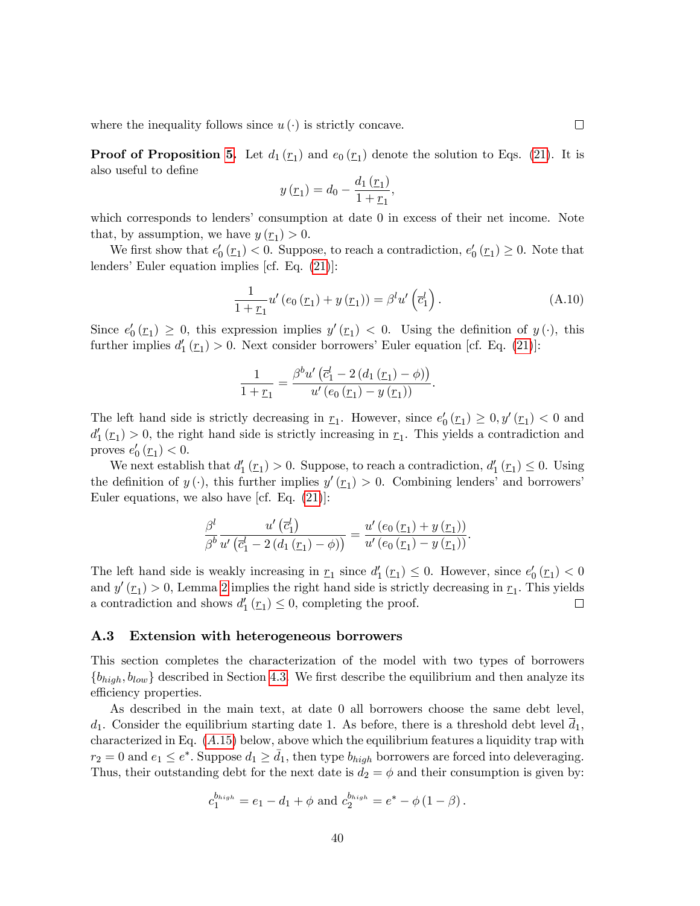where the inequality follows since $u(\cdot)$ is strictly concave. $\square$

**Proof of Proposition 5.** Let $d_1(\underline{r}_1)$ and $e_0(\underline{r}_1)$ denote the solution to Eqs. (21). It is also useful to define

$$y(\underline{r}_1) = d_0 - \frac{d_1(\underline{r}_1)}{1+\underline{r}_1},$$

which corresponds to lenders' consumption at date 0 in excess of their net income. Note that, by assumption, we have $y(\underline{r}_1) > 0$.

We first show that $e_0'(\underline{r}_1) < 0$. Suppose, to reach a contradiction, $e_0'(\underline{r}_1) \geq 0$. Note that lenders' Euler equation implies [cf. Eq. (21)]:

$$\frac{1}{1+\underline{r}_1} u'(e_0(\underline{r}_1) + y(\underline{r}_1)) = \beta^l u'\left(\overline{c}_1^l\right). \tag{A.10}$$

Since $e_0'(\underline{r}_1) \geq 0$, this expression implies $y'(\underline{r}_1) < 0$. Using the definition of $y(\cdot)$, this further implies $d_1'(\underline{r}_1) > 0$. Next consider borrowers' Euler equation [cf. Eq. (21)]:

$$\frac{1}{1+\underline{r}_1} = \frac{\beta^b u'\left(\overline{c}_1^l - 2(d_1(\underline{r}_1) - \phi)\right)}{u'(e_0(\underline{r}_1) - y(\underline{r}_1))}.$$

The left hand side is strictly decreasing in $\underline{r}_1$. However, since $e_0'(\underline{r}_1) \geq 0, y'(\underline{r}_1) < 0$ and $d_1'(\underline{r}_1) > 0$, the right hand side is strictly increasing in $\underline{r}_1$. This yields a contradiction and proves $e_0'(\underline{r}_1) < 0$.

We next establish that $d_1'(\underline{r}_1) > 0$. Suppose, to reach a contradiction, $d_1'(\underline{r}_1) \leq 0$. Using the definition of $y(\cdot)$, this further implies $y'(\underline{r}_1) > 0$. Combining lenders' and borrowers' Euler equations, we also have [cf. Eq. (21)]:

$$\frac{\beta^l}{\beta^b} \frac{u'\left(\overline{c}_1^l\right)}{u'\left(\overline{c}_1^l - 2(d_1(\underline{r}_1) - \phi)\right)} = \frac{u'(e_0(\underline{r}_1) + y(\underline{r}_1))}{u'(e_0(\underline{r}_1) - y(\underline{r}_1))}.$$

The left hand side is weakly increasing in $\underline{r}_1$ since $d_1'(\underline{r}_1) \leq 0$. However, since $e_0'(\underline{r}_1) < 0$ and $y'(\underline{r}_1) > 0$, Lemma 2 implies the right hand side is strictly decreasing in $\underline{r}_1$. This yields a contradiction and shows $d_1'(\underline{r}_1) \leq 0$, completing the proof. $\square$

### A.3 Extension with heterogeneous borrowers

This section completes the characterization of the model with two types of borrowers $\{b_{high}, b_{low}\}$ described in Section 4.3. We first describe the equilibrium and then analyze its efficiency properties.

As described in the main text, at date 0 all borrowers choose the same debt level, $d_1$. Consider the equilibrium starting date 1. As before, there is a threshold debt level $\bar{d}_1$, characterized in Eq. (A.15) below, above which the equilibrium features a liquidity trap with $r_2 = 0$ and $e_1 \leq e^*$. Suppose $d_1 \geq \bar{d}_1$, then type $b_{high}$ borrowers are forced into deleveraging. Thus, their outstanding debt for the next date is $d_2 = \phi$ and their consumption is given by:

$$c_1^{b_{high}} = e_1 - d_1 + \phi \text{ and } c_2^{b_{high}} = e^* - \phi(1-\beta).$$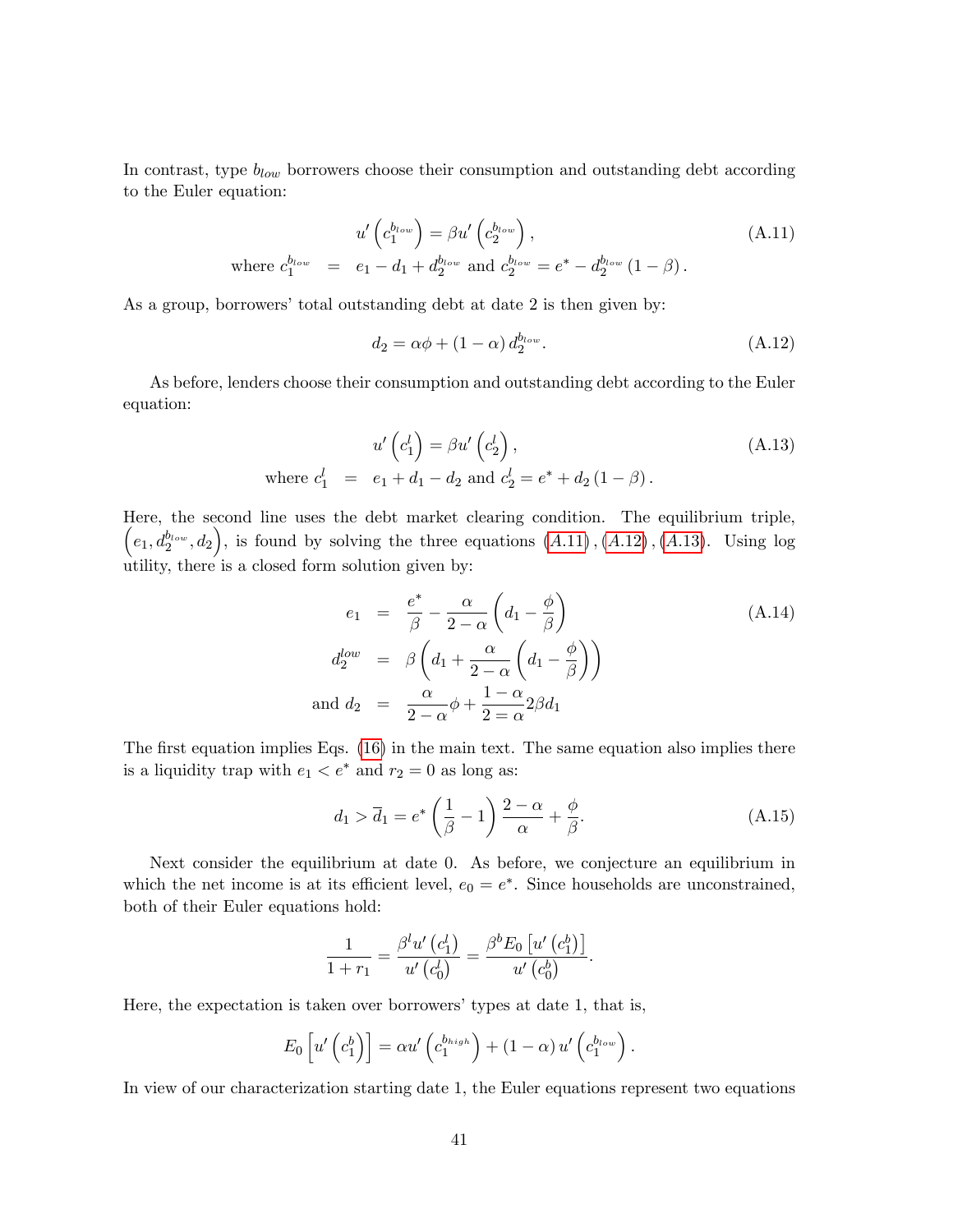In contrast, type $b_{low}$ borrowers choose their consumption and outstanding debt according to the Euler equation:

$$
\begin{aligned}
u'\left(c_1^{b_{low}}\right) &= \beta u'\left(c_2^{b_{low}}\right), \qquad \text{(A.11)}\\
\text{where } c_1^{b_{low}} &= e_1 - d_1 + d_2^{b_{low}} \text{ and } c_2^{b_{low}} = e^* - d_2^{b_{low}}(1-\beta).
\end{aligned}
$$

As a group, borrowers' total outstanding debt at date 2 is then given by:

$$
d_2 = \alpha\phi + (1-\alpha) d_2^{b_{low}}. \qquad \text{(A.12)}
$$

As before, lenders choose their consumption and outstanding debt according to the Euler equation:

$$
\begin{aligned}
u'\left(c_1^l\right) &= \beta u'\left(c_2^l\right), \qquad \text{(A.13)}\\
\text{where } c_1^l &= e_1 + d_1 - d_2 \text{ and } c_2^l = e^* + d_2(1-\beta).
\end{aligned}
$$

Here, the second line uses the debt market clearing condition. The equilibrium triple, $\left(e_1, d_2^{b_{low}}, d_2\right)$, is found by solving the three equations $(A.11), (A.12), (A.13)$. Using log utility, there is a closed form solution given by:

$$
\begin{aligned}
e_1 &= \frac{e^*}{\beta} - \frac{\alpha}{2-\alpha}\left(d_1 - \frac{\phi}{\beta}\right) \qquad \text{(A.14)}\\
d_2^{low} &= \beta\left(d_1 + \frac{\alpha}{2-\alpha}\left(d_1 - \frac{\phi}{\beta}\right)\right)\\
\text{and } d_2 &= \frac{\alpha}{2-\alpha}\phi + \frac{1-\alpha}{2=\alpha}2\beta d_1
\end{aligned}
$$

The first equation implies Eqs. (16) in the main text. The same equation also implies there is a liquidity trap with $e_1 < e^*$ and $r_2 = 0$ as long as:

$$
d_1 > \overline{d}_1 = e^*\left(\frac{1}{\beta} - 1\right)\frac{2-\alpha}{\alpha} + \frac{\phi}{\beta}. \qquad \text{(A.15)}
$$

Next consider the equilibrium at date 0. As before, we conjecture an equilibrium in which the net income is at its efficient level, $e_0 = e^*$. Since households are unconstrained, both of their Euler equations hold:

$$
\frac{1}{1+r_1} = \frac{\beta^l u'\left(c_1^l\right)}{u'\left(c_0^l\right)} = \frac{\beta^b E_0\left[u'\left(c_1^b\right)\right]}{u'\left(c_0^b\right)}.
$$

Here, the expectation is taken over borrowers' types at date 1, that is,

$$
E_0\left[u'\left(c_1^b\right)\right] = \alpha u'\left(c_1^{b_{high}}\right) + (1-\alpha) u'\left(c_1^{b_{low}}\right).
$$

In view of our characterization starting date 1, the Euler equations represent two equations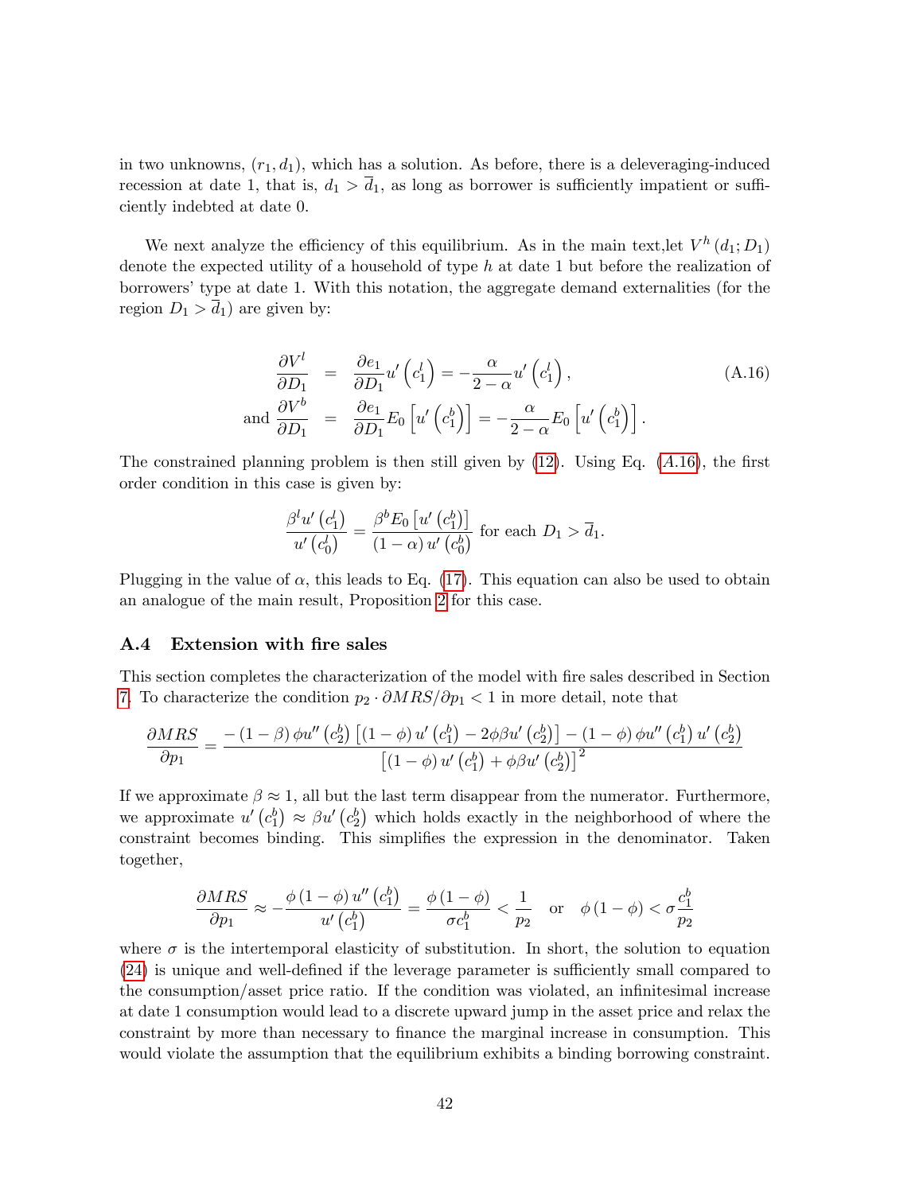in two unknowns, $(r_1, d_1)$, which has a solution. As before, there is a deleveraging-induced recession at date 1, that is, $d_1 > \overline{d}_1$, as long as borrower is sufficiently impatient or sufficiently indebted at date 0.

We next analyze the efficiency of this equilibrium. As in the main text,let $V^h(d_1; D_1)$ denote the expected utility of a household of type $h$ at date 1 but before the realization of borrowers' type at date 1. With this notation, the aggregate demand externalities (for the region $D_1 > \overline{d}_1$) are given by:

$$
\begin{aligned}
\frac{\partial V^l}{\partial D_1} &= \frac{\partial e_1}{\partial D_1} u'\left(c_1^l\right) = -\frac{\alpha}{2-\alpha} u'\left(c_1^l\right), \\
\text{and } \frac{\partial V^b}{\partial D_1} &= \frac{\partial e_1}{\partial D_1} E_0\left[u'\left(c_1^b\right)\right] = -\frac{\alpha}{2-\alpha} E_0\left[u'\left(c_1^b\right)\right].
\end{aligned} \tag{A.16}
$$

The constrained planning problem is then still given by (12). Using Eq. (A.16), the first order condition in this case is given by:

$$
\frac{\beta^l u'\left(c_1^l\right)}{u'\left(c_0^l\right)} = \frac{\beta^b E_0\left[u'\left(c_1^b\right)\right]}{(1-\alpha) u'\left(c_0^b\right)} \text{ for each } D_1 > \overline{d}_1.
$$

Plugging in the value of $\alpha$, this leads to Eq. (17). This equation can also be used to obtain an analogue of the main result, Proposition 2 for this case.

### A.4 Extension with fire sales

This section completes the characterization of the model with fire sales described in Section 7. To characterize the condition $p_2 \cdot \partial MRS / \partial p_1 < 1$ in more detail, note that

$$
\frac{\partial MRS}{\partial p_1} = \frac{-(1-\beta)\phi u''\left(c_2^b\right)\left[(1-\phi) u'\left(c_1^b\right) - 2\phi\beta u'\left(c_2^b\right)\right] - (1-\phi)\phi u''\left(c_1^b\right) u'\left(c_2^b\right)}{\left[(1-\phi) u'\left(c_1^b\right) + \phi\beta u'\left(c_2^b\right)\right]^2}
$$

If we approximate $\beta \approx 1$, all but the last term disappear from the numerator. Furthermore, we approximate $u'\left(c_1^b\right) \approx \beta u'\left(c_2^b\right)$ which holds exactly in the neighborhood of where the constraint becomes binding. This simplifies the expression in the denominator. Taken together,

$$
\frac{\partial MRS}{\partial p_1} \approx -\frac{\phi(1-\phi) u''\left(c_1^b\right)}{u'\left(c_1^b\right)} = \frac{\phi(1-\phi)}{\sigma c_1^b} < \frac{1}{p_2} \quad \text{or} \quad \phi(1-\phi) < \sigma \frac{c_1^b}{p_2}
$$

where $\sigma$ is the intertemporal elasticity of substitution. In short, the solution to equation (24) is unique and well-defined if the leverage parameter is sufficiently small compared to the consumption/asset price ratio. If the condition was violated, an infinitesimal increase at date 1 consumption would lead to a discrete upward jump in the asset price and relax the constraint by more than necessary to finance the marginal increase in consumption. This would violate the assumption that the equilibrium exhibits a binding borrowing constraint.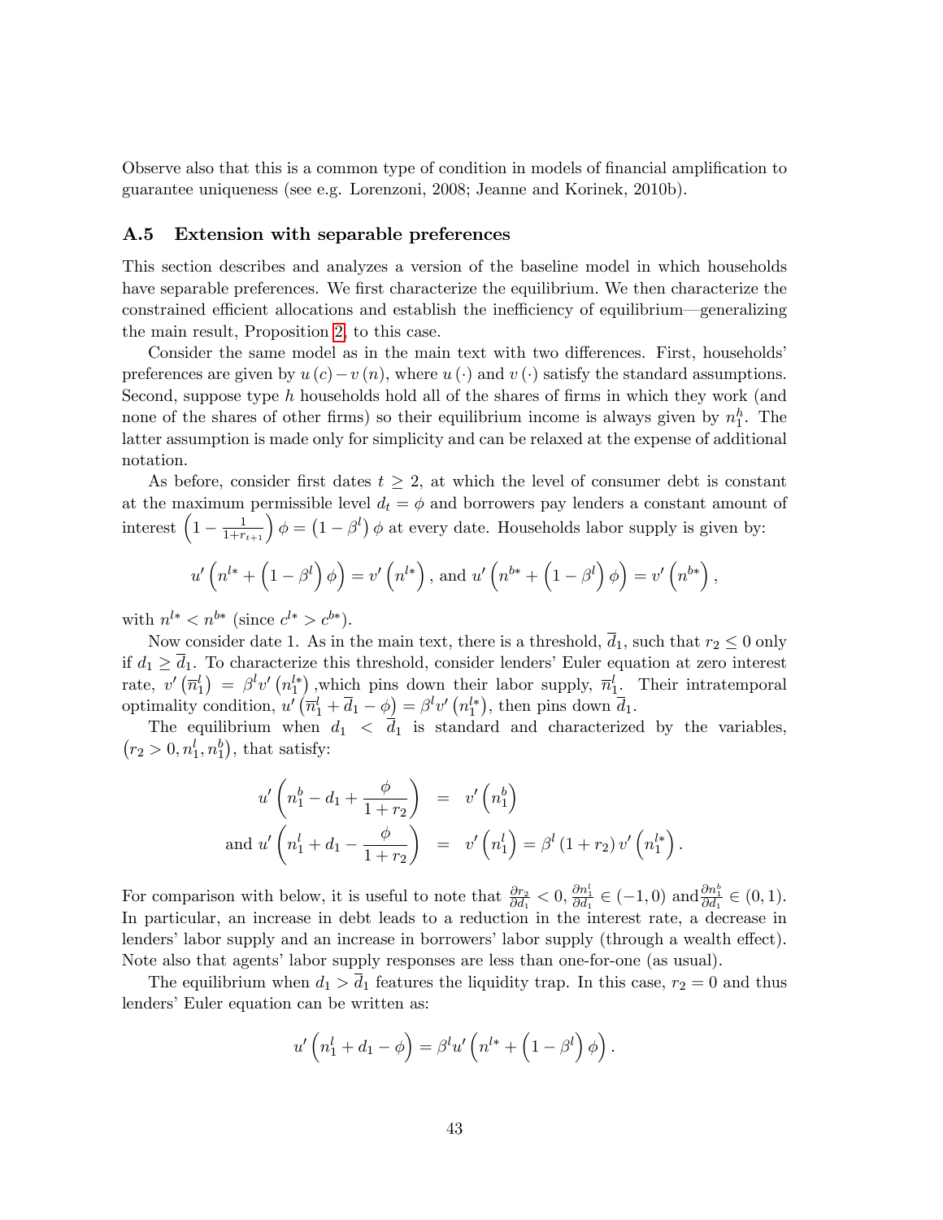Observe also that this is a common type of condition in models of financial amplification to guarantee uniqueness (see e.g. Lorenzoni, 2008; Jeanne and Korinek, 2010b).

### A.5 Extension with separable preferences

This section describes and analyzes a version of the baseline model in which households have separable preferences. We first characterize the equilibrium. We then characterize the constrained efficient allocations and establish the inefficiency of equilibrium—generalizing the main result, Proposition 2, to this case.

Consider the same model as in the main text with two differences. First, households' preferences are given by $u(c) - v(n)$, where $u(\cdot)$ and $v(\cdot)$ satisfy the standard assumptions. Second, suppose type $h$ households hold all of the shares of firms in which they work (and none of the shares of other firms) so their equilibrium income is always given by $n_1^h$. The latter assumption is made only for simplicity and can be relaxed at the expense of additional notation.

As before, consider first dates $t \geq 2$, at which the level of consumer debt is constant at the maximum permissible level $d_t = \phi$ and borrowers pay lenders a constant amount of interest $\left(1 - \frac{1}{1+r_{t+1}}\right)\phi = \left(1 - \beta^l\right)\phi$ at every date. Households labor supply is given by:

$$u'\left(n^{l*} + \left(1 - \beta^l\right)\phi\right) = v'\left(n^{l*}\right), \text{ and } u'\left(n^{b*} + \left(1 - \beta^l\right)\phi\right) = v'\left(n^{b*}\right),$$

with $n^{l*} < n^{b*}$ (since $c^{l*} > c^{b*}$).

Now consider date 1. As in the main text, there is a threshold, $\overline{d}_1$, such that $r_2 \leq 0$ only if $d_1 \geq \overline{d}_1$. To characterize this threshold, consider lenders' Euler equation at zero interest rate, $v'\left(\overline{n}_1^l\right) = \beta^l v'\left(n_1^{l*}\right)$ ,which pins down their labor supply, $\overline{n}_1^l$. Their intratemporal optimality condition, $u'\left(\overline{n}_1^l + \overline{d}_1 - \phi\right) = \beta^l v'\left(n_1^{l*}\right)$, then pins down $\overline{d}_1$.

The equilibrium when $d_1 < \overline{d}_1$ is standard and characterized by the variables, $\left(r_2 > 0, n_1^l, n_1^b\right)$, that satisfy:

$$\begin{aligned}
u'\left(n_1^b - d_1 + \frac{\phi}{1+r_2}\right) &= v'\left(n_1^b\right) \\
\text{and } u'\left(n_1^l + d_1 - \frac{\phi}{1+r_2}\right) &= v'\left(n_1^l\right) = \beta^l\left(1+r_2\right) v'\left(n_1^{l*}\right).
\end{aligned}$$

For comparison with below, it is useful to note that $\frac{\partial r_2}{\partial d_1} < 0$, $\frac{\partial n_1^l}{\partial d_1} \in (-1, 0)$ and $\frac{\partial n_1^b}{\partial d_1} \in (0, 1)$. In particular, an increase in debt leads to a reduction in the interest rate, a decrease in lenders' labor supply and an increase in borrowers' labor supply (through a wealth effect). Note also that agents' labor supply responses are less than one-for-one (as usual).

The equilibrium when $d_1 > \overline{d}_1$ features the liquidity trap. In this case, $r_2 = 0$ and thus lenders' Euler equation can be written as:

$$u'\left(n_1^l + d_1 - \phi\right) = \beta^l u'\left(n^{l*} + \left(1 - \beta^l\right)\phi\right).$$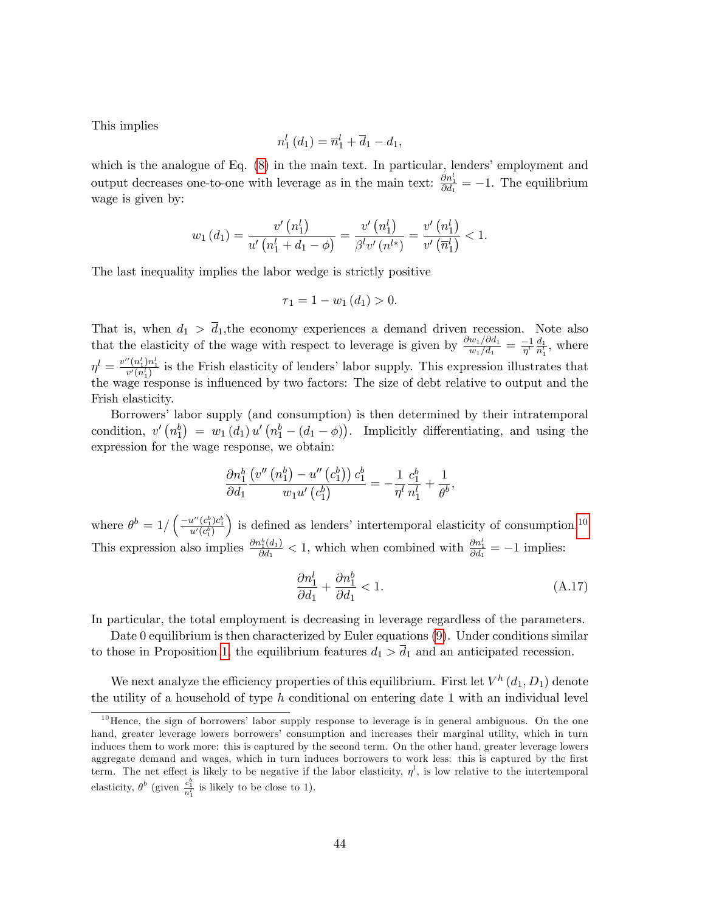This implies

$$n_1^l(d_1) = \overline{n}_1^l + \overline{d}_1 - d_1,$$

which is the analogue of Eq. (8) in the main text. In particular, lenders' employment and output decreases one-to-one with leverage as in the main text: $\frac{\partial n_1^l}{\partial d_1} = -1$. The equilibrium wage is given by:

$$w_1(d_1) = \frac{v'\left(n_1^l\right)}{u'\left(n_1^l + d_1 - \phi\right)} = \frac{v'\left(n_1^l\right)}{\beta^l v'\left(n^{l*}\right)} = \frac{v'\left(n_1^l\right)}{v'\left(\overline{n}_1^l\right)} < 1.$$

The last inequality implies the labor wedge is strictly positive

$$\tau_1 = 1 - w_1(d_1) > 0.$$

That is, when $d_1 > \overline{d}_1$,the economy experiences a demand driven recession. Note also that the elasticity of the wage with respect to leverage is given by $\frac{\partial w_1/\partial d_1}{w_1/d_1} = \frac{-1}{\eta^l}\frac{d_1}{n_1^l}$, where $\eta^l = \frac{v''(n_1^l)n_1^l}{v'(n_1^l)}$ is the Frish elasticity of lenders' labor supply. This expression illustrates that the wage response is influenced by two factors: The size of debt relative to output and the Frish elasticity.

Borrowers' labor supply (and consumption) is then determined by their intratemporal condition, $v'\left(n_1^b\right) = w_1(d_1)\,u'\left(n_1^b - (d_1 - \phi)\right)$. Implicitly differentiating, and using the expression for the wage response, we obtain:

$$\frac{\partial n_1^b}{\partial d_1}\frac{\left(v''\left(n_1^b\right) - u''\left(c_1^b\right)\right)c_1^b}{w_1 u'\left(c_1^b\right)} = -\frac{1}{\eta^l}\frac{c_1^b}{n_1^l} + \frac{1}{\theta^b},$$

where $\theta^b = 1/\left(\frac{-u''(c_1^b)c_1^b}{u'(c_1^b)}\right)$ is defined as lenders' intertemporal elasticity of consumption.[10] This expression also implies $\frac{\partial n_1^b(d_1)}{\partial d_1} < 1$, which when combined with $\frac{\partial n_1^l}{\partial d_1} = -1$ implies:

$$\frac{\partial n_1^l}{\partial d_1} + \frac{\partial n_1^b}{\partial d_1} < 1. \tag{A.17}$$

In particular, the total employment is decreasing in leverage regardless of the parameters.

Date 0 equilibrium is then characterized by Euler equations (9). Under conditions similar to those in Proposition 1, the equilibrium features $d_1 > \overline{d}_1$ and an anticipated recession.

We next analyze the efficiency properties of this equilibrium. First let $V^h(d_1, D_1)$ denote the utility of a household of type $h$ conditional on entering date 1 with an individual level

---

[10] Hence, the sign of borrowers' labor supply response to leverage is in general ambiguous. On the one hand, greater leverage lowers borrowers' consumption and increases their marginal utility, which in turn induces them to work more: this is captured by the second term. On the other hand, greater leverage lowers aggregate demand and wages, which in turn induces borrowers to work less: this is captured by the first term. The net effect is likely to be negative if the labor elasticity, $\eta^l$, is low relative to the intertemporal elasticity, $\theta^b$ (given $\frac{c_1^b}{n_1^l}$ is likely to be close to 1).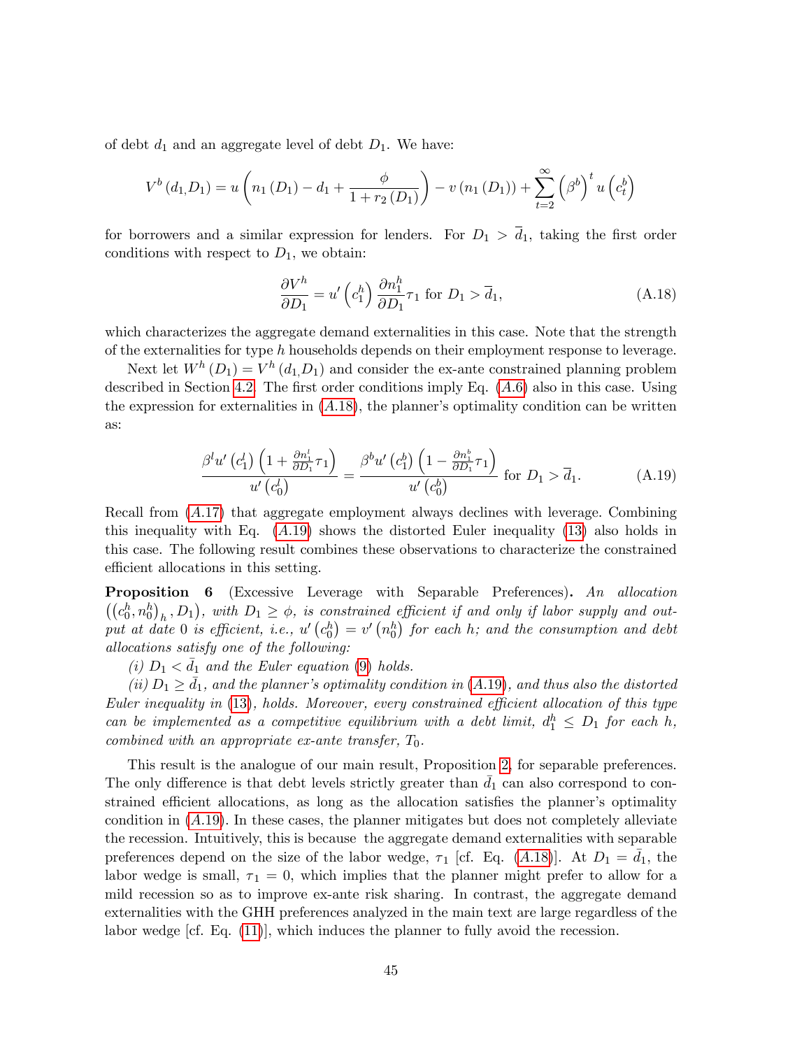of debt $d_1$ and an aggregate level of debt $D_1$. We have:

$$V^b(d_1, D_1) = u\left(n_1(D_1) - d_1 + \frac{\phi}{1 + r_2(D_1)}\right) - v(n_1(D_1)) + \sum_{t=2}^{\infty} \left(\beta^b\right)^t u\left(c_t^b\right)$$

for borrowers and a similar expression for lenders. For $D_1 > \overline{d}_1$, taking the first order conditions with respect to $D_1$, we obtain:

$$\frac{\partial V^h}{\partial D_1} = u'\left(c_1^h\right) \frac{\partial n_1^h}{\partial D_1} \tau_1 \text{ for } D_1 > \overline{d}_1, \tag{A.18}$$

which characterizes the aggregate demand externalities in this case. Note that the strength of the externalities for type $h$ households depends on their employment response to leverage.

Next let $W^h(D_1) = V^h(d_1, D_1)$ and consider the ex-ante constrained planning problem described in Section 4.2. The first order conditions imply Eq. (A.6) also in this case. Using the expression for externalities in (A.18), the planner's optimality condition can be written as:

$$\frac{\beta^l u'\left(c_1^l\right)\left(1 + \frac{\partial n_1^l}{\partial D_1}\tau_1\right)}{u'\left(c_0^l\right)} = \frac{\beta^b u'\left(c_1^b\right)\left(1 - \frac{\partial n_1^b}{\partial D_1}\tau_1\right)}{u'\left(c_0^b\right)} \text{ for } D_1 > \overline{d}_1. \tag{A.19}$$

Recall from (A.17) that aggregate employment always declines with leverage. Combining this inequality with Eq. (A.19) shows the distorted Euler inequality (13) also holds in this case. The following result combines these observations to characterize the constrained efficient allocations in this setting.

**Proposition 6** (Excessive Leverage with Separable Preferences)**.** *An allocation $\left(\left(c_0^h, n_0^h\right)_h, D_1\right)$, with $D_1 \geq \phi$, is constrained efficient if and only if labor supply and output at date 0 is efficient, i.e., $u'\left(c_0^h\right) = v'\left(n_0^h\right)$ for each $h$; and the consumption and debt allocations satisfy one of the following:*

*(i) $D_1 < \bar{d}_1$ and the Euler equation (9) holds.*

*(ii) $D_1 \geq \bar{d}_1$, and the planner's optimality condition in (A.19), and thus also the distorted Euler inequality in (13), holds. Moreover, every constrained efficient allocation of this type can be implemented as a competitive equilibrium with a debt limit, $d_1^h \leq D_1$ for each $h$, combined with an appropriate ex-ante transfer, $T_0$.*

This result is the analogue of our main result, Proposition 2, for separable preferences. The only difference is that debt levels strictly greater than $\bar{d}_1$ can also correspond to constrained efficient allocations, as long as the allocation satisfies the planner's optimality condition in (A.19). In these cases, the planner mitigates but does not completely alleviate the recession. Intuitively, this is because the aggregate demand externalities with separable preferences depend on the size of the labor wedge, $\tau_1$ [cf. Eq. (A.18)]. At $D_1 = \bar{d}_1$, the labor wedge is small, $\tau_1 = 0$, which implies that the planner might prefer to allow for a mild recession so as to improve ex-ante risk sharing. In contrast, the aggregate demand externalities with the GHH preferences analyzed in the main text are large regardless of the labor wedge [cf. Eq. (11)], which induces the planner to fully avoid the recession.